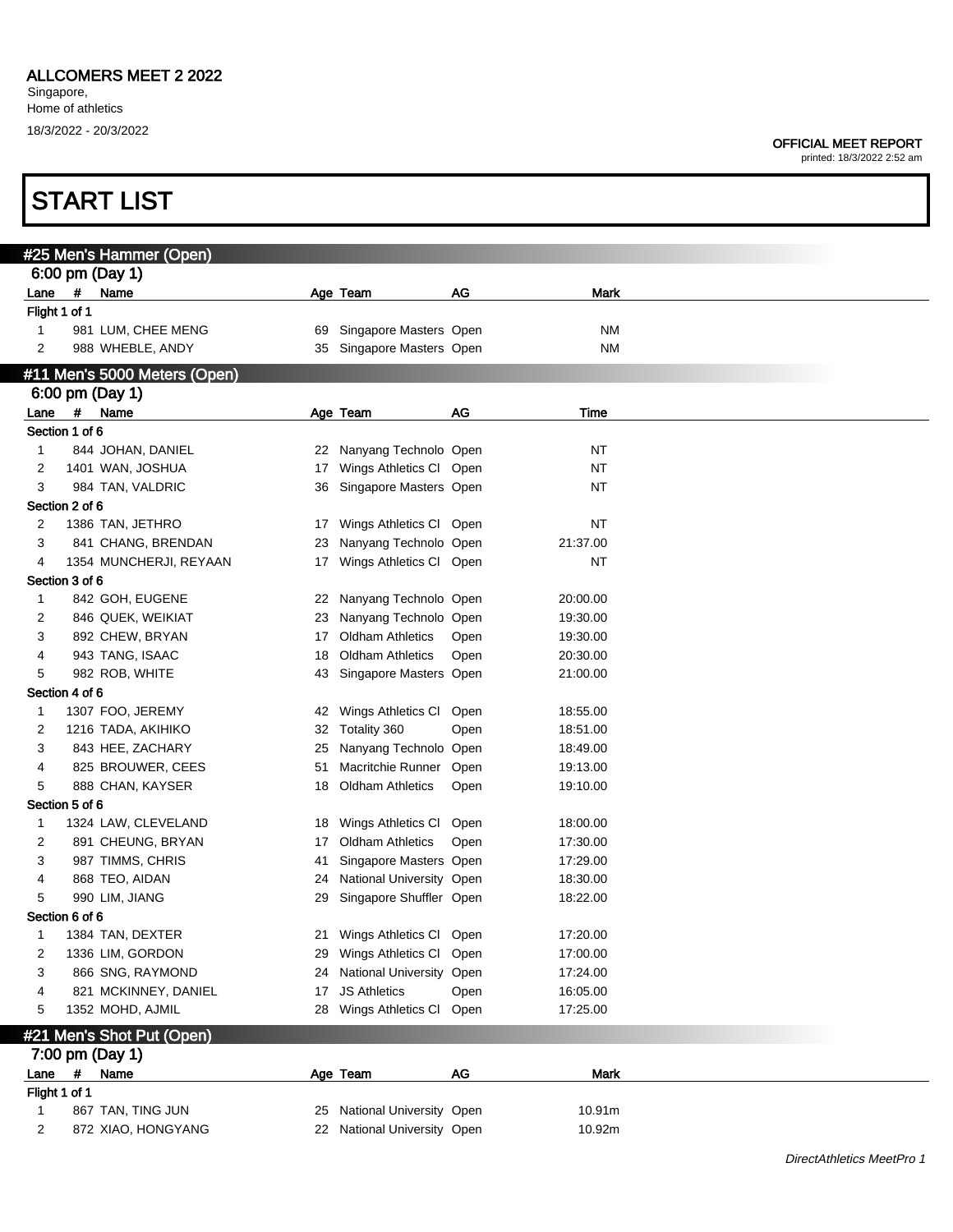# ALLCOMERS MEET 2 2022

Singapore,
Home of athletics
18/3/2022 - 20/3/2022

**OFFICIAL MEET REPORT**
printed: 18/3/2022 2:52 am

# START LIST

## #25 Men's Hammer (Open)

### 6:00 pm (Day 1)

| Lane | # | Name | Age | Team | AG | Mark |
|---|---|---|---|---|---|---|
| **Flight 1 of 1** | | | | | | |
| 1 | 981 | LUM, CHEE MENG | 69 | Singapore Masters | Open | NM |
| 2 | 988 | WHEBLE, ANDY | 35 | Singapore Masters | Open | NM |

## #11 Men's 5000 Meters (Open)

### 6:00 pm (Day 1)

| Lane | # | Name | Age | Team | AG | Time |
|---|---|---|---|---|---|---|
| **Section 1 of 6** | | | | | | |
| 1 | 844 | JOHAN, DANIEL | 22 | Nanyang Technolo | Open | NT |
| 2 | 1401 | WAN, JOSHUA | 17 | Wings Athletics Cl | Open | NT |
| 3 | 984 | TAN, VALDRIC | 36 | Singapore Masters | Open | NT |
| **Section 2 of 6** | | | | | | |
| 2 | 1386 | TAN, JETHRO | 17 | Wings Athletics Cl | Open | NT |
| 3 | 841 | CHANG, BRENDAN | 23 | Nanyang Technolo | Open | 21:37.00 |
| 4 | 1354 | MUNCHERJI, REYAAN | 17 | Wings Athletics Cl | Open | NT |
| **Section 3 of 6** | | | | | | |
| 1 | 842 | GOH, EUGENE | 22 | Nanyang Technolo | Open | 20:00.00 |
| 2 | 846 | QUEK, WEIKIAT | 23 | Nanyang Technolo | Open | 19:30.00 |
| 3 | 892 | CHEW, BRYAN | 17 | Oldham Athletics | Open | 19:30.00 |
| 4 | 943 | TANG, ISAAC | 18 | Oldham Athletics | Open | 20:30.00 |
| 5 | 982 | ROB, WHITE | 43 | Singapore Masters | Open | 21:00.00 |
| **Section 4 of 6** | | | | | | |
| 1 | 1307 | FOO, JEREMY | 42 | Wings Athletics Cl | Open | 18:55.00 |
| 2 | 1216 | TADA, AKIHIKO | 32 | Totality 360 | Open | 18:51.00 |
| 3 | 843 | HEE, ZACHARY | 25 | Nanyang Technolo | Open | 18:49.00 |
| 4 | 825 | BROUWER, CEES | 51 | Macritchie Runner | Open | 19:13.00 |
| 5 | 888 | CHAN, KAYSER | 18 | Oldham Athletics | Open | 19:10.00 |
| **Section 5 of 6** | | | | | | |
| 1 | 1324 | LAW, CLEVELAND | 18 | Wings Athletics Cl | Open | 18:00.00 |
| 2 | 891 | CHEUNG, BRYAN | 17 | Oldham Athletics | Open | 17:30.00 |
| 3 | 987 | TIMMS, CHRIS | 41 | Singapore Masters | Open | 17:29.00 |
| 4 | 868 | TEO, AIDAN | 24 | National University | Open | 18:30.00 |
| 5 | 990 | LIM, JIANG | 29 | Singapore Shuffler | Open | 18:22.00 |
| **Section 6 of 6** | | | | | | |
| 1 | 1384 | TAN, DEXTER | 21 | Wings Athletics Cl | Open | 17:20.00 |
| 2 | 1336 | LIM, GORDON | 29 | Wings Athletics Cl | Open | 17:00.00 |
| 3 | 866 | SNG, RAYMOND | 24 | National University | Open | 17:24.00 |
| 4 | 821 | MCKINNEY, DANIEL | 17 | JS Athletics | Open | 16:05.00 |
| 5 | 1352 | MOHD, AJMIL | 28 | Wings Athletics Cl | Open | 17:25.00 |

## #21 Men's Shot Put (Open)

### 7:00 pm (Day 1)

| Lane | # | Name | Age | Team | AG | Mark |
|---|---|---|---|---|---|---|
| **Flight 1 of 1** | | | | | | |
| 1 | 867 | TAN, TING JUN | 25 | National University | Open | 10.91m |
| 2 | 872 | XIAO, HONGYANG | 22 | National University | Open | 10.92m |

*DirectAthletics MeetPro 1*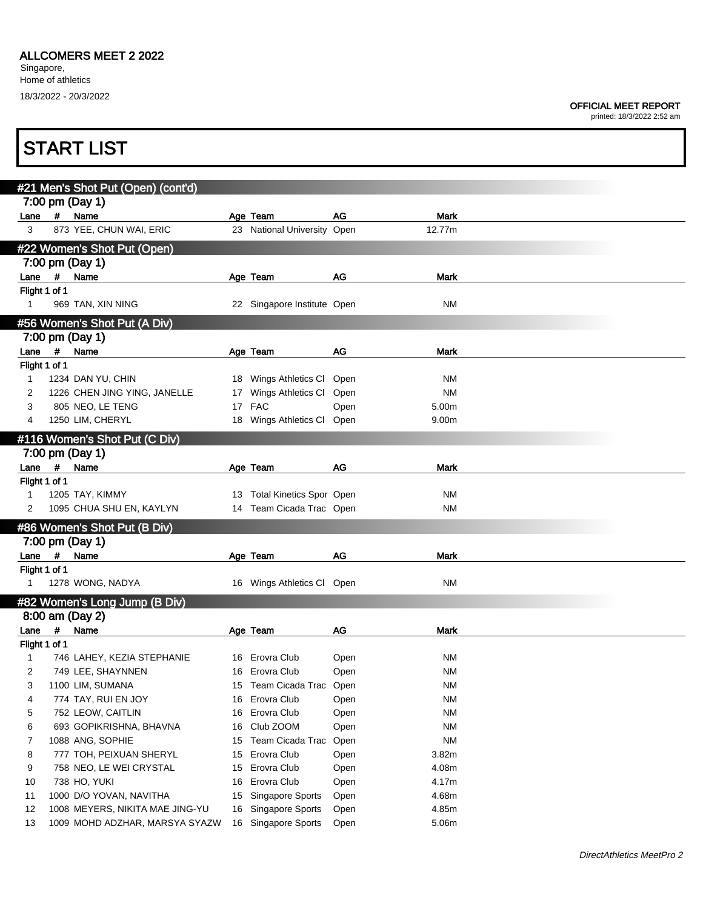# ALLCOMERS MEET 2 2022

Singapore,
Home of athletics
18/3/2022 - 20/3/2022

**OFFICIAL MEET REPORT**
printed: 18/3/2022 2:52 am

## START LIST

### #21 Men's Shot Put (Open) (cont'd)

7:00 pm (Day 1)

| Lane | # | Name | Age | Team | AG | Mark |
|---|---|---|---|---|---|---|
| 3 | 873 | YEE, CHUN WAI, ERIC | 23 | National University | Open | 12.77m |

### #22 Women's Shot Put (Open)

7:00 pm (Day 1)

| Lane | # | Name | Age | Team | AG | Mark |
|---|---|---|---|---|---|---|
| Flight 1 of 1 | | | | | | |
| 1 | 969 | TAN, XIN NING | 22 | Singapore Institute | Open | NM |

### #56 Women's Shot Put (A Div)

7:00 pm (Day 1)

| Lane | # | Name | Age | Team | AG | Mark |
|---|---|---|---|---|---|---|
| Flight 1 of 1 | | | | | | |
| 1 | 1234 | DAN YU, CHIN | 18 | Wings Athletics Cl | Open | NM |
| 2 | 1226 | CHEN JING YING, JANELLE | 17 | Wings Athletics Cl | Open | NM |
| 3 | 805 | NEO, LE TENG | 17 | FAC | Open | 5.00m |
| 4 | 1250 | LIM, CHERYL | 18 | Wings Athletics Cl | Open | 9.00m |

### #116 Women's Shot Put (C Div)

7:00 pm (Day 1)

| Lane | # | Name | Age | Team | AG | Mark |
|---|---|---|---|---|---|---|
| Flight 1 of 1 | | | | | | |
| 1 | 1205 | TAY, KIMMY | 13 | Total Kinetics Spor | Open | NM |
| 2 | 1095 | CHUA SHU EN, KAYLYN | 14 | Team Cicada Trac | Open | NM |

### #86 Women's Shot Put (B Div)

7:00 pm (Day 1)

| Lane | # | Name | Age | Team | AG | Mark |
|---|---|---|---|---|---|---|
| Flight 1 of 1 | | | | | | |
| 1 | 1278 | WONG, NADYA | 16 | Wings Athletics Cl | Open | NM |

### #82 Women's Long Jump (B Div)

8:00 am (Day 2)

| Lane | # | Name | Age | Team | AG | Mark |
|---|---|---|---|---|---|---|
| Flight 1 of 1 | | | | | | |
| 1 | 746 | LAHEY, KEZIA STEPHANIE | 16 | Erovra Club | Open | NM |
| 2 | 749 | LEE, SHAYNNEN | 16 | Erovra Club | Open | NM |
| 3 | 1100 | LIM, SUMANA | 15 | Team Cicada Trac | Open | NM |
| 4 | 774 | TAY, RUI EN JOY | 16 | Erovra Club | Open | NM |
| 5 | 752 | LEOW, CAITLIN | 16 | Erovra Club | Open | NM |
| 6 | 693 | GOPIKRISHNA, BHAVNA | 16 | Club ZOOM | Open | NM |
| 7 | 1088 | ANG, SOPHIE | 15 | Team Cicada Trac | Open | NM |
| 8 | 777 | TOH, PEIXUAN SHERYL | 15 | Erovra Club | Open | 3.82m |
| 9 | 758 | NEO, LE WEI CRYSTAL | 15 | Erovra Club | Open | 4.08m |
| 10 | 738 | HO, YUKI | 16 | Erovra Club | Open | 4.17m |
| 11 | 1000 | D/O YOVAN, NAVITHA | 15 | Singapore Sports | Open | 4.68m |
| 12 | 1008 | MEYERS, NIKITA MAE JING-YU | 16 | Singapore Sports | Open | 4.85m |
| 13 | 1009 | MOHD ADZHAR, MARSYA SYAZW | 16 | Singapore Sports | Open | 5.06m |

*DirectAthletics MeetPro 2*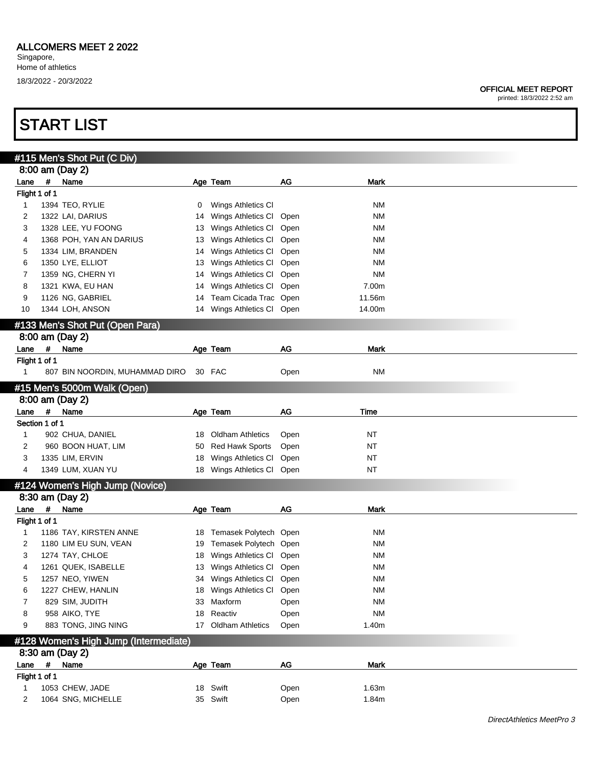ALLCOMERS MEET 2 2022
Singapore,
Home of athletics
18/3/2022 - 20/3/2022

OFFICIAL MEET REPORT
printed: 18/3/2022 2:52 am

# START LIST

## #115 Men's Shot Put (C Div)

8:00 am (Day 2)

| Lane | # | Name | Age | Team | AG | Mark |
|---|---|---|---|---|---|---|
| Flight 1 of 1 | | | | | | |
| 1 | 1394 | TEO, RYLIE | 0 | Wings Athletics Cl | | NM |
| 2 | 1322 | LAI, DARIUS | 14 | Wings Athletics Cl | Open | NM |
| 3 | 1328 | LEE, YU FOONG | 13 | Wings Athletics Cl | Open | NM |
| 4 | 1368 | POH, YAN AN DARIUS | 13 | Wings Athletics Cl | Open | NM |
| 5 | 1334 | LIM, BRANDEN | 14 | Wings Athletics Cl | Open | NM |
| 6 | 1350 | LYE, ELLIOT | 13 | Wings Athletics Cl | Open | NM |
| 7 | 1359 | NG, CHERN YI | 14 | Wings Athletics Cl | Open | NM |
| 8 | 1321 | KWA, EU HAN | 14 | Wings Athletics Cl | Open | 7.00m |
| 9 | 1126 | NG, GABRIEL | 14 | Team Cicada Trac | Open | 11.56m |
| 10 | 1344 | LOH, ANSON | 14 | Wings Athletics Cl | Open | 14.00m |

## #133 Men's Shot Put (Open Para)

8:00 am (Day 2)

| Lane | # | Name | Age | Team | AG | Mark |
|---|---|---|---|---|---|---|
| Flight 1 of 1 | | | | | | |
| 1 | 807 | BIN NOORDIN, MUHAMMAD DIRO | 30 | FAC | Open | NM |

## #15 Men's 5000m Walk (Open)

8:00 am (Day 2)

| Lane | # | Name | Age | Team | AG | Time |
|---|---|---|---|---|---|---|
| Section 1 of 1 | | | | | | |
| 1 | 902 | CHUA, DANIEL | 18 | Oldham Athletics | Open | NT |
| 2 | 960 | BOON HUAT, LIM | 50 | Red Hawk Sports | Open | NT |
| 3 | 1335 | LIM, ERVIN | 18 | Wings Athletics Cl | Open | NT |
| 4 | 1349 | LUM, XUAN YU | 18 | Wings Athletics Cl | Open | NT |

## #124 Women's High Jump (Novice)

8:30 am (Day 2)

| Lane | # | Name | Age | Team | AG | Mark |
|---|---|---|---|---|---|---|
| Flight 1 of 1 | | | | | | |
| 1 | 1186 | TAY, KIRSTEN ANNE | 18 | Temasek Polytech | Open | NM |
| 2 | 1180 | LIM EU SUN, VEAN | 19 | Temasek Polytech | Open | NM |
| 3 | 1274 | TAY, CHLOE | 18 | Wings Athletics Cl | Open | NM |
| 4 | 1261 | QUEK, ISABELLE | 13 | Wings Athletics Cl | Open | NM |
| 5 | 1257 | NEO, YIWEN | 34 | Wings Athletics Cl | Open | NM |
| 6 | 1227 | CHEW, HANLIN | 18 | Wings Athletics Cl | Open | NM |
| 7 | 829 | SIM, JUDITH | 33 | Maxform | Open | NM |
| 8 | 958 | AIKO, TYE | 18 | Reactiv | Open | NM |
| 9 | 883 | TONG, JING NING | 17 | Oldham Athletics | Open | 1.40m |

## #128 Women's High Jump (Intermediate)

8:30 am (Day 2)

| Lane | # | Name | Age | Team | AG | Mark |
|---|---|---|---|---|---|---|
| Flight 1 of 1 | | | | | | |
| 1 | 1053 | CHEW, JADE | 18 | Swift | Open | 1.63m |
| 2 | 1064 | SNG, MICHELLE | 35 | Swift | Open | 1.84m |

*DirectAthletics MeetPro 3*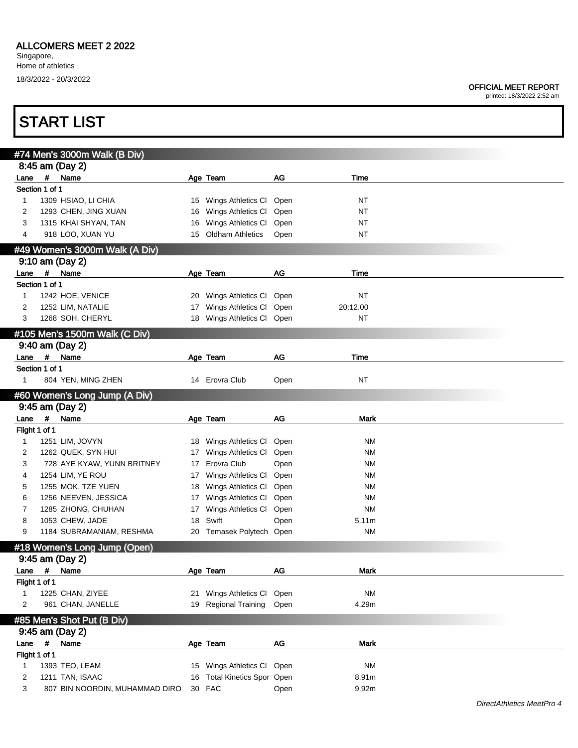# ALLCOMERS MEET 2 2022

Singapore,
Home of athletics
18/3/2022 - 20/3/2022

**OFFICIAL MEET REPORT**
printed: 18/3/2022 2:52 am

# START LIST

## #74 Men's 3000m Walk (B Div)

8:45 am (Day 2)

| Lane | # | Name | Age | Team | AG | Time |
|---|---|---|---|---|---|---|
| Section 1 of 1 | | | | | | |
| 1 | 1309 | HSIAO, LI CHIA | 15 | Wings Athletics Cl | Open | NT |
| 2 | 1293 | CHEN, JING XUAN | 16 | Wings Athletics Cl | Open | NT |
| 3 | 1315 | KHAI SHYAN, TAN | 16 | Wings Athletics Cl | Open | NT |
| 4 | 918 | LOO, XUAN YU | 15 | Oldham Athletics | Open | NT |

## #49 Women's 3000m Walk (A Div)

9:10 am (Day 2)

| Lane | # | Name | Age | Team | AG | Time |
|---|---|---|---|---|---|---|
| Section 1 of 1 | | | | | | |
| 1 | 1242 | HOE, VENICE | 20 | Wings Athletics Cl | Open | NT |
| 2 | 1252 | LIM, NATALIE | 17 | Wings Athletics Cl | Open | 20:12.00 |
| 3 | 1268 | SOH, CHERYL | 18 | Wings Athletics Cl | Open | NT |

## #105 Men's 1500m Walk (C Div)

9:40 am (Day 2)

| Lane | # | Name | Age | Team | AG | Time |
|---|---|---|---|---|---|---|
| Section 1 of 1 | | | | | | |
| 1 | 804 | YEN, MING ZHEN | 14 | Erovra Club | Open | NT |

## #60 Women's Long Jump (A Div)

9:45 am (Day 2)

| Lane | # | Name | Age | Team | AG | Mark |
|---|---|---|---|---|---|---|
| Flight 1 of 1 | | | | | | |
| 1 | 1251 | LIM, JOVYN | 18 | Wings Athletics Cl | Open | NM |
| 2 | 1262 | QUEK, SYN HUI | 17 | Wings Athletics Cl | Open | NM |
| 3 | 728 | AYE KYAW, YUNN BRITNEY | 17 | Erovra Club | Open | NM |
| 4 | 1254 | LIM, YE ROU | 17 | Wings Athletics Cl | Open | NM |
| 5 | 1255 | MOK, TZE YUEN | 18 | Wings Athletics Cl | Open | NM |
| 6 | 1256 | NEEVEN, JESSICA | 17 | Wings Athletics Cl | Open | NM |
| 7 | 1285 | ZHONG, CHUHAN | 17 | Wings Athletics Cl | Open | NM |
| 8 | 1053 | CHEW, JADE | 18 | Swift | Open | 5.11m |
| 9 | 1184 | SUBRAMANIAM, RESHMA | 20 | Temasek Polytech | Open | NM |

## #18 Women's Long Jump (Open)

9:45 am (Day 2)

| Lane | # | Name | Age | Team | AG | Mark |
|---|---|---|---|---|---|---|
| Flight 1 of 1 | | | | | | |
| 1 | 1225 | CHAN, ZIYEE | 21 | Wings Athletics Cl | Open | NM |
| 2 | 961 | CHAN, JANELLE | 19 | Regional Training | Open | 4.29m |

## #85 Men's Shot Put (B Div)

9:45 am (Day 2)

| Lane | # | Name | Age | Team | AG | Mark |
|---|---|---|---|---|---|---|
| Flight 1 of 1 | | | | | | |
| 1 | 1393 | TEO, LEAM | 15 | Wings Athletics Cl | Open | NM |
| 2 | 1211 | TAN, ISAAC | 16 | Total Kinetics Spor | Open | 8.91m |
| 3 | 807 | BIN NOORDIN, MUHAMMAD DIRO | 30 | FAC | Open | 9.92m |

*DirectAthletics MeetPro 4*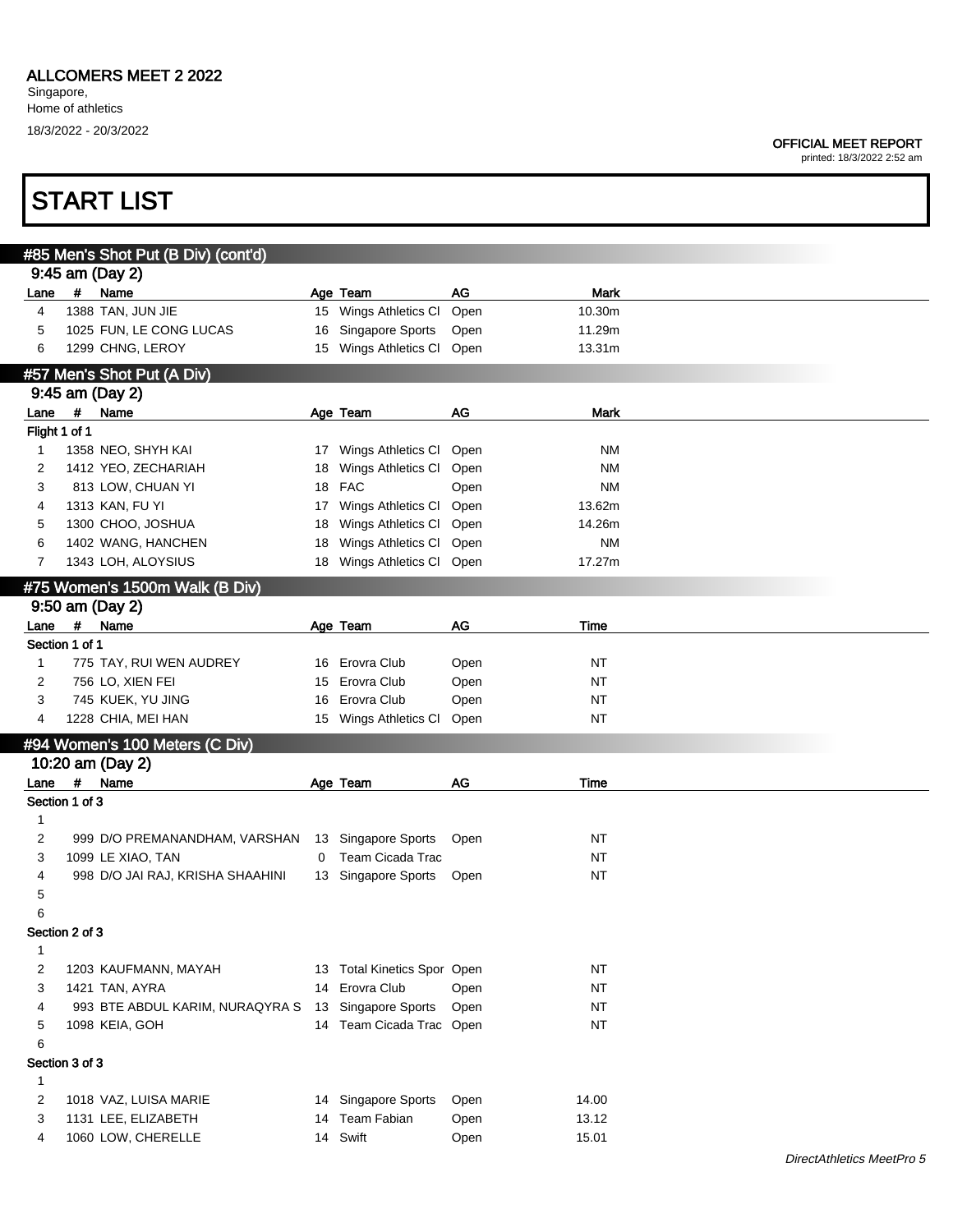## ALLCOMERS MEET 2 2022

Singapore,
Home of athletics
18/3/2022 - 20/3/2022

**OFFICIAL MEET REPORT**
printed: 18/3/2022 2:52 am

# START LIST

### #85 Men's Shot Put (B Div) (cont'd)

9:45 am (Day 2)

| Lane | # | Name | Age | Team | AG | Mark |
|---|---|---|---|---|---|---|
| 4 | 1388 | TAN, JUN JIE | 15 | Wings Athletics Cl | Open | 10.30m |
| 5 | 1025 | FUN, LE CONG LUCAS | 16 | Singapore Sports | Open | 11.29m |
| 6 | 1299 | CHNG, LEROY | 15 | Wings Athletics Cl | Open | 13.31m |

### #57 Men's Shot Put (A Div)

9:45 am (Day 2)

| Lane | # | Name | Age | Team | AG | Mark |
|---|---|---|---|---|---|---|
| Flight 1 of 1 | | | | | | |
| 1 | 1358 | NEO, SHYH KAI | 17 | Wings Athletics Cl | Open | NM |
| 2 | 1412 | YEO, ZECHARIAH | 18 | Wings Athletics Cl | Open | NM |
| 3 | 813 | LOW, CHUAN YI | 18 | FAC | Open | NM |
| 4 | 1313 | KAN, FU YI | 17 | Wings Athletics Cl | Open | 13.62m |
| 5 | 1300 | CHOO, JOSHUA | 18 | Wings Athletics Cl | Open | 14.26m |
| 6 | 1402 | WANG, HANCHEN | 18 | Wings Athletics Cl | Open | NM |
| 7 | 1343 | LOH, ALOYSIUS | 18 | Wings Athletics Cl | Open | 17.27m |

### #75 Women's 1500m Walk (B Div)

9:50 am (Day 2)

| Lane | # | Name | Age | Team | AG | Time |
|---|---|---|---|---|---|---|
| Section 1 of 1 | | | | | | |
| 1 | 775 | TAY, RUI WEN AUDREY | 16 | Erovra Club | Open | NT |
| 2 | 756 | LO, XIEN FEI | 15 | Erovra Club | Open | NT |
| 3 | 745 | KUEK, YU JING | 16 | Erovra Club | Open | NT |
| 4 | 1228 | CHIA, MEI HAN | 15 | Wings Athletics Cl | Open | NT |

### #94 Women's 100 Meters (C Div)

10:20 am (Day 2)

| Lane | # | Name | Age | Team | AG | Time |
|---|---|---|---|---|---|---|
| Section 1 of 3 | | | | | | |
| 1 | | | | | | |
| 2 | 999 | D/O PREMANANDHAM, VARSHAN | 13 | Singapore Sports | Open | NT |
| 3 | 1099 | LE XIAO, TAN | 0 | Team Cicada Trac | | NT |
| 4 | 998 | D/O JAI RAJ, KRISHA SHAAHINI | 13 | Singapore Sports | Open | NT |
| 5 | | | | | | |
| 6 | | | | | | |
| Section 2 of 3 | | | | | | |
| 1 | | | | | | |
| 2 | 1203 | KAUFMANN, MAYAH | 13 | Total Kinetics Spor | Open | NT |
| 3 | 1421 | TAN, AYRA | 14 | Erovra Club | Open | NT |
| 4 | 993 | BTE ABDUL KARIM, NURAQYRA S | 13 | Singapore Sports | Open | NT |
| 5 | 1098 | KEIA, GOH | 14 | Team Cicada Trac | Open | NT |
| 6 | | | | | | |
| Section 3 of 3 | | | | | | |
| 1 | | | | | | |
| 2 | 1018 | VAZ, LUISA MARIE | 14 | Singapore Sports | Open | 14.00 |
| 3 | 1131 | LEE, ELIZABETH | 14 | Team Fabian | Open | 13.12 |
| 4 | 1060 | LOW, CHERELLE | 14 | Swift | Open | 15.01 |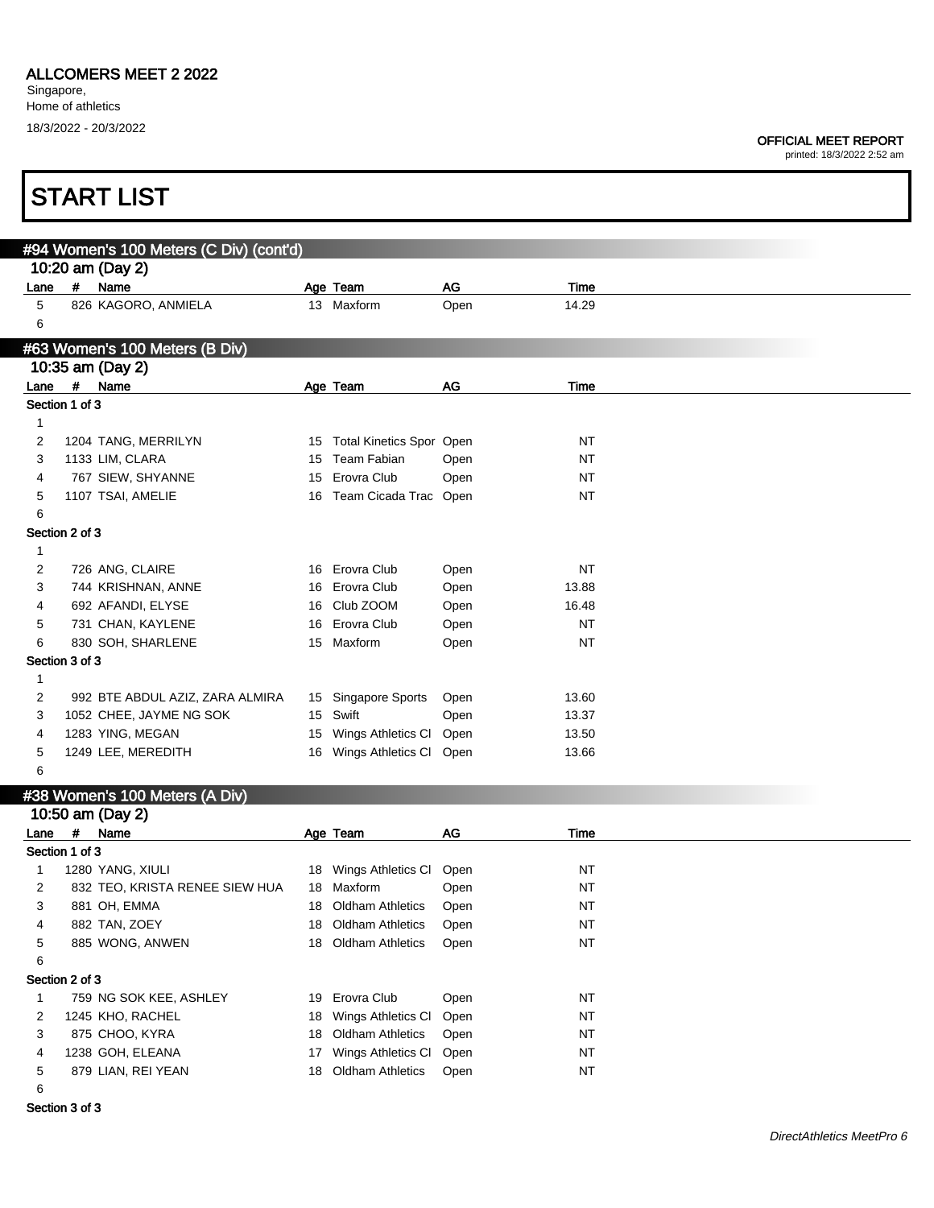## ALLCOMERS MEET 2 2022

Singapore,
Home of athletics
18/3/2022 - 20/3/2022

OFFICIAL MEET REPORT
printed: 18/3/2022 2:52 am

# START LIST

### #94 Women's 100 Meters (C Div) (cont'd)

10:20 am (Day 2)

| Lane | # | Name | Age | Team | AG | Time |
|---|---|---|---|---|---|---|
| 5 | 826 | KAGORO, ANMIELA | 13 | Maxform | Open | 14.29 |
| 6 | | | | | | |

### #63 Women's 100 Meters (B Div)

10:35 am (Day 2)

| Lane | # | Name | Age | Team | AG | Time |
|---|---|---|---|---|---|---|
| **Section 1 of 3** | | | | | | |
| 1 | | | | | | |
| 2 | 1204 | TANG, MERRILYN | 15 | Total Kinetics Spor | Open | NT |
| 3 | 1133 | LIM, CLARA | 15 | Team Fabian | Open | NT |
| 4 | 767 | SIEW, SHYANNE | 15 | Erovra Club | Open | NT |
| 5 | 1107 | TSAI, AMELIE | 16 | Team Cicada Trac | Open | NT |
| 6 | | | | | | |
| **Section 2 of 3** | | | | | | |
| 1 | | | | | | |
| 2 | 726 | ANG, CLAIRE | 16 | Erovra Club | Open | NT |
| 3 | 744 | KRISHNAN, ANNE | 16 | Erovra Club | Open | 13.88 |
| 4 | 692 | AFANDI, ELYSE | 16 | Club ZOOM | Open | 16.48 |
| 5 | 731 | CHAN, KAYLENE | 16 | Erovra Club | Open | NT |
| 6 | 830 | SOH, SHARLENE | 15 | Maxform | Open | NT |
| **Section 3 of 3** | | | | | | |
| 1 | | | | | | |
| 2 | 992 | BTE ABDUL AZIZ, ZARA ALMIRA | 15 | Singapore Sports | Open | 13.60 |
| 3 | 1052 | CHEE, JAYME NG SOK | 15 | Swift | Open | 13.37 |
| 4 | 1283 | YING, MEGAN | 15 | Wings Athletics Cl | Open | 13.50 |
| 5 | 1249 | LEE, MEREDITH | 16 | Wings Athletics Cl | Open | 13.66 |
| 6 | | | | | | |

### #38 Women's 100 Meters (A Div)

10:50 am (Day 2)

| Lane | # | Name | Age | Team | AG | Time |
|---|---|---|---|---|---|---|
| **Section 1 of 3** | | | | | | |
| 1 | 1280 | YANG, XIULI | 18 | Wings Athletics Cl | Open | NT |
| 2 | 832 | TEO, KRISTA RENEE SIEW HUA | 18 | Maxform | Open | NT |
| 3 | 881 | OH, EMMA | 18 | Oldham Athletics | Open | NT |
| 4 | 882 | TAN, ZOEY | 18 | Oldham Athletics | Open | NT |
| 5 | 885 | WONG, ANWEN | 18 | Oldham Athletics | Open | NT |
| 6 | | | | | | |
| **Section 2 of 3** | | | | | | |
| 1 | 759 | NG SOK KEE, ASHLEY | 19 | Erovra Club | Open | NT |
| 2 | 1245 | KHO, RACHEL | 18 | Wings Athletics Cl | Open | NT |
| 3 | 875 | CHOO, KYRA | 18 | Oldham Athletics | Open | NT |
| 4 | 1238 | GOH, ELEANA | 17 | Wings Athletics Cl | Open | NT |
| 5 | 879 | LIAN, REI YEAN | 18 | Oldham Athletics | Open | NT |
| 6 | | | | | | |
| **Section 3 of 3** | | | | | | |

*DirectAthletics MeetPro 6*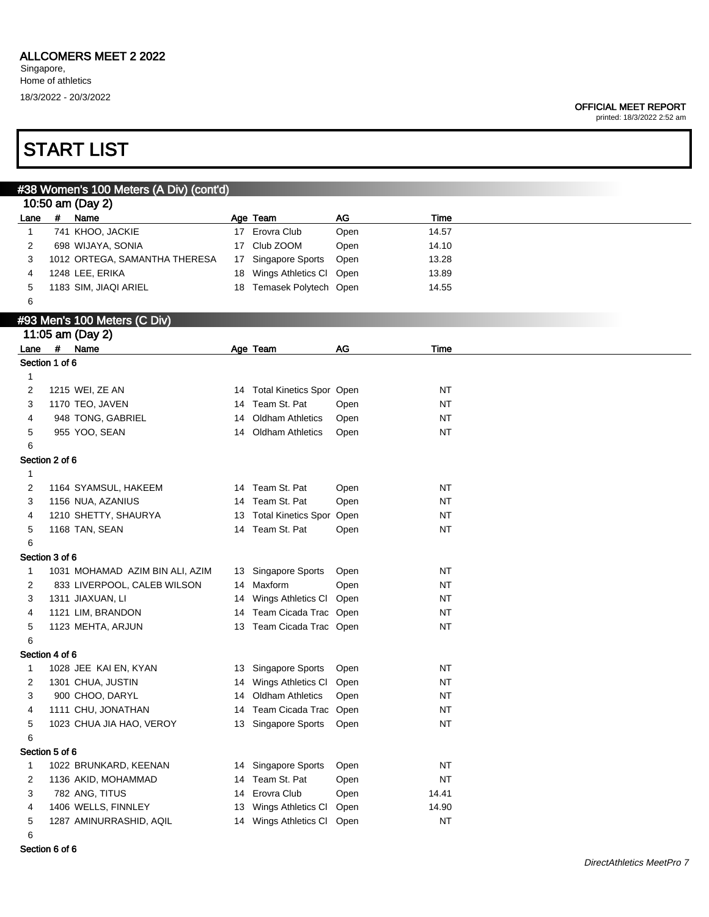ALLCOMERS MEET 2 2022
Singapore,
Home of athletics
18/3/2022 - 20/3/2022

OFFICIAL MEET REPORT
printed: 18/3/2022 2:52 am

# START LIST

## #38 Women's 100 Meters (A Div) (cont'd)

10:50 am (Day 2)

| Lane | # | Name | Age | Team | AG | Time |
|---|---|---|---|---|---|---|
| 1 | 741 | KHOO, JACKIE | 17 | Erovra Club | Open | 14.57 |
| 2 | 698 | WIJAYA, SONIA | 17 | Club ZOOM | Open | 14.10 |
| 3 | 1012 | ORTEGA, SAMANTHA THERESA | 17 | Singapore Sports | Open | 13.28 |
| 4 | 1248 | LEE, ERIKA | 18 | Wings Athletics Cl | Open | 13.89 |
| 5 | 1183 | SIM, JIAQI ARIEL | 18 | Temasek Polytech | Open | 14.55 |
| 6 | | | | | | |

## #93 Men's 100 Meters (C Div)

11:05 am (Day 2)

| Lane | # | Name | Age | Team | AG | Time |
|---|---|---|---|---|---|---|
| **Section 1 of 6** | | | | | | |
| 1 | | | | | | |
| 2 | 1215 | WEI, ZE AN | 14 | Total Kinetics Spor | Open | NT |
| 3 | 1170 | TEO, JAVEN | 14 | Team St. Pat | Open | NT |
| 4 | 948 | TONG, GABRIEL | 14 | Oldham Athletics | Open | NT |
| 5 | 955 | YOO, SEAN | 14 | Oldham Athletics | Open | NT |
| 6 | | | | | | |
| **Section 2 of 6** | | | | | | |
| 1 | | | | | | |
| 2 | 1164 | SYAMSUL, HAKEEM | 14 | Team St. Pat | Open | NT |
| 3 | 1156 | NUA, AZANIUS | 14 | Team St. Pat | Open | NT |
| 4 | 1210 | SHETTY, SHAURYA | 13 | Total Kinetics Spor | Open | NT |
| 5 | 1168 | TAN, SEAN | 14 | Team St. Pat | Open | NT |
| 6 | | | | | | |
| **Section 3 of 6** | | | | | | |
| 1 | 1031 | MOHAMAD AZIM BIN ALI, AZIM | 13 | Singapore Sports | Open | NT |
| 2 | 833 | LIVERPOOL, CALEB WILSON | 14 | Maxform | Open | NT |
| 3 | 1311 | JIAXUAN, LI | 14 | Wings Athletics Cl | Open | NT |
| 4 | 1121 | LIM, BRANDON | 14 | Team Cicada Trac | Open | NT |
| 5 | 1123 | MEHTA, ARJUN | 13 | Team Cicada Trac | Open | NT |
| 6 | | | | | | |
| **Section 4 of 6** | | | | | | |
| 1 | 1028 | JEE KAI EN, KYAN | 13 | Singapore Sports | Open | NT |
| 2 | 1301 | CHUA, JUSTIN | 14 | Wings Athletics Cl | Open | NT |
| 3 | 900 | CHOO, DARYL | 14 | Oldham Athletics | Open | NT |
| 4 | 1111 | CHU, JONATHAN | 14 | Team Cicada Trac | Open | NT |
| 5 | 1023 | CHUA JIA HAO, VEROY | 13 | Singapore Sports | Open | NT |
| 6 | | | | | | |
| **Section 5 of 6** | | | | | | |
| 1 | 1022 | BRUNKARD, KEENAN | 14 | Singapore Sports | Open | NT |
| 2 | 1136 | AKID, MOHAMMAD | 14 | Team St. Pat | Open | NT |
| 3 | 782 | ANG, TITUS | 14 | Erovra Club | Open | 14.41 |
| 4 | 1406 | WELLS, FINNLEY | 13 | Wings Athletics Cl | Open | 14.90 |
| 5 | 1287 | AMINURRASHID, AQIL | 14 | Wings Athletics Cl | Open | NT |
| 6 | | | | | | |
| **Section 6 of 6** | | | | | | |

DirectAthletics MeetPro 7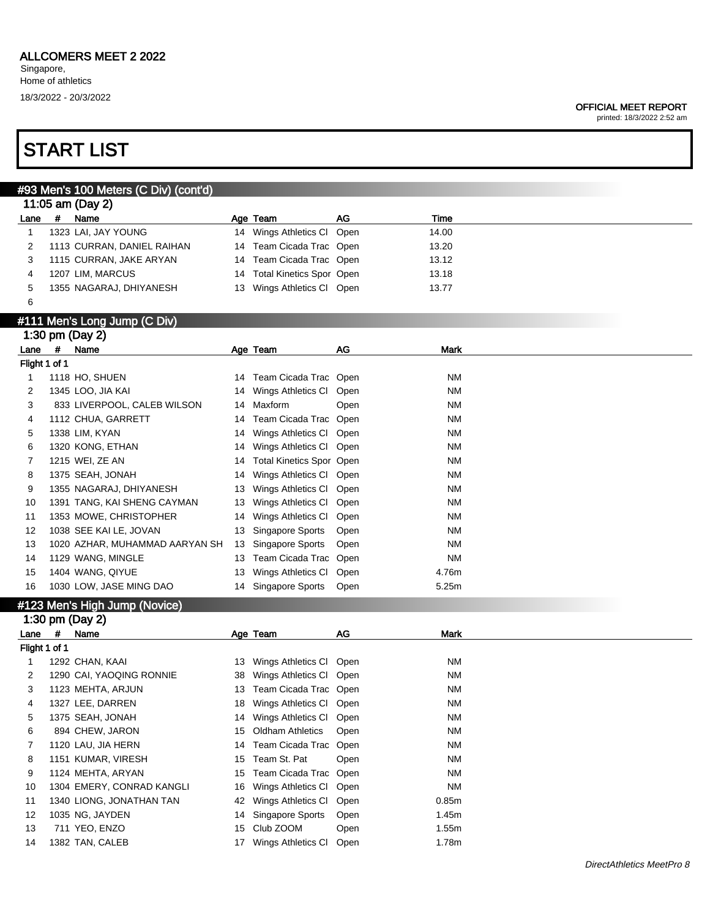ALLCOMERS MEET 2 2022

Singapore,
Home of athletics
18/3/2022 - 20/3/2022

OFFICIAL MEET REPORT
printed: 18/3/2022 2:52 am

# START LIST

## #93 Men's 100 Meters (C Div) (cont'd)

11:05 am (Day 2)

| Lane | # | Name | Age | Team | AG | Time |
|---|---|---|---|---|---|---|
| 1 | 1323 | LAI, JAY YOUNG | 14 | Wings Athletics Cl | Open | 14.00 |
| 2 | 1113 | CURRAN, DANIEL RAIHAN | 14 | Team Cicada Trac | Open | 13.20 |
| 3 | 1115 | CURRAN, JAKE ARYAN | 14 | Team Cicada Trac | Open | 13.12 |
| 4 | 1207 | LIM, MARCUS | 14 | Total Kinetics Spor | Open | 13.18 |
| 5 | 1355 | NAGARAJ, DHIYANESH | 13 | Wings Athletics Cl | Open | 13.77 |
| 6 | | | | | | |

## #111 Men's Long Jump (C Div)

1:30 pm (Day 2)

| Lane | # | Name | Age | Team | AG | Mark |
|---|---|---|---|---|---|---|
| Flight 1 of 1 | | | | | | |
| 1 | 1118 | HO, SHUEN | 14 | Team Cicada Trac | Open | NM |
| 2 | 1345 | LOO, JIA KAI | 14 | Wings Athletics Cl | Open | NM |
| 3 | 833 | LIVERPOOL, CALEB WILSON | 14 | Maxform | Open | NM |
| 4 | 1112 | CHUA, GARRETT | 14 | Team Cicada Trac | Open | NM |
| 5 | 1338 | LIM, KYAN | 14 | Wings Athletics Cl | Open | NM |
| 6 | 1320 | KONG, ETHAN | 14 | Wings Athletics Cl | Open | NM |
| 7 | 1215 | WEI, ZE AN | 14 | Total Kinetics Spor | Open | NM |
| 8 | 1375 | SEAH, JONAH | 14 | Wings Athletics Cl | Open | NM |
| 9 | 1355 | NAGARAJ, DHIYANESH | 13 | Wings Athletics Cl | Open | NM |
| 10 | 1391 | TANG, KAI SHENG CAYMAN | 13 | Wings Athletics Cl | Open | NM |
| 11 | 1353 | MOWE, CHRISTOPHER | 14 | Wings Athletics Cl | Open | NM |
| 12 | 1038 | SEE KAI LE, JOVAN | 13 | Singapore Sports | Open | NM |
| 13 | 1020 | AZHAR, MUHAMMAD AARYAN SH | 13 | Singapore Sports | Open | NM |
| 14 | 1129 | WANG, MINGLE | 13 | Team Cicada Trac | Open | NM |
| 15 | 1404 | WANG, QIYUE | 13 | Wings Athletics Cl | Open | 4.76m |
| 16 | 1030 | LOW, JASE MING DAO | 14 | Singapore Sports | Open | 5.25m |

## #123 Men's High Jump (Novice)

1:30 pm (Day 2)

| Lane | # | Name | Age | Team | AG | Mark |
|---|---|---|---|---|---|---|
| Flight 1 of 1 | | | | | | |
| 1 | 1292 | CHAN, KAAI | 13 | Wings Athletics Cl | Open | NM |
| 2 | 1290 | CAI, YAOQING RONNIE | 38 | Wings Athletics Cl | Open | NM |
| 3 | 1123 | MEHTA, ARJUN | 13 | Team Cicada Trac | Open | NM |
| 4 | 1327 | LEE, DARREN | 18 | Wings Athletics Cl | Open | NM |
| 5 | 1375 | SEAH, JONAH | 14 | Wings Athletics Cl | Open | NM |
| 6 | 894 | CHEW, JARON | 15 | Oldham Athletics | Open | NM |
| 7 | 1120 | LAU, JIA HERN | 14 | Team Cicada Trac | Open | NM |
| 8 | 1151 | KUMAR, VIRESH | 15 | Team St. Pat | Open | NM |
| 9 | 1124 | MEHTA, ARYAN | 15 | Team Cicada Trac | Open | NM |
| 10 | 1304 | EMERY, CONRAD KANGLI | 16 | Wings Athletics Cl | Open | NM |
| 11 | 1340 | LIONG, JONATHAN TAN | 42 | Wings Athletics Cl | Open | 0.85m |
| 12 | 1035 | NG, JAYDEN | 14 | Singapore Sports | Open | 1.45m |
| 13 | 711 | YEO, ENZO | 15 | Club ZOOM | Open | 1.55m |
| 14 | 1382 | TAN, CALEB | 17 | Wings Athletics Cl | Open | 1.78m |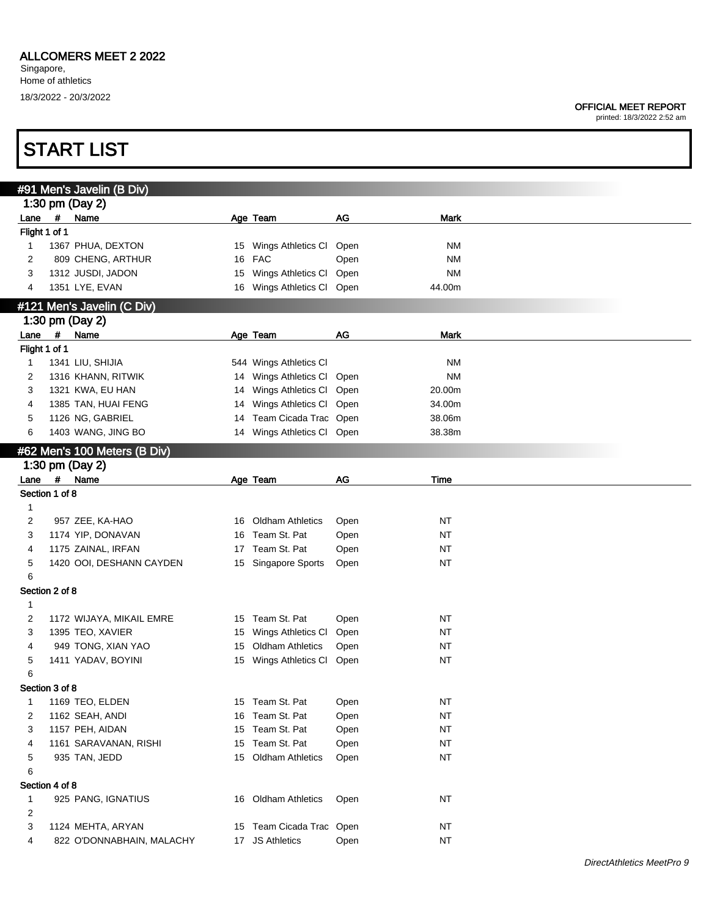ALLCOMERS MEET 2 2022
Singapore,
Home of athletics
18/3/2022 - 20/3/2022

OFFICIAL MEET REPORT
printed: 18/3/2022 2:52 am

# START LIST

## #91 Men's Javelin (B Div)

1:30 pm (Day 2)

| Lane | # | Name | Age | Team | AG | Mark |
|---|---|---|---|---|---|---|
| **Flight 1 of 1** | | | | | | |
| 1 | 1367 | PHUA, DEXTON | 15 | Wings Athletics Cl | Open | NM |
| 2 | 809 | CHENG, ARTHUR | 16 | FAC | Open | NM |
| 3 | 1312 | JUSDI, JADON | 15 | Wings Athletics Cl | Open | NM |
| 4 | 1351 | LYE, EVAN | 16 | Wings Athletics Cl | Open | 44.00m |

## #121 Men's Javelin (C Div)

1:30 pm (Day 2)

| Lane | # | Name | Age | Team | AG | Mark |
|---|---|---|---|---|---|---|
| **Flight 1 of 1** | | | | | | |
| 1 | 1341 | LIU, SHIJIA | 544 | Wings Athletics Cl | | NM |
| 2 | 1316 | KHANN, RITWIK | 14 | Wings Athletics Cl | Open | NM |
| 3 | 1321 | KWA, EU HAN | 14 | Wings Athletics Cl | Open | 20.00m |
| 4 | 1385 | TAN, HUAI FENG | 14 | Wings Athletics Cl | Open | 34.00m |
| 5 | 1126 | NG, GABRIEL | 14 | Team Cicada Trac | Open | 38.06m |
| 6 | 1403 | WANG, JING BO | 14 | Wings Athletics Cl | Open | 38.38m |

## #62 Men's 100 Meters (B Div)

1:30 pm (Day 2)

| Lane | # | Name | Age | Team | AG | Time |
|---|---|---|---|---|---|---|
| **Section 1 of 8** | | | | | | |
| 1 | | | | | | |
| 2 | 957 | ZEE, KA-HAO | 16 | Oldham Athletics | Open | NT |
| 3 | 1174 | YIP, DONAVAN | 16 | Team St. Pat | Open | NT |
| 4 | 1175 | ZAINAL, IRFAN | 17 | Team St. Pat | Open | NT |
| 5 | 1420 | OOI, DESHANN CAYDEN | 15 | Singapore Sports | Open | NT |
| 6 | | | | | | |
| **Section 2 of 8** | | | | | | |
| 1 | | | | | | |
| 2 | 1172 | WIJAYA, MIKAIL EMRE | 15 | Team St. Pat | Open | NT |
| 3 | 1395 | TEO, XAVIER | 15 | Wings Athletics Cl | Open | NT |
| 4 | 949 | TONG, XIAN YAO | 15 | Oldham Athletics | Open | NT |
| 5 | 1411 | YADAV, BOYINI | 15 | Wings Athletics Cl | Open | NT |
| 6 | | | | | | |
| **Section 3 of 8** | | | | | | |
| 1 | 1169 | TEO, ELDEN | 15 | Team St. Pat | Open | NT |
| 2 | 1162 | SEAH, ANDI | 16 | Team St. Pat | Open | NT |
| 3 | 1157 | PEH, AIDAN | 15 | Team St. Pat | Open | NT |
| 4 | 1161 | SARAVANAN, RISHI | 15 | Team St. Pat | Open | NT |
| 5 | 935 | TAN, JEDD | 15 | Oldham Athletics | Open | NT |
| 6 | | | | | | |
| **Section 4 of 8** | | | | | | |
| 1 | 925 | PANG, IGNATIUS | 16 | Oldham Athletics | Open | NT |
| 2 | | | | | | |
| 3 | 1124 | MEHTA, ARYAN | 15 | Team Cicada Trac | Open | NT |
| 4 | 822 | O'DONNABHAIN, MALACHY | 17 | JS Athletics | Open | NT |

*DirectAthletics MeetPro 9*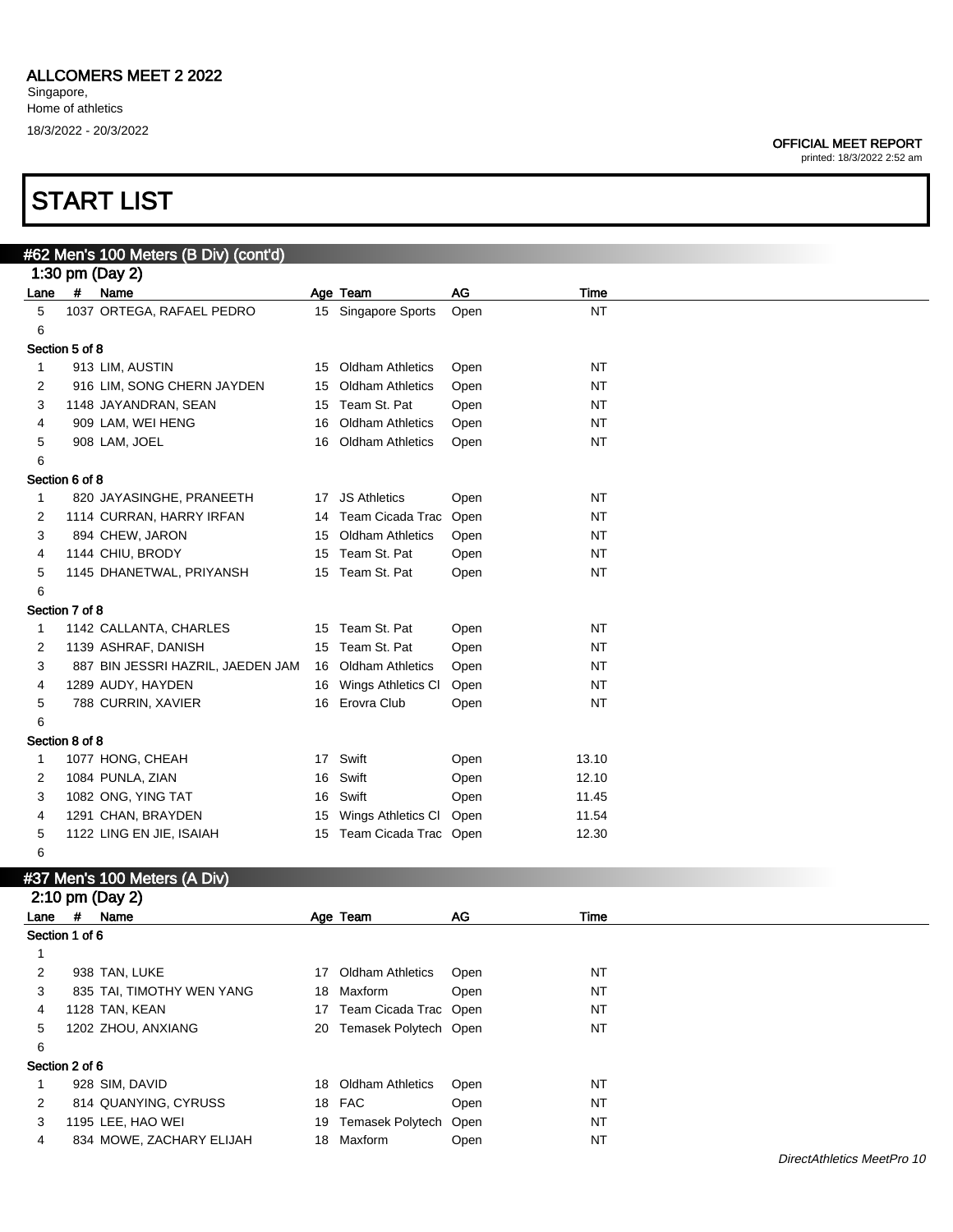## ALLCOMERS MEET 2 2022

Singapore,
Home of athletics
18/3/2022 - 20/3/2022

**OFFICIAL MEET REPORT**
printed: 18/3/2022 2:52 am

# START LIST

### #62 Men's 100 Meters (B Div) (cont'd)

1:30 pm (Day 2)

| Lane | # | Name | Age | Team | AG | Time |
|---|---|---|---|---|---|---|
| 5 | 1037 | ORTEGA, RAFAEL PEDRO | 15 | Singapore Sports | Open | NT |
| 6 | | | | | | |
| **Section 5 of 8** | | | | | | |
| 1 | 913 | LIM, AUSTIN | 15 | Oldham Athletics | Open | NT |
| 2 | 916 | LIM, SONG CHERN JAYDEN | 15 | Oldham Athletics | Open | NT |
| 3 | 1148 | JAYANDRAN, SEAN | 15 | Team St. Pat | Open | NT |
| 4 | 909 | LAM, WEI HENG | 16 | Oldham Athletics | Open | NT |
| 5 | 908 | LAM, JOEL | 16 | Oldham Athletics | Open | NT |
| 6 | | | | | | |
| **Section 6 of 8** | | | | | | |
| 1 | 820 | JAYASINGHE, PRANEETH | 17 | JS Athletics | Open | NT |
| 2 | 1114 | CURRAN, HARRY IRFAN | 14 | Team Cicada Trac | Open | NT |
| 3 | 894 | CHEW, JARON | 15 | Oldham Athletics | Open | NT |
| 4 | 1144 | CHIU, BRODY | 15 | Team St. Pat | Open | NT |
| 5 | 1145 | DHANETWAL, PRIYANSH | 15 | Team St. Pat | Open | NT |
| 6 | | | | | | |
| **Section 7 of 8** | | | | | | |
| 1 | 1142 | CALLANTA, CHARLES | 15 | Team St. Pat | Open | NT |
| 2 | 1139 | ASHRAF, DANISH | 15 | Team St. Pat | Open | NT |
| 3 | 887 | BIN JESSRI HAZRIL, JAEDEN JAM | 16 | Oldham Athletics | Open | NT |
| 4 | 1289 | AUDY, HAYDEN | 16 | Wings Athletics Cl | Open | NT |
| 5 | 788 | CURRIN, XAVIER | 16 | Erovra Club | Open | NT |
| 6 | | | | | | |
| **Section 8 of 8** | | | | | | |
| 1 | 1077 | HONG, CHEAH | 17 | Swift | Open | 13.10 |
| 2 | 1084 | PUNLA, ZIAN | 16 | Swift | Open | 12.10 |
| 3 | 1082 | ONG, YING TAT | 16 | Swift | Open | 11.45 |
| 4 | 1291 | CHAN, BRAYDEN | 15 | Wings Athletics Cl | Open | 11.54 |
| 5 | 1122 | LING EN JIE, ISAIAH | 15 | Team Cicada Trac | Open | 12.30 |
| 6 | | | | | | |

### #37 Men's 100 Meters (A Div)

2:10 pm (Day 2)

| Lane | # | Name | Age | Team | AG | Time |
|---|---|---|---|---|---|---|
| **Section 1 of 6** | | | | | | |
| 1 | | | | | | |
| 2 | 938 | TAN, LUKE | 17 | Oldham Athletics | Open | NT |
| 3 | 835 | TAI, TIMOTHY WEN YANG | 18 | Maxform | Open | NT |
| 4 | 1128 | TAN, KEAN | 17 | Team Cicada Trac | Open | NT |
| 5 | 1202 | ZHOU, ANXIANG | 20 | Temasek Polytech | Open | NT |
| 6 | | | | | | |
| **Section 2 of 6** | | | | | | |
| 1 | 928 | SIM, DAVID | 18 | Oldham Athletics | Open | NT |
| 2 | 814 | QUANYING, CYRUSS | 18 | FAC | Open | NT |
| 3 | 1195 | LEE, HAO WEI | 19 | Temasek Polytech | Open | NT |
| 4 | 834 | MOWE, ZACHARY ELIJAH | 18 | Maxform | Open | NT |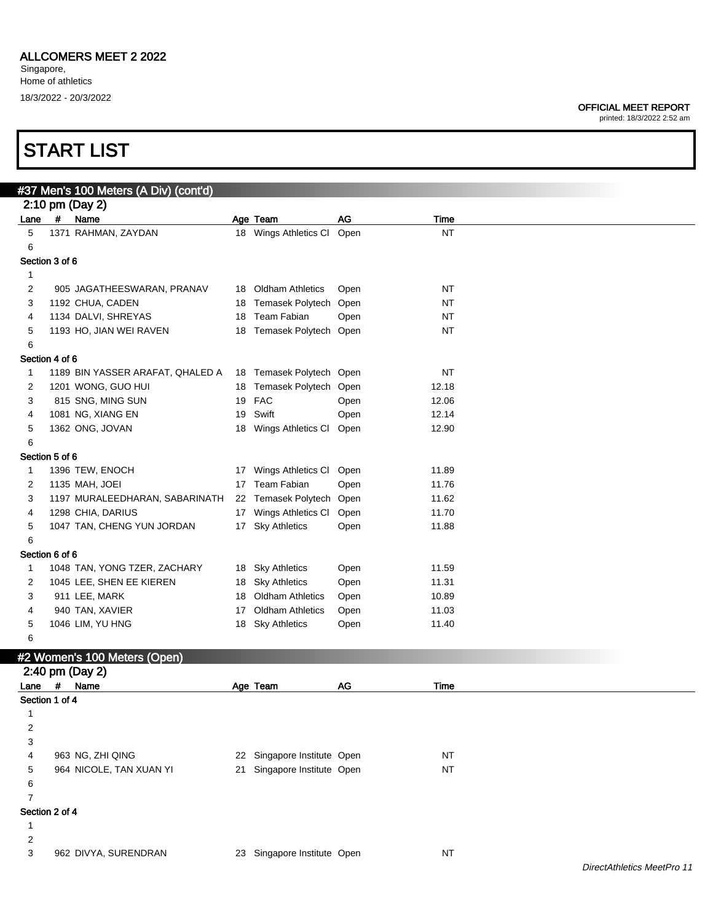# ALLCOMERS MEET 2 2022

Singapore,
Home of athletics
18/3/2022 - 20/3/2022

**OFFICIAL MEET REPORT**
printed: 18/3/2022 2:52 am

# START LIST

## #37 Men's 100 Meters (A Div) (cont'd)

### 2:10 pm (Day 2)

| Lane | # | Name | Age | Team | AG | Time |
|---|---|---|---|---|---|---|
| 5 | 1371 | RAHMAN, ZAYDAN | 18 | Wings Athletics Cl | Open | NT |
| 6 | | | | | | |
| **Section 3 of 6** | | | | | | |
| 1 | | | | | | |
| 2 | 905 | JAGATHEESWARAN, PRANAV | 18 | Oldham Athletics | Open | NT |
| 3 | 1192 | CHUA, CADEN | 18 | Temasek Polytech | Open | NT |
| 4 | 1134 | DALVI, SHREYAS | 18 | Team Fabian | Open | NT |
| 5 | 1193 | HO, JIAN WEI RAVEN | 18 | Temasek Polytech | Open | NT |
| 6 | | | | | | |
| **Section 4 of 6** | | | | | | |
| 1 | 1189 | BIN YASSER ARAFAT, QHALED A | 18 | Temasek Polytech | Open | NT |
| 2 | 1201 | WONG, GUO HUI | 18 | Temasek Polytech | Open | 12.18 |
| 3 | 815 | SNG, MING SUN | 19 | FAC | Open | 12.06 |
| 4 | 1081 | NG, XIANG EN | 19 | Swift | Open | 12.14 |
| 5 | 1362 | ONG, JOVAN | 18 | Wings Athletics Cl | Open | 12.90 |
| 6 | | | | | | |
| **Section 5 of 6** | | | | | | |
| 1 | 1396 | TEW, ENOCH | 17 | Wings Athletics Cl | Open | 11.89 |
| 2 | 1135 | MAH, JOEI | 17 | Team Fabian | Open | 11.76 |
| 3 | 1197 | MURALEEDHARAN, SABARINATH | 22 | Temasek Polytech | Open | 11.62 |
| 4 | 1298 | CHIA, DARIUS | 17 | Wings Athletics Cl | Open | 11.70 |
| 5 | 1047 | TAN, CHENG YUN JORDAN | 17 | Sky Athletics | Open | 11.88 |
| 6 | | | | | | |
| **Section 6 of 6** | | | | | | |
| 1 | 1048 | TAN, YONG TZER, ZACHARY | 18 | Sky Athletics | Open | 11.59 |
| 2 | 1045 | LEE, SHEN EE KIEREN | 18 | Sky Athletics | Open | 11.31 |
| 3 | 911 | LEE, MARK | 18 | Oldham Athletics | Open | 10.89 |
| 4 | 940 | TAN, XAVIER | 17 | Oldham Athletics | Open | 11.03 |
| 5 | 1046 | LIM, YU HNG | 18 | Sky Athletics | Open | 11.40 |
| 6 | | | | | | |

## #2 Women's 100 Meters (Open)

### 2:40 pm (Day 2)

| Lane | # | Name | Age | Team | AG | Time |
|---|---|---|---|---|---|---|
| **Section 1 of 4** | | | | | | |
| 1 | | | | | | |
| 2 | | | | | | |
| 3 | | | | | | |
| 4 | 963 | NG, ZHI QING | 22 | Singapore Institute | Open | NT |
| 5 | 964 | NICOLE, TAN XUAN YI | 21 | Singapore Institute | Open | NT |
| 6 | | | | | | |
| 7 | | | | | | |
| **Section 2 of 4** | | | | | | |
| 1 | | | | | | |
| 2 | | | | | | |
| 3 | 962 | DIVYA, SURENDRAN | 23 | Singapore Institute | Open | NT |

*DirectAthletics MeetPro 11*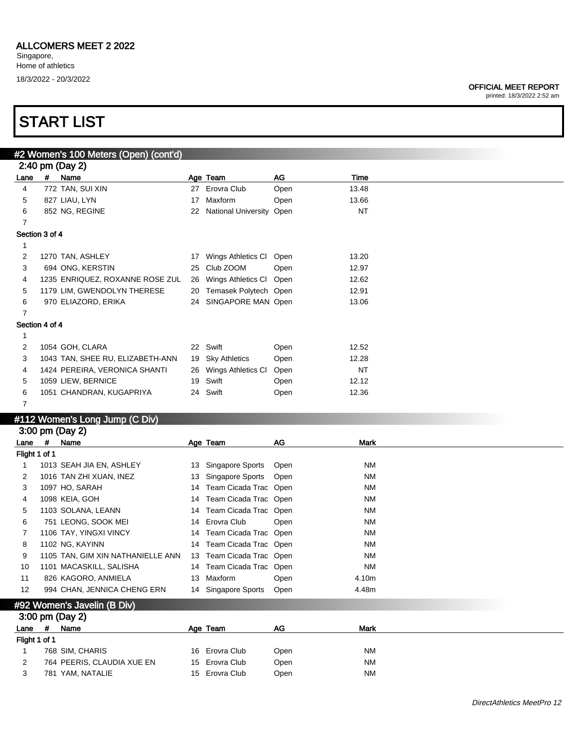# ALLCOMERS MEET 2 2022

Singapore,
Home of athletics
18/3/2022 - 20/3/2022

**OFFICIAL MEET REPORT**
printed: 18/3/2022 2:52 am

# START LIST

## #2 Women's 100 Meters (Open) (cont'd)

### 2:40 pm (Day 2)

| Lane | # | Name | Age | Team | AG | Time |
|---|---|---|---|---|---|---|
| 4 | 772 | TAN, SUI XIN | 27 | Erovra Club | Open | 13.48 |
| 5 | 827 | LIAU, LYN | 17 | Maxform | Open | 13.66 |
| 6 | 852 | NG, REGINE | 22 | National University | Open | NT |
| 7 | | | | | | |
| **Section 3 of 4** | | | | | | |
| 1 | | | | | | |
| 2 | 1270 | TAN, ASHLEY | 17 | Wings Athletics Cl | Open | 13.20 |
| 3 | 694 | ONG, KERSTIN | 25 | Club ZOOM | Open | 12.97 |
| 4 | 1235 | ENRIQUEZ, ROXANNE ROSE ZUL | 26 | Wings Athletics Cl | Open | 12.62 |
| 5 | 1179 | LIM, GWENDOLYN THERESE | 20 | Temasek Polytech | Open | 12.91 |
| 6 | 970 | ELIAZORD, ERIKA | 24 | SINGAPORE MAN | Open | 13.06 |
| 7 | | | | | | |
| **Section 4 of 4** | | | | | | |
| 1 | | | | | | |
| 2 | 1054 | GOH, CLARA | 22 | Swift | Open | 12.52 |
| 3 | 1043 | TAN, SHEE RU, ELIZABETH-ANN | 19 | Sky Athletics | Open | 12.28 |
| 4 | 1424 | PEREIRA, VERONICA SHANTI | 26 | Wings Athletics Cl | Open | NT |
| 5 | 1059 | LIEW, BERNICE | 19 | Swift | Open | 12.12 |
| 6 | 1051 | CHANDRAN, KUGAPRIYA | 24 | Swift | Open | 12.36 |
| 7 | | | | | | |

## #112 Women's Long Jump (C Div)

### 3:00 pm (Day 2)

| Lane | # | Name | Age | Team | AG | Mark |
|---|---|---|---|---|---|---|
| **Flight 1 of 1** | | | | | | |
| 1 | 1013 | SEAH JIA EN, ASHLEY | 13 | Singapore Sports | Open | NM |
| 2 | 1016 | TAN ZHI XUAN, INEZ | 13 | Singapore Sports | Open | NM |
| 3 | 1097 | HO, SARAH | 14 | Team Cicada Trac | Open | NM |
| 4 | 1098 | KEIA, GOH | 14 | Team Cicada Trac | Open | NM |
| 5 | 1103 | SOLANA, LEANN | 14 | Team Cicada Trac | Open | NM |
| 6 | 751 | LEONG, SOOK MEI | 14 | Erovra Club | Open | NM |
| 7 | 1106 | TAY, YINGXI VINCY | 14 | Team Cicada Trac | Open | NM |
| 8 | 1102 | NG, KAYINN | 14 | Team Cicada Trac | Open | NM |
| 9 | 1105 | TAN, GIM XIN NATHANIELLE ANN | 13 | Team Cicada Trac | Open | NM |
| 10 | 1101 | MACASKILL, SALISHA | 14 | Team Cicada Trac | Open | NM |
| 11 | 826 | KAGORO, ANMIELA | 13 | Maxform | Open | 4.10m |
| 12 | 994 | CHAN, JENNICA CHENG ERN | 14 | Singapore Sports | Open | 4.48m |

## #92 Women's Javelin (B Div)

### 3:00 pm (Day 2)

| Lane | # | Name | Age | Team | AG | Mark |
|---|---|---|---|---|---|---|
| **Flight 1 of 1** | | | | | | |
| 1 | 768 | SIM, CHARIS | 16 | Erovra Club | Open | NM |
| 2 | 764 | PEERIS, CLAUDIA XUE EN | 15 | Erovra Club | Open | NM |
| 3 | 781 | YAM, NATALIE | 15 | Erovra Club | Open | NM |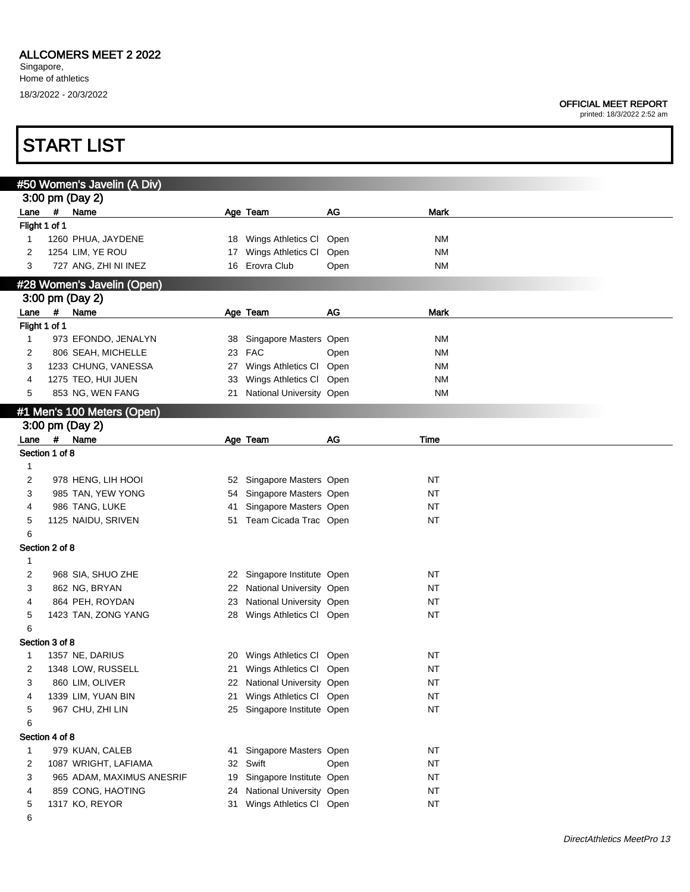# ALLCOMERS MEET 2 2022

Singapore,
Home of athletics
18/3/2022 - 20/3/2022

OFFICIAL MEET REPORT
printed: 18/3/2022 2:52 am

# START LIST

## #50 Women's Javelin (A Div)

3:00 pm (Day 2)

| Lane | # | Name | Age | Team | AG | Mark |
|---|---|---|---|---|---|---|
| **Flight 1 of 1** | | | | | | |
| 1 | 1260 | PHUA, JAYDENE | 18 | Wings Athletics Cl | Open | NM |
| 2 | 1254 | LIM, YE ROU | 17 | Wings Athletics Cl | Open | NM |
| 3 | 727 | ANG, ZHI NI INEZ | 16 | Erovra Club | Open | NM |

## #28 Women's Javelin (Open)

3:00 pm (Day 2)

| Lane | # | Name | Age | Team | AG | Mark |
|---|---|---|---|---|---|---|
| **Flight 1 of 1** | | | | | | |
| 1 | 973 | EFONDO, JENALYN | 38 | Singapore Masters | Open | NM |
| 2 | 806 | SEAH, MICHELLE | 23 | FAC | Open | NM |
| 3 | 1233 | CHUNG, VANESSA | 27 | Wings Athletics Cl | Open | NM |
| 4 | 1275 | TEO, HUI JUEN | 33 | Wings Athletics Cl | Open | NM |
| 5 | 853 | NG, WEN FANG | 21 | National University | Open | NM |

## #1 Men's 100 Meters (Open)

3:00 pm (Day 2)

| Lane | # | Name | Age | Team | AG | Time |
|---|---|---|---|---|---|---|
| **Section 1 of 8** | | | | | | |
| 1 | | | | | | |
| 2 | 978 | HENG, LIH HOOI | 52 | Singapore Masters | Open | NT |
| 3 | 985 | TAN, YEW YONG | 54 | Singapore Masters | Open | NT |
| 4 | 986 | TANG, LUKE | 41 | Singapore Masters | Open | NT |
| 5 | 1125 | NAIDU, SRIVEN | 51 | Team Cicada Trac | Open | NT |
| 6 | | | | | | |
| **Section 2 of 8** | | | | | | |
| 1 | | | | | | |
| 2 | 968 | SIA, SHUO ZHE | 22 | Singapore Institute | Open | NT |
| 3 | 862 | NG, BRYAN | 22 | National University | Open | NT |
| 4 | 864 | PEH, ROYDAN | 23 | National University | Open | NT |
| 5 | 1423 | TAN, ZONG YANG | 28 | Wings Athletics Cl | Open | NT |
| 6 | | | | | | |
| **Section 3 of 8** | | | | | | |
| 1 | 1357 | NE, DARIUS | 20 | Wings Athletics Cl | Open | NT |
| 2 | 1348 | LOW, RUSSELL | 21 | Wings Athletics Cl | Open | NT |
| 3 | 860 | LIM, OLIVER | 22 | National University | Open | NT |
| 4 | 1339 | LIM, YUAN BIN | 21 | Wings Athletics Cl | Open | NT |
| 5 | 967 | CHU, ZHI LIN | 25 | Singapore Institute | Open | NT |
| 6 | | | | | | |
| **Section 4 of 8** | | | | | | |
| 1 | 979 | KUAN, CALEB | 41 | Singapore Masters | Open | NT |
| 2 | 1087 | WRIGHT, LAFIAMA | 32 | Swift | Open | NT |
| 3 | 965 | ADAM, MAXIMUS ANESRIF | 19 | Singapore Institute | Open | NT |
| 4 | 859 | CONG, HAOTING | 24 | National University | Open | NT |
| 5 | 1317 | KO, REYOR | 31 | Wings Athletics Cl | Open | NT |
| 6 | | | | | | |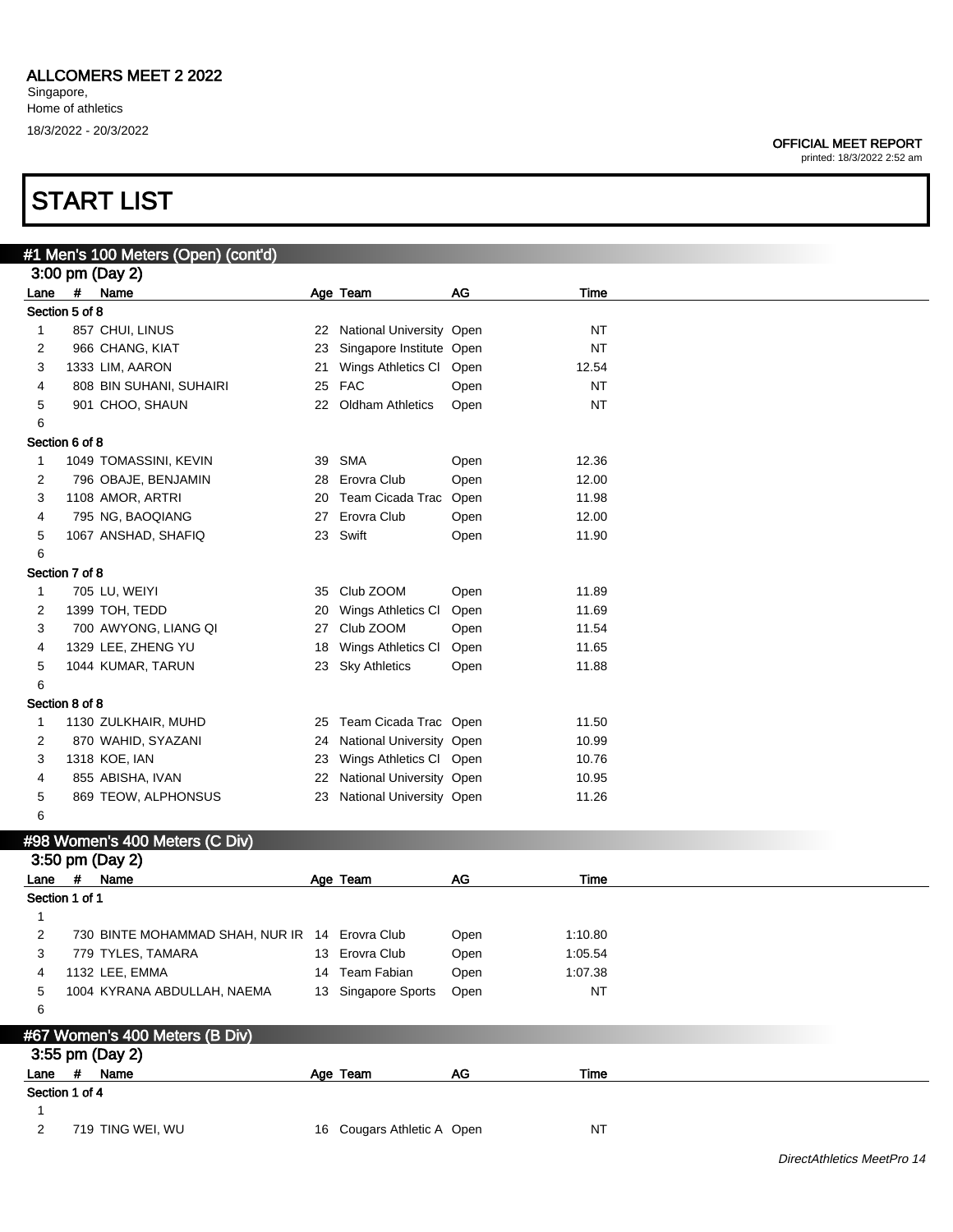# ALLCOMERS MEET 2 2022

Singapore,
Home of athletics
18/3/2022 - 20/3/2022

**OFFICIAL MEET REPORT**
printed: 18/3/2022 2:52 am

# START LIST

## #1 Men's 100 Meters (Open) (cont'd)

### 3:00 pm (Day 2)

| Lane | # | Name | Age | Team | AG | Time |
|---|---|---|---|---|---|---|
| **Section 5 of 8** | | | | | | |
| 1 | 857 | CHUI, LINUS | 22 | National University | Open | NT |
| 2 | 966 | CHANG, KIAT | 23 | Singapore Institute | Open | NT |
| 3 | 1333 | LIM, AARON | 21 | Wings Athletics Cl | Open | 12.54 |
| 4 | 808 | BIN SUHANI, SUHAIRI | 25 | FAC | Open | NT |
| 5 | 901 | CHOO, SHAUN | 22 | Oldham Athletics | Open | NT |
| 6 | | | | | | |
| **Section 6 of 8** | | | | | | |
| 1 | 1049 | TOMASSINI, KEVIN | 39 | SMA | Open | 12.36 |
| 2 | 796 | OBAJE, BENJAMIN | 28 | Erovra Club | Open | 12.00 |
| 3 | 1108 | AMOR, ARTRI | 20 | Team Cicada Trac | Open | 11.98 |
| 4 | 795 | NG, BAOQIANG | 27 | Erovra Club | Open | 12.00 |
| 5 | 1067 | ANSHAD, SHAFIQ | 23 | Swift | Open | 11.90 |
| 6 | | | | | | |
| **Section 7 of 8** | | | | | | |
| 1 | 705 | LU, WEIYI | 35 | Club ZOOM | Open | 11.89 |
| 2 | 1399 | TOH, TEDD | 20 | Wings Athletics Cl | Open | 11.69 |
| 3 | 700 | AWYONG, LIANG QI | 27 | Club ZOOM | Open | 11.54 |
| 4 | 1329 | LEE, ZHENG YU | 18 | Wings Athletics Cl | Open | 11.65 |
| 5 | 1044 | KUMAR, TARUN | 23 | Sky Athletics | Open | 11.88 |
| 6 | | | | | | |
| **Section 8 of 8** | | | | | | |
| 1 | 1130 | ZULKHAIR, MUHD | 25 | Team Cicada Trac | Open | 11.50 |
| 2 | 870 | WAHID, SYAZANI | 24 | National University | Open | 10.99 |
| 3 | 1318 | KOE, IAN | 23 | Wings Athletics Cl | Open | 10.76 |
| 4 | 855 | ABISHA, IVAN | 22 | National University | Open | 10.95 |
| 5 | 869 | TEOW, ALPHONSUS | 23 | National University | Open | 11.26 |
| 6 | | | | | | |

## #98 Women's 400 Meters (C Div)

### 3:50 pm (Day 2)

| Lane | # | Name | Age | Team | AG | Time |
|---|---|---|---|---|---|---|
| **Section 1 of 1** | | | | | | |
| 1 | | | | | | |
| 2 | 730 | BINTE MOHAMMAD SHAH, NUR IR | 14 | Erovra Club | Open | 1:10.80 |
| 3 | 779 | TYLES, TAMARA | 13 | Erovra Club | Open | 1:05.54 |
| 4 | 1132 | LEE, EMMA | 14 | Team Fabian | Open | 1:07.38 |
| 5 | 1004 | KYRANA ABDULLAH, NAEMA | 13 | Singapore Sports | Open | NT |
| 6 | | | | | | |

## #67 Women's 400 Meters (B Div)

### 3:55 pm (Day 2)

| Lane | # | Name | Age | Team | AG | Time |
|---|---|---|---|---|---|---|
| **Section 1 of 4** | | | | | | |
| 1 | | | | | | |
| 2 | 719 | TING WEI, WU | 16 | Cougars Athletic A | Open | NT |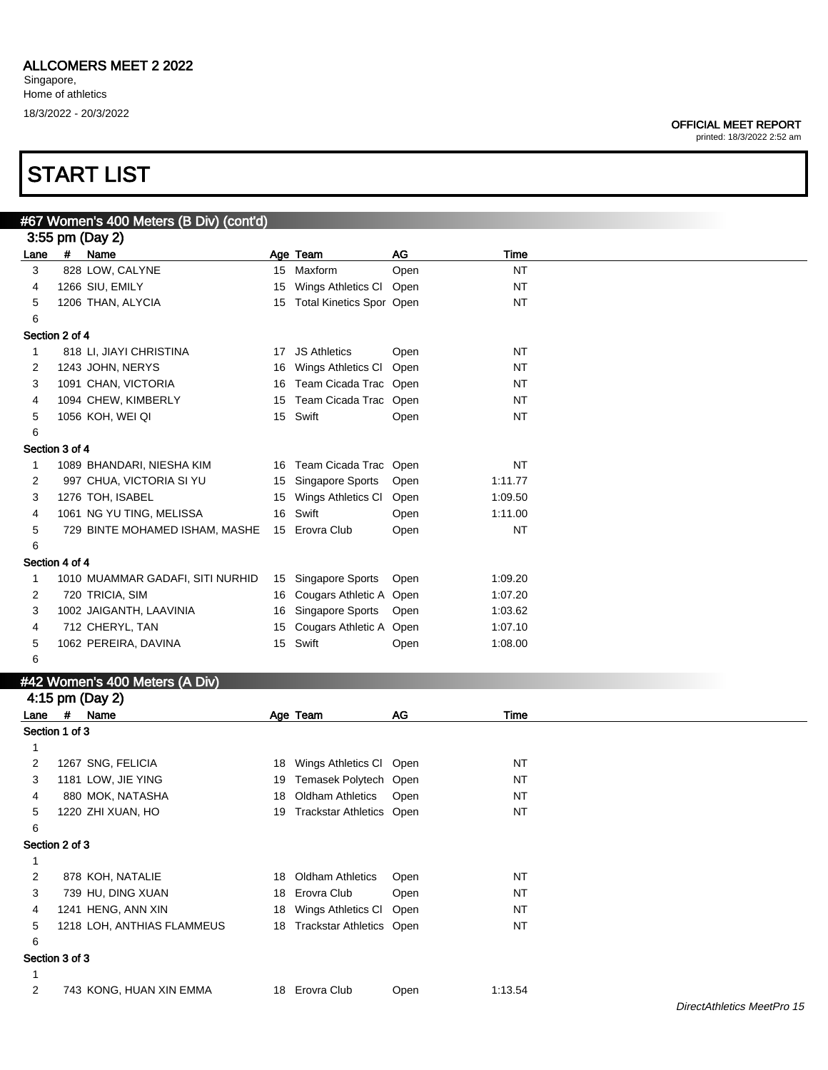# ALLCOMERS MEET 2 2022

Singapore,
Home of athletics
18/3/2022 - 20/3/2022

**OFFICIAL MEET REPORT**
printed: 18/3/2022 2:52 am

# START LIST

## #67 Women's 400 Meters (B Div) (cont'd)

3:55 pm (Day 2)

| Lane | # | Name | Age | Team | AG | Time |
|---|---|---|---|---|---|---|
| 3 | 828 | LOW, CALYNE | 15 | Maxform | Open | NT |
| 4 | 1266 | SIU, EMILY | 15 | Wings Athletics Cl | Open | NT |
| 5 | 1206 | THAN, ALYCIA | 15 | Total Kinetics Spor | Open | NT |
| 6 | | | | | | |
| **Section 2 of 4** | | | | | | |
| 1 | 818 | LI, JIAYI CHRISTINA | 17 | JS Athletics | Open | NT |
| 2 | 1243 | JOHN, NERYS | 16 | Wings Athletics Cl | Open | NT |
| 3 | 1091 | CHAN, VICTORIA | 16 | Team Cicada Trac | Open | NT |
| 4 | 1094 | CHEW, KIMBERLY | 15 | Team Cicada Trac | Open | NT |
| 5 | 1056 | KOH, WEI QI | 15 | Swift | Open | NT |
| 6 | | | | | | |
| **Section 3 of 4** | | | | | | |
| 1 | 1089 | BHANDARI, NIESHA KIM | 16 | Team Cicada Trac | Open | NT |
| 2 | 997 | CHUA, VICTORIA SI YU | 15 | Singapore Sports | Open | 1:11.77 |
| 3 | 1276 | TOH, ISABEL | 15 | Wings Athletics Cl | Open | 1:09.50 |
| 4 | 1061 | NG YU TING, MELISSA | 16 | Swift | Open | 1:11.00 |
| 5 | 729 | BINTE MOHAMED ISHAM, MASHE | 15 | Erovra Club | Open | NT |
| 6 | | | | | | |
| **Section 4 of 4** | | | | | | |
| 1 | 1010 | MUAMMAR GADAFI, SITI NURHID | 15 | Singapore Sports | Open | 1:09.20 |
| 2 | 720 | TRICIA, SIM | 16 | Cougars Athletic A | Open | 1:07.20 |
| 3 | 1002 | JAIGANTH, LAAVINIA | 16 | Singapore Sports | Open | 1:03.62 |
| 4 | 712 | CHERYL, TAN | 15 | Cougars Athletic A | Open | 1:07.10 |
| 5 | 1062 | PEREIRA, DAVINA | 15 | Swift | Open | 1:08.00 |
| 6 | | | | | | |

## #42 Women's 400 Meters (A Div)

4:15 pm (Day 2)

| Lane | # | Name | Age | Team | AG | Time |
|---|---|---|---|---|---|---|
| **Section 1 of 3** | | | | | | |
| 1 | | | | | | |
| 2 | 1267 | SNG, FELICIA | 18 | Wings Athletics Cl | Open | NT |
| 3 | 1181 | LOW, JIE YING | 19 | Temasek Polytech | Open | NT |
| 4 | 880 | MOK, NATASHA | 18 | Oldham Athletics | Open | NT |
| 5 | 1220 | ZHI XUAN, HO | 19 | Trackstar Athletics | Open | NT |
| 6 | | | | | | |
| **Section 2 of 3** | | | | | | |
| 1 | | | | | | |
| 2 | 878 | KOH, NATALIE | 18 | Oldham Athletics | Open | NT |
| 3 | 739 | HU, DING XUAN | 18 | Erovra Club | Open | NT |
| 4 | 1241 | HENG, ANN XIN | 18 | Wings Athletics Cl | Open | NT |
| 5 | 1218 | LOH, ANTHIAS FLAMMEUS | 18 | Trackstar Athletics | Open | NT |
| 6 | | | | | | |
| **Section 3 of 3** | | | | | | |
| 1 | | | | | | |
| 2 | 743 | KONG, HUAN XIN EMMA | 18 | Erovra Club | Open | 1:13.54 |

*DirectAthletics MeetPro 15*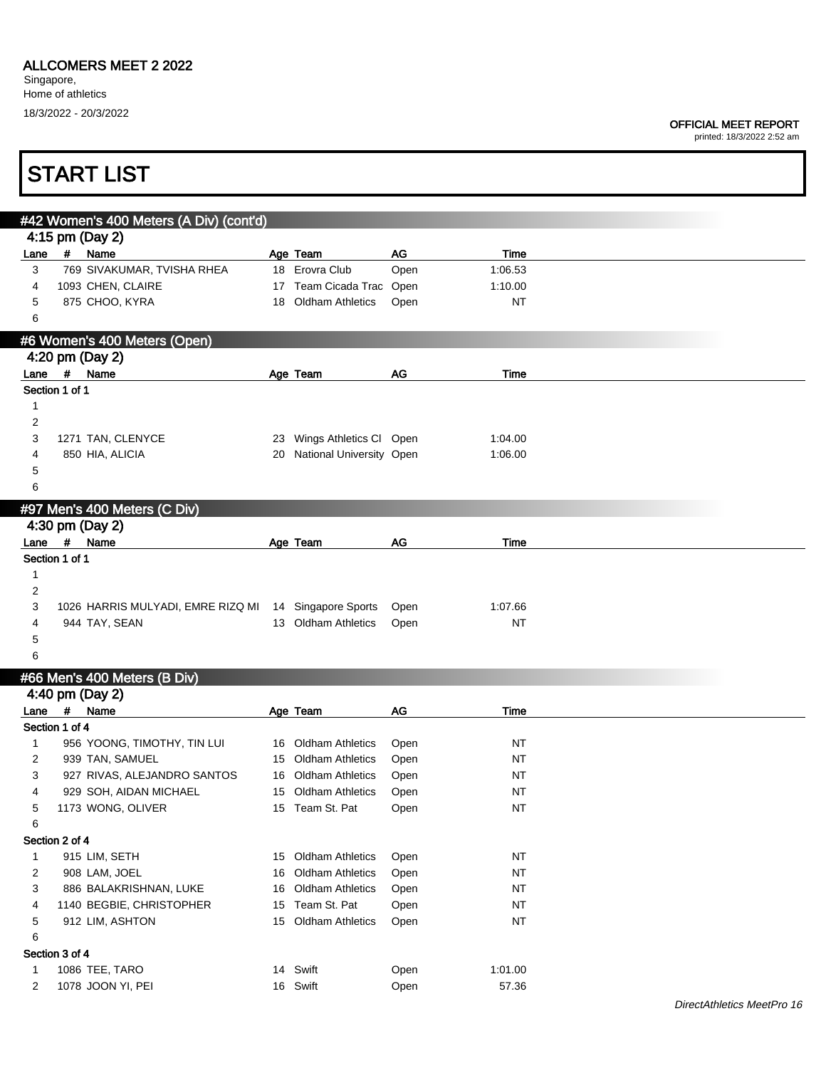# ALLCOMERS MEET 2 2022

Singapore,
Home of athletics
18/3/2022 - 20/3/2022

**OFFICIAL MEET REPORT**
printed: 18/3/2022 2:52 am

# START LIST

## #42 Women's 400 Meters (A Div) (cont'd)

4:15 pm (Day 2)

| Lane | # | Name | Age | Team | AG | Time |
|---|---|---|---|---|---|---|
| 3 | 769 | SIVAKUMAR, TVISHA RHEA | 18 | Erovra Club | Open | 1:06.53 |
| 4 | 1093 | CHEN, CLAIRE | 17 | Team Cicada Trac | Open | 1:10.00 |
| 5 | 875 | CHOO, KYRA | 18 | Oldham Athletics | Open | NT |
| 6 | | | | | | |

## #6 Women's 400 Meters (Open)

4:20 pm (Day 2)

| Lane | # | Name | Age | Team | AG | Time |
|---|---|---|---|---|---|---|
| **Section 1 of 1** | | | | | | |
| 1 | | | | | | |
| 2 | | | | | | |
| 3 | 1271 | TAN, CLENYCE | 23 | Wings Athletics Cl | Open | 1:04.00 |
| 4 | 850 | HIA, ALICIA | 20 | National University | Open | 1:06.00 |
| 5 | | | | | | |
| 6 | | | | | | |

## #97 Men's 400 Meters (C Div)

4:30 pm (Day 2)

| Lane | # | Name | Age | Team | AG | Time |
|---|---|---|---|---|---|---|
| **Section 1 of 1** | | | | | | |
| 1 | | | | | | |
| 2 | | | | | | |
| 3 | 1026 | HARRIS MULYADI, EMRE RIZQ MI | 14 | Singapore Sports | Open | 1:07.66 |
| 4 | 944 | TAY, SEAN | 13 | Oldham Athletics | Open | NT |
| 5 | | | | | | |
| 6 | | | | | | |

## #66 Men's 400 Meters (B Div)

4:40 pm (Day 2)

| Lane | # | Name | Age | Team | AG | Time |
|---|---|---|---|---|---|---|
| **Section 1 of 4** | | | | | | |
| 1 | 956 | YOONG, TIMOTHY, TIN LUI | 16 | Oldham Athletics | Open | NT |
| 2 | 939 | TAN, SAMUEL | 15 | Oldham Athletics | Open | NT |
| 3 | 927 | RIVAS, ALEJANDRO SANTOS | 16 | Oldham Athletics | Open | NT |
| 4 | 929 | SOH, AIDAN MICHAEL | 15 | Oldham Athletics | Open | NT |
| 5 | 1173 | WONG, OLIVER | 15 | Team St. Pat | Open | NT |
| 6 | | | | | | |
| **Section 2 of 4** | | | | | | |
| 1 | 915 | LIM, SETH | 15 | Oldham Athletics | Open | NT |
| 2 | 908 | LAM, JOEL | 16 | Oldham Athletics | Open | NT |
| 3 | 886 | BALAKRISHNAN, LUKE | 16 | Oldham Athletics | Open | NT |
| 4 | 1140 | BEGBIE, CHRISTOPHER | 15 | Team St. Pat | Open | NT |
| 5 | 912 | LIM, ASHTON | 15 | Oldham Athletics | Open | NT |
| 6 | | | | | | |
| **Section 3 of 4** | | | | | | |
| 1 | 1086 | TEE, TARO | 14 | Swift | Open | 1:01.00 |
| 2 | 1078 | JOON YI, PEI | 16 | Swift | Open | 57.36 |

*DirectAthletics MeetPro 16*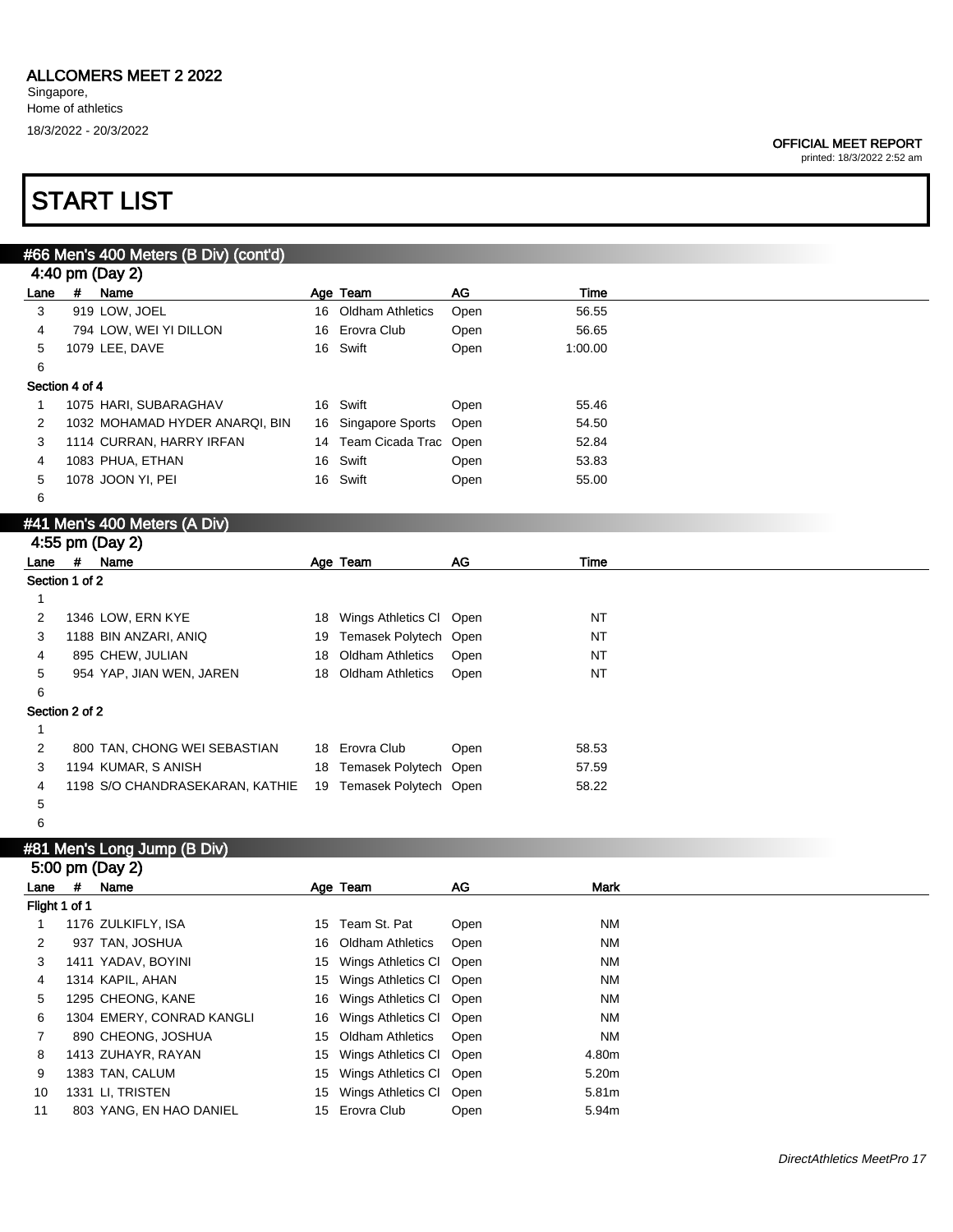# ALLCOMERS MEET 2 2022

Singapore,
Home of athletics
18/3/2022 - 20/3/2022

**OFFICIAL MEET REPORT**
printed: 18/3/2022 2:52 am

# START LIST

## #66 Men's 400 Meters (B Div) (cont'd)

### 4:40 pm (Day 2)

| Lane | # | Name | Age | Team | AG | Time |
|---|---|---|---|---|---|---|
| 3 | 919 | LOW, JOEL | 16 | Oldham Athletics | Open | 56.55 |
| 4 | 794 | LOW, WEI YI DILLON | 16 | Erovra Club | Open | 56.65 |
| 5 | 1079 | LEE, DAVE | 16 | Swift | Open | 1:00.00 |
| 6 | | | | | | |
| **Section 4 of 4** | | | | | | |
| 1 | 1075 | HARI, SUBARAGHAV | 16 | Swift | Open | 55.46 |
| 2 | 1032 | MOHAMAD HYDER ANARQI, BIN | 16 | Singapore Sports | Open | 54.50 |
| 3 | 1114 | CURRAN, HARRY IRFAN | 14 | Team Cicada Trac | Open | 52.84 |
| 4 | 1083 | PHUA, ETHAN | 16 | Swift | Open | 53.83 |
| 5 | 1078 | JOON YI, PEI | 16 | Swift | Open | 55.00 |
| 6 | | | | | | |

## #41 Men's 400 Meters (A Div)

### 4:55 pm (Day 2)

| Lane | # | Name | Age | Team | AG | Time |
|---|---|---|---|---|---|---|
| **Section 1 of 2** | | | | | | |
| 1 | | | | | | |
| 2 | 1346 | LOW, ERN KYE | 18 | Wings Athletics Cl | Open | NT |
| 3 | 1188 | BIN ANZARI, ANIQ | 19 | Temasek Polytech | Open | NT |
| 4 | 895 | CHEW, JULIAN | 18 | Oldham Athletics | Open | NT |
| 5 | 954 | YAP, JIAN WEN, JAREN | 18 | Oldham Athletics | Open | NT |
| 6 | | | | | | |
| **Section 2 of 2** | | | | | | |
| 1 | | | | | | |
| 2 | 800 | TAN, CHONG WEI SEBASTIAN | 18 | Erovra Club | Open | 58.53 |
| 3 | 1194 | KUMAR, S ANISH | 18 | Temasek Polytech | Open | 57.59 |
| 4 | 1198 | S/O CHANDRASEKARAN, KATHIE | 19 | Temasek Polytech | Open | 58.22 |
| 5 | | | | | | |
| 6 | | | | | | |

## #81 Men's Long Jump (B Div)

### 5:00 pm (Day 2)

| Lane | # | Name | Age | Team | AG | Mark |
|---|---|---|---|---|---|---|
| **Flight 1 of 1** | | | | | | |
| 1 | 1176 | ZULKIFLY, ISA | 15 | Team St. Pat | Open | NM |
| 2 | 937 | TAN, JOSHUA | 16 | Oldham Athletics | Open | NM |
| 3 | 1411 | YADAV, BOYINI | 15 | Wings Athletics Cl | Open | NM |
| 4 | 1314 | KAPIL, AHAN | 15 | Wings Athletics Cl | Open | NM |
| 5 | 1295 | CHEONG, KANE | 16 | Wings Athletics Cl | Open | NM |
| 6 | 1304 | EMERY, CONRAD KANGLI | 16 | Wings Athletics Cl | Open | NM |
| 7 | 890 | CHEONG, JOSHUA | 15 | Oldham Athletics | Open | NM |
| 8 | 1413 | ZUHAYR, RAYAN | 15 | Wings Athletics Cl | Open | 4.80m |
| 9 | 1383 | TAN, CALUM | 15 | Wings Athletics Cl | Open | 5.20m |
| 10 | 1331 | LI, TRISTEN | 15 | Wings Athletics Cl | Open | 5.81m |
| 11 | 803 | YANG, EN HAO DANIEL | 15 | Erovra Club | Open | 5.94m |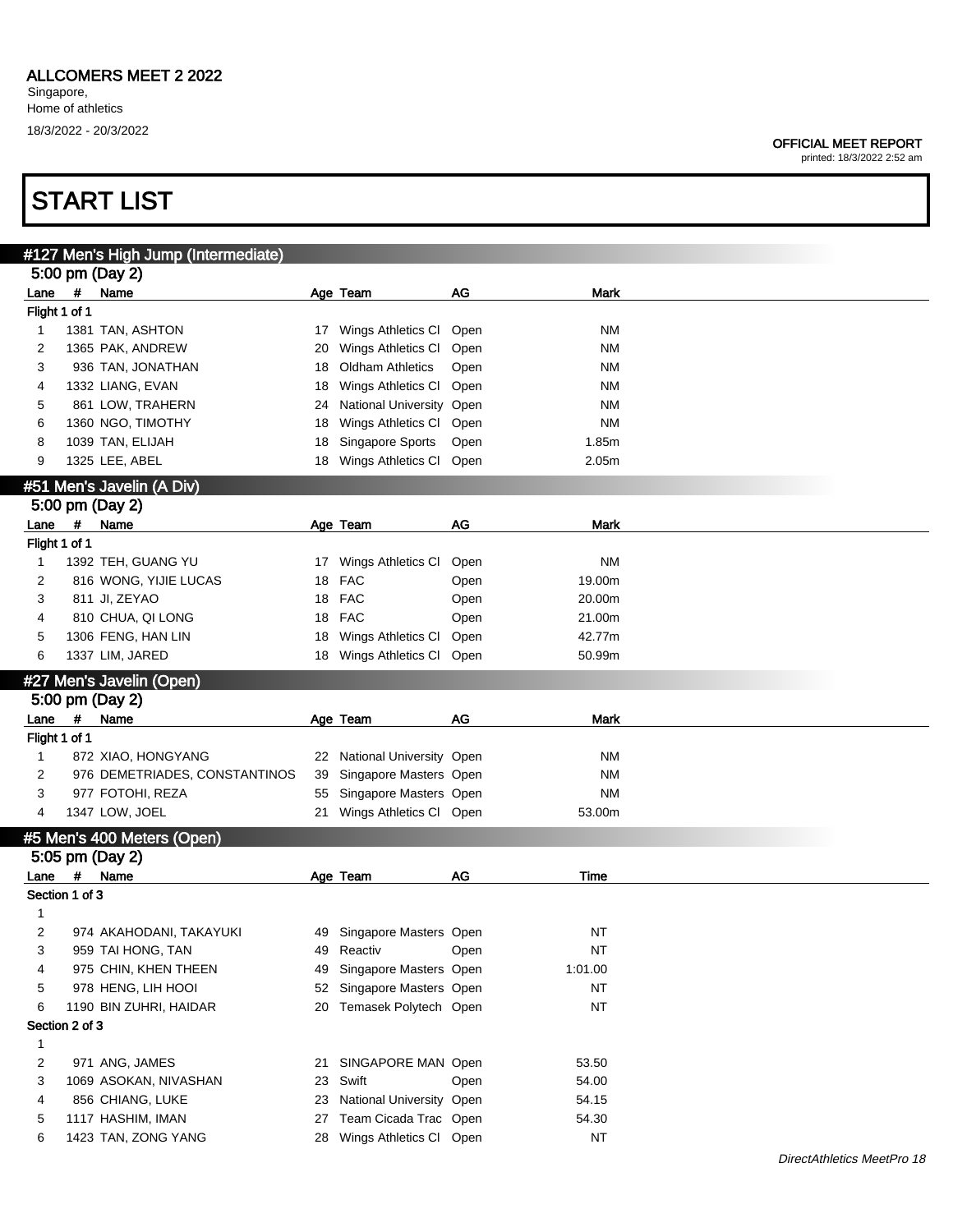**ALLCOMERS MEET 2 2022**
Singapore,
Home of athletics
18/3/2022 - 20/3/2022

**OFFICIAL MEET REPORT**
printed: 18/3/2022 2:52 am

# START LIST

## #127 Men's High Jump (Intermediate)

5:00 pm (Day 2)

| Lane | # | Name | Age | Team | AG | Mark |
|---|---|---|---|---|---|---|
| Flight 1 of 1 | | | | | | |
| 1 | 1381 | TAN, ASHTON | 17 | Wings Athletics Cl | Open | NM |
| 2 | 1365 | PAK, ANDREW | 20 | Wings Athletics Cl | Open | NM |
| 3 | 936 | TAN, JONATHAN | 18 | Oldham Athletics | Open | NM |
| 4 | 1332 | LIANG, EVAN | 18 | Wings Athletics Cl | Open | NM |
| 5 | 861 | LOW, TRAHERN | 24 | National University | Open | NM |
| 6 | 1360 | NGO, TIMOTHY | 18 | Wings Athletics Cl | Open | NM |
| 8 | 1039 | TAN, ELIJAH | 18 | Singapore Sports | Open | 1.85m |
| 9 | 1325 | LEE, ABEL | 18 | Wings Athletics Cl | Open | 2.05m |

## #51 Men's Javelin (A Div)

5:00 pm (Day 2)

| Lane | # | Name | Age | Team | AG | Mark |
|---|---|---|---|---|---|---|
| Flight 1 of 1 | | | | | | |
| 1 | 1392 | TEH, GUANG YU | 17 | Wings Athletics Cl | Open | NM |
| 2 | 816 | WONG, YIJIE LUCAS | 18 | FAC | Open | 19.00m |
| 3 | 811 | JI, ZEYAO | 18 | FAC | Open | 20.00m |
| 4 | 810 | CHUA, QI LONG | 18 | FAC | Open | 21.00m |
| 5 | 1306 | FENG, HAN LIN | 18 | Wings Athletics Cl | Open | 42.77m |
| 6 | 1337 | LIM, JARED | 18 | Wings Athletics Cl | Open | 50.99m |

## #27 Men's Javelin (Open)

5:00 pm (Day 2)

| Lane | # | Name | Age | Team | AG | Mark |
|---|---|---|---|---|---|---|
| Flight 1 of 1 | | | | | | |
| 1 | 872 | XIAO, HONGYANG | 22 | National University | Open | NM |
| 2 | 976 | DEMETRIADES, CONSTANTINOS | 39 | Singapore Masters | Open | NM |
| 3 | 977 | FOTOHI, REZA | 55 | Singapore Masters | Open | NM |
| 4 | 1347 | LOW, JOEL | 21 | Wings Athletics Cl | Open | 53.00m |

## #5 Men's 400 Meters (Open)

5:05 pm (Day 2)

| Lane | # | Name | Age | Team | AG | Time |
|---|---|---|---|---|---|---|
| Section 1 of 3 | | | | | | |
| 1 | | | | | | |
| 2 | 974 | AKAHODANI, TAKAYUKI | 49 | Singapore Masters | Open | NT |
| 3 | 959 | TAI HONG, TAN | 49 | Reactiv | Open | NT |
| 4 | 975 | CHIN, KHEN THEEN | 49 | Singapore Masters | Open | 1:01.00 |
| 5 | 978 | HENG, LIH HOOI | 52 | Singapore Masters | Open | NT |
| 6 | 1190 | BIN ZUHRI, HAIDAR | 20 | Temasek Polytech | Open | NT |
| Section 2 of 3 | | | | | | |
| 1 | | | | | | |
| 2 | 971 | ANG, JAMES | 21 | SINGAPORE MAN | Open | 53.50 |
| 3 | 1069 | ASOKAN, NIVASHAN | 23 | Swift | Open | 54.00 |
| 4 | 856 | CHIANG, LUKE | 23 | National University | Open | 54.15 |
| 5 | 1117 | HASHIM, IMAN | 27 | Team Cicada Trac | Open | 54.30 |
| 6 | 1423 | TAN, ZONG YANG | 28 | Wings Athletics Cl | Open | NT |

*DirectAthletics MeetPro 18*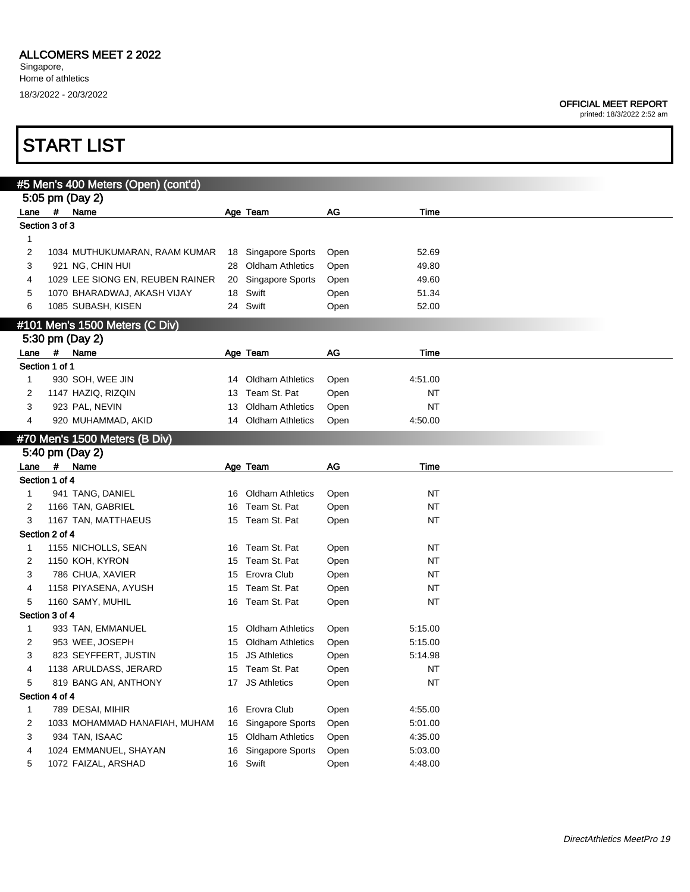ALLCOMERS MEET 2 2022

Singapore,
Home of athletics
18/3/2022 - 20/3/2022

OFFICIAL MEET REPORT
printed: 18/3/2022 2:52 am

# START LIST

## #5 Men's 400 Meters (Open) (cont'd)

5:05 pm (Day 2)

| Lane | # | Name | Age | Team | AG | Time |
|---|---|---|---|---|---|---|
| **Section 3 of 3** | | | | | | |
| 1 | | | | | | |
| 2 | 1034 | MUTHUKUMARAN, RAAM KUMAR | 18 | Singapore Sports | Open | 52.69 |
| 3 | 921 | NG, CHIN HUI | 28 | Oldham Athletics | Open | 49.80 |
| 4 | 1029 | LEE SIONG EN, REUBEN RAINER | 20 | Singapore Sports | Open | 49.60 |
| 5 | 1070 | BHARADWAJ, AKASH VIJAY | 18 | Swift | Open | 51.34 |
| 6 | 1085 | SUBASH, KISEN | 24 | Swift | Open | 52.00 |

## #101 Men's 1500 Meters (C Div)

5:30 pm (Day 2)

| Lane | # | Name | Age | Team | AG | Time |
|---|---|---|---|---|---|---|
| **Section 1 of 1** | | | | | | |
| 1 | 930 | SOH, WEE JIN | 14 | Oldham Athletics | Open | 4:51.00 |
| 2 | 1147 | HAZIQ, RIZQIN | 13 | Team St. Pat | Open | NT |
| 3 | 923 | PAL, NEVIN | 13 | Oldham Athletics | Open | NT |
| 4 | 920 | MUHAMMAD, AKID | 14 | Oldham Athletics | Open | 4:50.00 |

## #70 Men's 1500 Meters (B Div)

5:40 pm (Day 2)

| Lane | # | Name | Age | Team | AG | Time |
|---|---|---|---|---|---|---|
| **Section 1 of 4** | | | | | | |
| 1 | 941 | TANG, DANIEL | 16 | Oldham Athletics | Open | NT |
| 2 | 1166 | TAN, GABRIEL | 16 | Team St. Pat | Open | NT |
| 3 | 1167 | TAN, MATTHAEUS | 15 | Team St. Pat | Open | NT |
| **Section 2 of 4** | | | | | | |
| 1 | 1155 | NICHOLLS, SEAN | 16 | Team St. Pat | Open | NT |
| 2 | 1150 | KOH, KYRON | 15 | Team St. Pat | Open | NT |
| 3 | 786 | CHUA, XAVIER | 15 | Erovra Club | Open | NT |
| 4 | 1158 | PIYASENA, AYUSH | 15 | Team St. Pat | Open | NT |
| 5 | 1160 | SAMY, MUHIL | 16 | Team St. Pat | Open | NT |
| **Section 3 of 4** | | | | | | |
| 1 | 933 | TAN, EMMANUEL | 15 | Oldham Athletics | Open | 5:15.00 |
| 2 | 953 | WEE, JOSEPH | 15 | Oldham Athletics | Open | 5:15.00 |
| 3 | 823 | SEYFFERT, JUSTIN | 15 | JS Athletics | Open | 5:14.98 |
| 4 | 1138 | ARULDASS, JERARD | 15 | Team St. Pat | Open | NT |
| 5 | 819 | BANG AN, ANTHONY | 17 | JS Athletics | Open | NT |
| **Section 4 of 4** | | | | | | |
| 1 | 789 | DESAI, MIHIR | 16 | Erovra Club | Open | 4:55.00 |
| 2 | 1033 | MOHAMMAD HANAFIAH, MUHAM | 16 | Singapore Sports | Open | 5:01.00 |
| 3 | 934 | TAN, ISAAC | 15 | Oldham Athletics | Open | 4:35.00 |
| 4 | 1024 | EMMANUEL, SHAYAN | 16 | Singapore Sports | Open | 5:03.00 |
| 5 | 1072 | FAIZAL, ARSHAD | 16 | Swift | Open | 4:48.00 |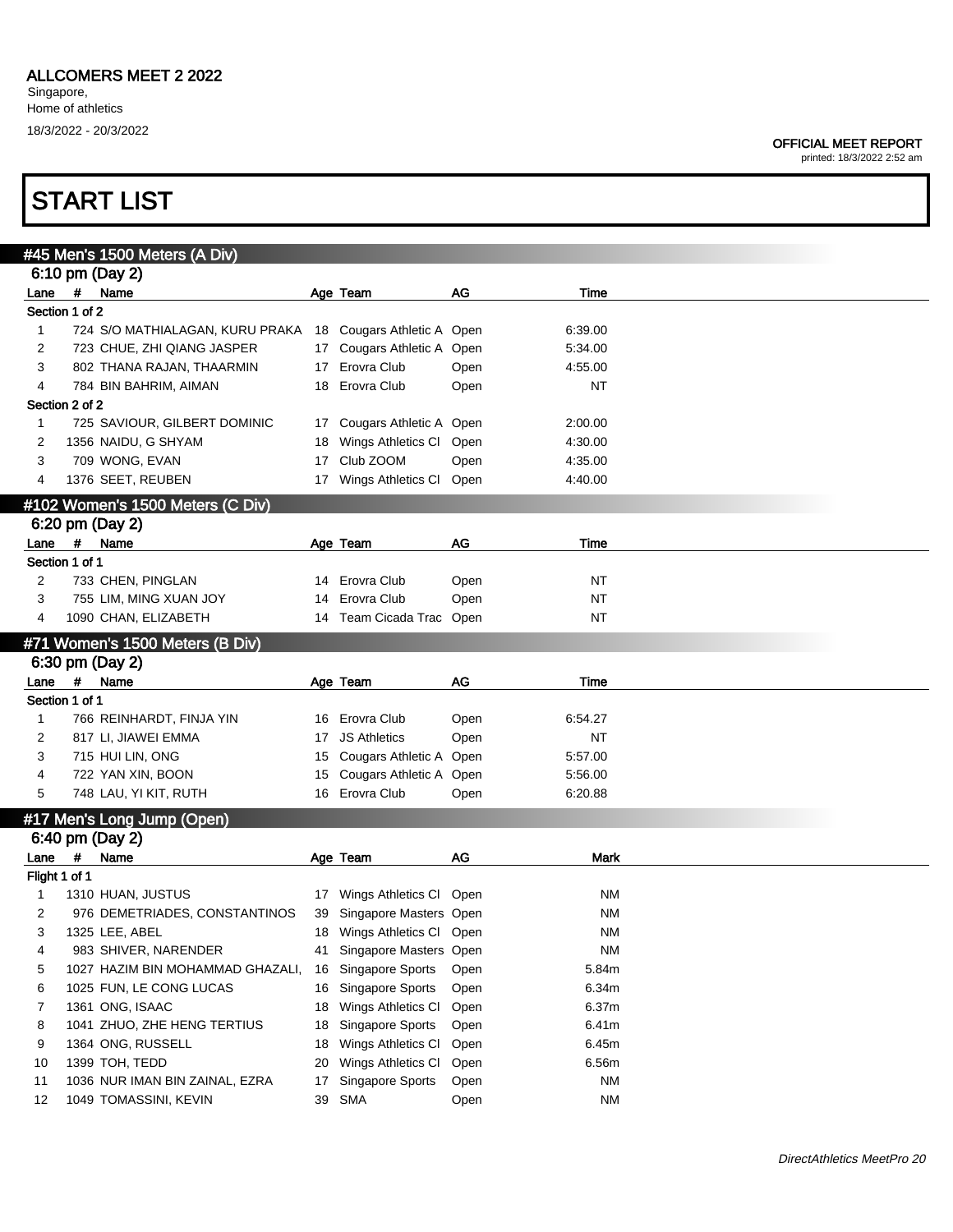# ALLCOMERS MEET 2 2022

Singapore,
Home of athletics
18/3/2022 - 20/3/2022

**OFFICIAL MEET REPORT**
printed: 18/3/2022 2:52 am

# START LIST

## #45 Men's 1500 Meters (A Div)

6:10 pm (Day 2)

| Lane | # | Name | Age | Team | AG | Time |
|---|---|---|---|---|---|---|
| **Section 1 of 2** | | | | | | |
| 1 | 724 | S/O MATHIALAGAN, KURU PRAKA | 18 | Cougars Athletic A | Open | 6:39.00 |
| 2 | 723 | CHUE, ZHI QIANG JASPER | 17 | Cougars Athletic A | Open | 5:34.00 |
| 3 | 802 | THANA RAJAN, THAARMIN | 17 | Erovra Club | Open | 4:55.00 |
| 4 | 784 | BIN BAHRIM, AIMAN | 18 | Erovra Club | Open | NT |
| **Section 2 of 2** | | | | | | |
| 1 | 725 | SAVIOUR, GILBERT DOMINIC | 17 | Cougars Athletic A | Open | 2:00.00 |
| 2 | 1356 | NAIDU, G SHYAM | 18 | Wings Athletics Cl | Open | 4:30.00 |
| 3 | 709 | WONG, EVAN | 17 | Club ZOOM | Open | 4:35.00 |
| 4 | 1376 | SEET, REUBEN | 17 | Wings Athletics Cl | Open | 4:40.00 |

## #102 Women's 1500 Meters (C Div)

6:20 pm (Day 2)

| Lane | # | Name | Age | Team | AG | Time |
|---|---|---|---|---|---|---|
| **Section 1 of 1** | | | | | | |
| 2 | 733 | CHEN, PINGLAN | 14 | Erovra Club | Open | NT |
| 3 | 755 | LIM, MING XUAN JOY | 14 | Erovra Club | Open | NT |
| 4 | 1090 | CHAN, ELIZABETH | 14 | Team Cicada Trac | Open | NT |

## #71 Women's 1500 Meters (B Div)

6:30 pm (Day 2)

| Lane | # | Name | Age | Team | AG | Time |
|---|---|---|---|---|---|---|
| **Section 1 of 1** | | | | | | |
| 1 | 766 | REINHARDT, FINJA YIN | 16 | Erovra Club | Open | 6:54.27 |
| 2 | 817 | LI, JIAWEI EMMA | 17 | JS Athletics | Open | NT |
| 3 | 715 | HUI LIN, ONG | 15 | Cougars Athletic A | Open | 5:57.00 |
| 4 | 722 | YAN XIN, BOON | 15 | Cougars Athletic A | Open | 5:56.00 |
| 5 | 748 | LAU, YI KIT, RUTH | 16 | Erovra Club | Open | 6:20.88 |

## #17 Men's Long Jump (Open)

6:40 pm (Day 2)

| Lane | # | Name | Age | Team | AG | Mark |
|---|---|---|---|---|---|---|
| **Flight 1 of 1** | | | | | | |
| 1 | 1310 | HUAN, JUSTUS | 17 | Wings Athletics Cl | Open | NM |
| 2 | 976 | DEMETRIADES, CONSTANTINOS | 39 | Singapore Masters | Open | NM |
| 3 | 1325 | LEE, ABEL | 18 | Wings Athletics Cl | Open | NM |
| 4 | 983 | SHIVER, NARENDER | 41 | Singapore Masters | Open | NM |
| 5 | 1027 | HAZIM BIN MOHAMMAD GHAZALI, | 16 | Singapore Sports | Open | 5.84m |
| 6 | 1025 | FUN, LE CONG LUCAS | 16 | Singapore Sports | Open | 6.34m |
| 7 | 1361 | ONG, ISAAC | 18 | Wings Athletics Cl | Open | 6.37m |
| 8 | 1041 | ZHUO, ZHE HENG TERTIUS | 18 | Singapore Sports | Open | 6.41m |
| 9 | 1364 | ONG, RUSSELL | 18 | Wings Athletics Cl | Open | 6.45m |
| 10 | 1399 | TOH, TEDD | 20 | Wings Athletics Cl | Open | 6.56m |
| 11 | 1036 | NUR IMAN BIN ZAINAL, EZRA | 17 | Singapore Sports | Open | NM |
| 12 | 1049 | TOMASSINI, KEVIN | 39 | SMA | Open | NM |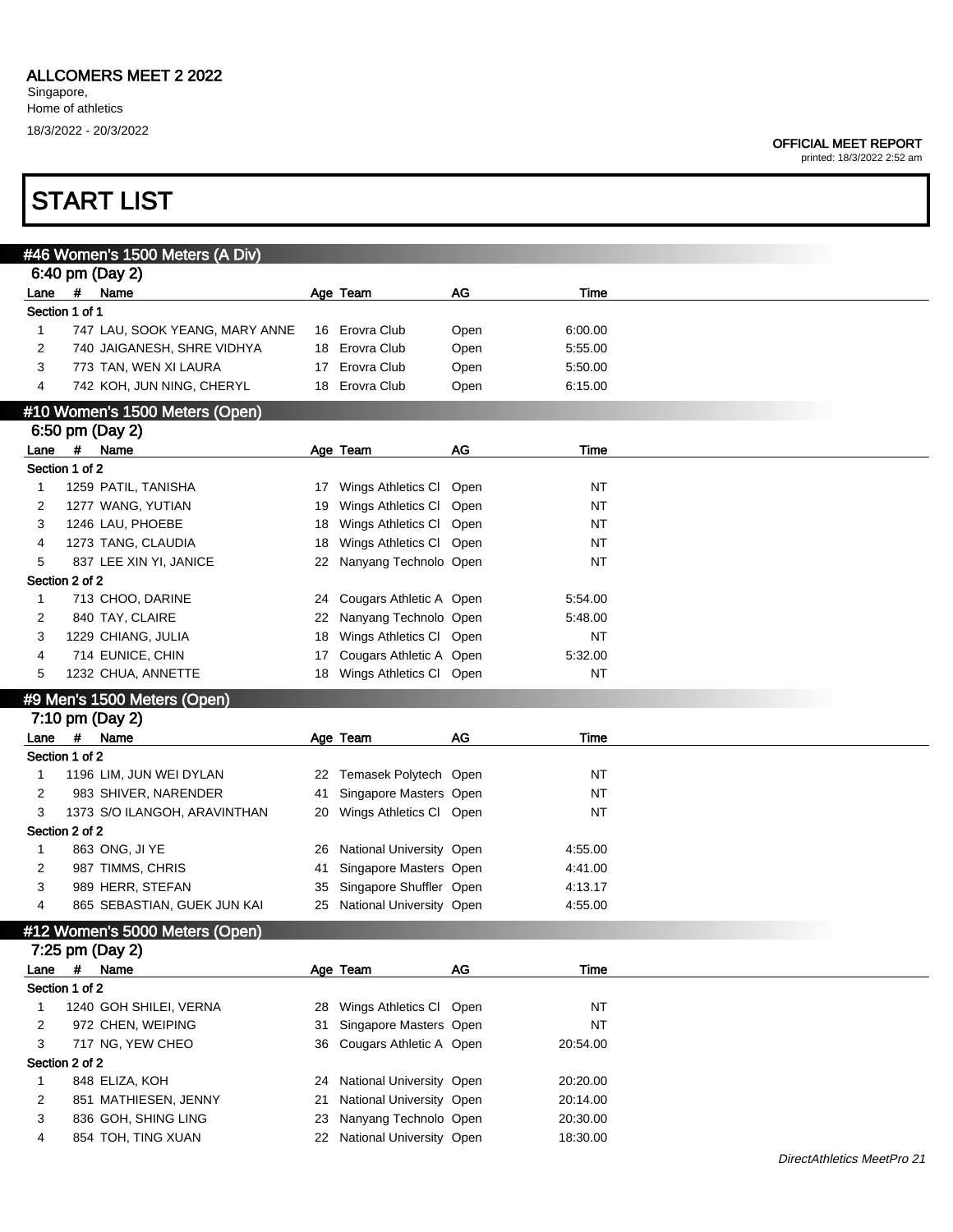ALLCOMERS MEET 2 2022

Singapore,
Home of athletics

18/3/2022 - 20/3/2022

OFFICIAL MEET REPORT
printed: 18/3/2022 2:52 am

# START LIST

## #46 Women's 1500 Meters (A Div)

6:40 pm (Day 2)

| Lane | # | Name | Age | Team | AG | Time |
|---|---|---|---|---|---|---|
| Section 1 of 1 | | | | | | |
| 1 | 747 | LAU, SOOK YEANG, MARY ANNE | 16 | Erovra Club | Open | 6:00.00 |
| 2 | 740 | JAIGANESH, SHRE VIDHYA | 18 | Erovra Club | Open | 5:55.00 |
| 3 | 773 | TAN, WEN XI LAURA | 17 | Erovra Club | Open | 5:50.00 |
| 4 | 742 | KOH, JUN NING, CHERYL | 18 | Erovra Club | Open | 6:15.00 |

## #10 Women's 1500 Meters (Open)

6:50 pm (Day 2)

| Lane | # | Name | Age | Team | AG | Time |
|---|---|---|---|---|---|---|
| Section 1 of 2 | | | | | | |
| 1 | 1259 | PATIL, TANISHA | 17 | Wings Athletics Cl | Open | NT |
| 2 | 1277 | WANG, YUTIAN | 19 | Wings Athletics Cl | Open | NT |
| 3 | 1246 | LAU, PHOEBE | 18 | Wings Athletics Cl | Open | NT |
| 4 | 1273 | TANG, CLAUDIA | 18 | Wings Athletics Cl | Open | NT |
| 5 | 837 | LEE XIN YI, JANICE | 22 | Nanyang Technolo | Open | NT |
| Section 2 of 2 | | | | | | |
| 1 | 713 | CHOO, DARINE | 24 | Cougars Athletic A | Open | 5:54.00 |
| 2 | 840 | TAY, CLAIRE | 22 | Nanyang Technolo | Open | 5:48.00 |
| 3 | 1229 | CHIANG, JULIA | 18 | Wings Athletics Cl | Open | NT |
| 4 | 714 | EUNICE, CHIN | 17 | Cougars Athletic A | Open | 5:32.00 |
| 5 | 1232 | CHUA, ANNETTE | 18 | Wings Athletics Cl | Open | NT |

## #9 Men's 1500 Meters (Open)

7:10 pm (Day 2)

| Lane | # | Name | Age | Team | AG | Time |
|---|---|---|---|---|---|---|
| Section 1 of 2 | | | | | | |
| 1 | 1196 | LIM, JUN WEI DYLAN | 22 | Temasek Polytech | Open | NT |
| 2 | 983 | SHIVER, NARENDER | 41 | Singapore Masters | Open | NT |
| 3 | 1373 | S/O ILANGOH, ARAVINTHAN | 20 | Wings Athletics Cl | Open | NT |
| Section 2 of 2 | | | | | | |
| 1 | 863 | ONG, JI YE | 26 | National University | Open | 4:55.00 |
| 2 | 987 | TIMMS, CHRIS | 41 | Singapore Masters | Open | 4:41.00 |
| 3 | 989 | HERR, STEFAN | 35 | Singapore Shuffler | Open | 4:13.17 |
| 4 | 865 | SEBASTIAN, GUEK JUN KAI | 25 | National University | Open | 4:55.00 |

## #12 Women's 5000 Meters (Open)

7:25 pm (Day 2)

| Lane | # | Name | Age | Team | AG | Time |
|---|---|---|---|---|---|---|
| Section 1 of 2 | | | | | | |
| 1 | 1240 | GOH SHILEI, VERNA | 28 | Wings Athletics Cl | Open | NT |
| 2 | 972 | CHEN, WEIPING | 31 | Singapore Masters | Open | NT |
| 3 | 717 | NG, YEW CHEO | 36 | Cougars Athletic A | Open | 20:54.00 |
| Section 2 of 2 | | | | | | |
| 1 | 848 | ELIZA, KOH | 24 | National University | Open | 20:20.00 |
| 2 | 851 | MATHIESEN, JENNY | 21 | National University | Open | 20:14.00 |
| 3 | 836 | GOH, SHING LING | 23 | Nanyang Technolo | Open | 20:30.00 |
| 4 | 854 | TOH, TING XUAN | 22 | National University | Open | 18:30.00 |

*DirectAthletics MeetPro 21*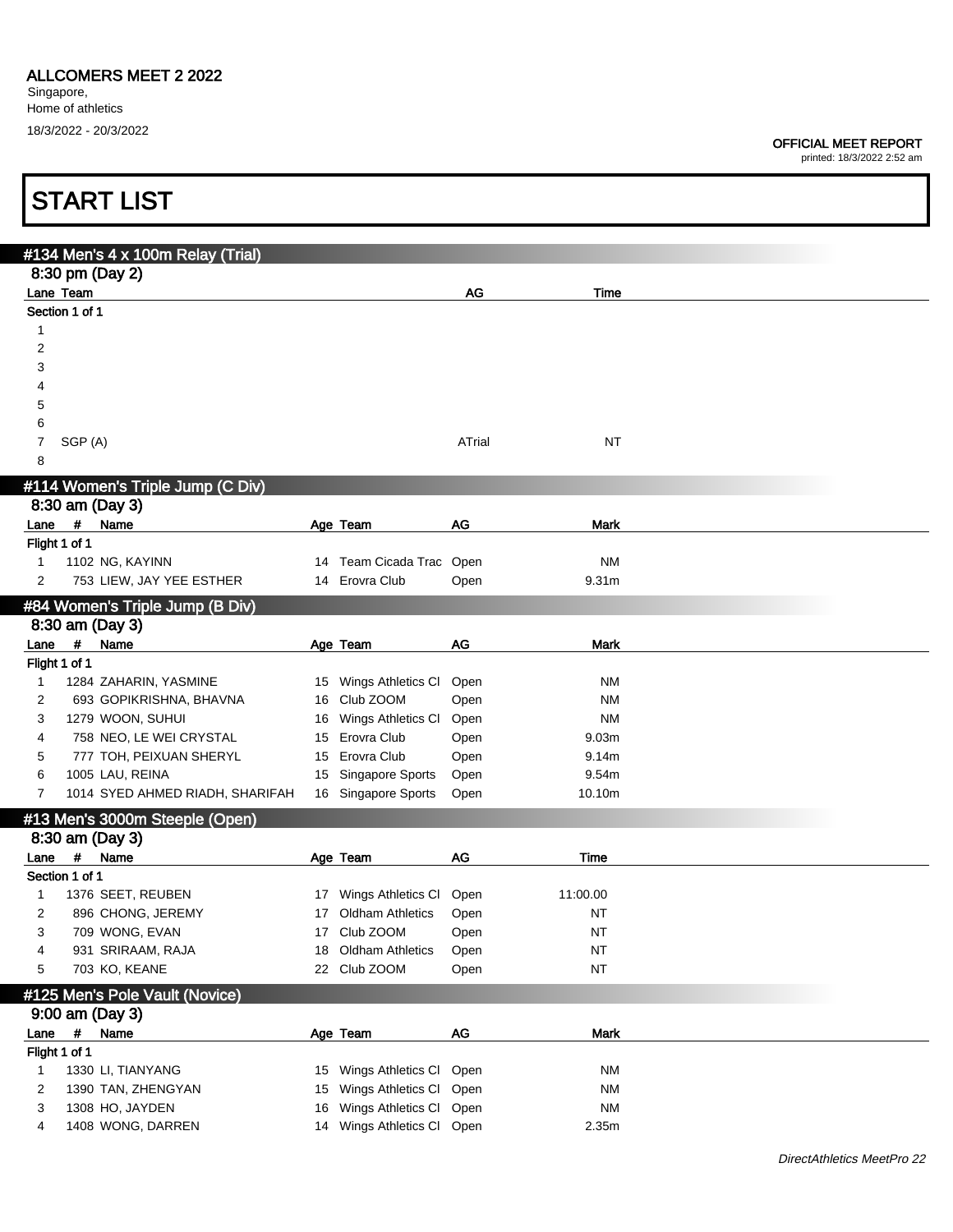## ALLCOMERS MEET 2 2022

Singapore,
Home of athletics
18/3/2022 - 20/3/2022

**OFFICIAL MEET REPORT**
printed: 18/3/2022 2:52 am

# START LIST

### #134 Men's 4 x 100m Relay (Trial)

8:30 pm (Day 2)

| Lane | Team | AG | Time |
|---|---|---|---|
| Section 1 of 1 | | | |
| 1 | | | |
| 2 | | | |
| 3 | | | |
| 4 | | | |
| 5 | | | |
| 6 | | | |
| 7 | SGP (A) | ATrial | NT |
| 8 | | | |

### #114 Women's Triple Jump (C Div)

8:30 am (Day 3)

| Lane | # | Name | Age | Team | AG | Mark |
|---|---|---|---|---|---|---|
| Flight 1 of 1 | | | | | | |
| 1 | 1102 | NG, KAYINN | 14 | Team Cicada Trac | Open | NM |
| 2 | 753 | LIEW, JAY YEE ESTHER | 14 | Erovra Club | Open | 9.31m |

### #84 Women's Triple Jump (B Div)

8:30 am (Day 3)

| Lane | # | Name | Age | Team | AG | Mark |
|---|---|---|---|---|---|---|
| Flight 1 of 1 | | | | | | |
| 1 | 1284 | ZAHARIN, YASMINE | 15 | Wings Athletics Cl | Open | NM |
| 2 | 693 | GOPIKRISHNA, BHAVNA | 16 | Club ZOOM | Open | NM |
| 3 | 1279 | WOON, SUHUI | 16 | Wings Athletics Cl | Open | NM |
| 4 | 758 | NEO, LE WEI CRYSTAL | 15 | Erovra Club | Open | 9.03m |
| 5 | 777 | TOH, PEIXUAN SHERYL | 15 | Erovra Club | Open | 9.14m |
| 6 | 1005 | LAU, REINA | 15 | Singapore Sports | Open | 9.54m |
| 7 | 1014 | SYED AHMED RIADH, SHARIFAH | 16 | Singapore Sports | Open | 10.10m |

### #13 Men's 3000m Steeple (Open)

8:30 am (Day 3)

| Lane | # | Name | Age | Team | AG | Time |
|---|---|---|---|---|---|---|
| Section 1 of 1 | | | | | | |
| 1 | 1376 | SEET, REUBEN | 17 | Wings Athletics Cl | Open | 11:00.00 |
| 2 | 896 | CHONG, JEREMY | 17 | Oldham Athletics | Open | NT |
| 3 | 709 | WONG, EVAN | 17 | Club ZOOM | Open | NT |
| 4 | 931 | SRIRAAM, RAJA | 18 | Oldham Athletics | Open | NT |
| 5 | 703 | KO, KEANE | 22 | Club ZOOM | Open | NT |

### #125 Men's Pole Vault (Novice)

9:00 am (Day 3)

| Lane | # | Name | Age | Team | AG | Mark |
|---|---|---|---|---|---|---|
| Flight 1 of 1 | | | | | | |
| 1 | 1330 | LI, TIANYANG | 15 | Wings Athletics Cl | Open | NM |
| 2 | 1390 | TAN, ZHENGYAN | 15 | Wings Athletics Cl | Open | NM |
| 3 | 1308 | HO, JAYDEN | 16 | Wings Athletics Cl | Open | NM |
| 4 | 1408 | WONG, DARREN | 14 | Wings Athletics Cl | Open | 2.35m |

*DirectAthletics MeetPro 22*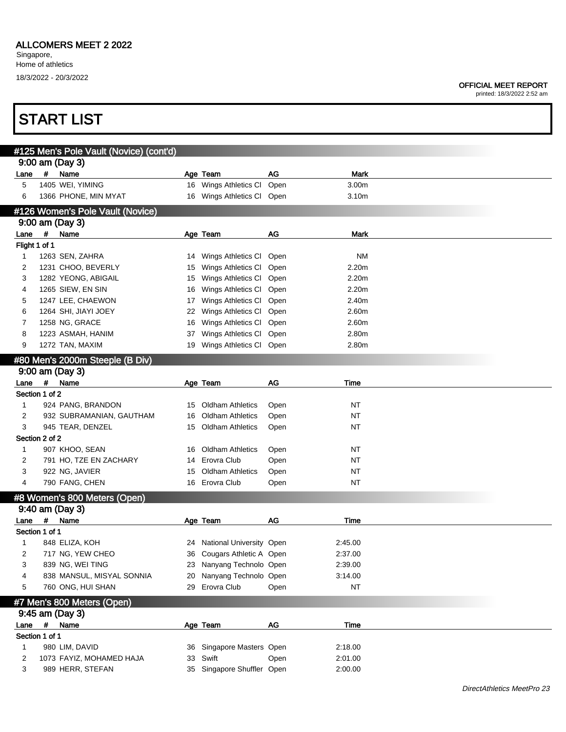## ALLCOMERS MEET 2 2022

Singapore,
Home of athletics
18/3/2022 - 20/3/2022

**OFFICIAL MEET REPORT**
printed: 18/3/2022 2:52 am

# START LIST

### #125 Men's Pole Vault (Novice) (cont'd)

9:00 am (Day 3)

| Lane | # | Name | Age | Team | AG | Mark |
|---|---|---|---|---|---|---|
| 5 | 1405 | WEI, YIMING | 16 | Wings Athletics Cl | Open | 3.00m |
| 6 | 1366 | PHONE, MIN MYAT | 16 | Wings Athletics Cl | Open | 3.10m |

### #126 Women's Pole Vault (Novice)

9:00 am (Day 3)

| Lane | # | Name | Age | Team | AG | Mark |
|---|---|---|---|---|---|---|
| Flight 1 of 1 | | | | | | |
| 1 | 1263 | SEN, ZAHRA | 14 | Wings Athletics Cl | Open | NM |
| 2 | 1231 | CHOO, BEVERLY | 15 | Wings Athletics Cl | Open | 2.20m |
| 3 | 1282 | YEONG, ABIGAIL | 15 | Wings Athletics Cl | Open | 2.20m |
| 4 | 1265 | SIEW, EN SIN | 16 | Wings Athletics Cl | Open | 2.20m |
| 5 | 1247 | LEE, CHAEWON | 17 | Wings Athletics Cl | Open | 2.40m |
| 6 | 1264 | SHI, JIAYI JOEY | 22 | Wings Athletics Cl | Open | 2.60m |
| 7 | 1258 | NG, GRACE | 16 | Wings Athletics Cl | Open | 2.60m |
| 8 | 1223 | ASMAH, HANIM | 37 | Wings Athletics Cl | Open | 2.80m |
| 9 | 1272 | TAN, MAXIM | 19 | Wings Athletics Cl | Open | 2.80m |

### #80 Men's 2000m Steeple (B Div)

9:00 am (Day 3)

| Lane | # | Name | Age | Team | AG | Time |
|---|---|---|---|---|---|---|
| Section 1 of 2 | | | | | | |
| 1 | 924 | PANG, BRANDON | 15 | Oldham Athletics | Open | NT |
| 2 | 932 | SUBRAMANIAN, GAUTHAM | 16 | Oldham Athletics | Open | NT |
| 3 | 945 | TEAR, DENZEL | 15 | Oldham Athletics | Open | NT |
| Section 2 of 2 | | | | | | |
| 1 | 907 | KHOO, SEAN | 16 | Oldham Athletics | Open | NT |
| 2 | 791 | HO, TZE EN ZACHARY | 14 | Erovra Club | Open | NT |
| 3 | 922 | NG, JAVIER | 15 | Oldham Athletics | Open | NT |
| 4 | 790 | FANG, CHEN | 16 | Erovra Club | Open | NT |

### #8 Women's 800 Meters (Open)

9:40 am (Day 3)

| Lane | # | Name | Age | Team | AG | Time |
|---|---|---|---|---|---|---|
| Section 1 of 1 | | | | | | |
| 1 | 848 | ELIZA, KOH | 24 | National University | Open | 2:45.00 |
| 2 | 717 | NG, YEW CHEO | 36 | Cougars Athletic A | Open | 2:37.00 |
| 3 | 839 | NG, WEI TING | 23 | Nanyang Technolo | Open | 2:39.00 |
| 4 | 838 | MANSUL, MISYAL SONNIA | 20 | Nanyang Technolo | Open | 3:14.00 |
| 5 | 760 | ONG, HUI SHAN | 29 | Erovra Club | Open | NT |

### #7 Men's 800 Meters (Open)

9:45 am (Day 3)

| Lane | # | Name | Age | Team | AG | Time |
|---|---|---|---|---|---|---|
| Section 1 of 1 | | | | | | |
| 1 | 980 | LIM, DAVID | 36 | Singapore Masters | Open | 2:18.00 |
| 2 | 1073 | FAYIZ, MOHAMED HAJA | 33 | Swift | Open | 2:01.00 |
| 3 | 989 | HERR, STEFAN | 35 | Singapore Shuffler | Open | 2:00.00 |

*DirectAthletics MeetPro 23*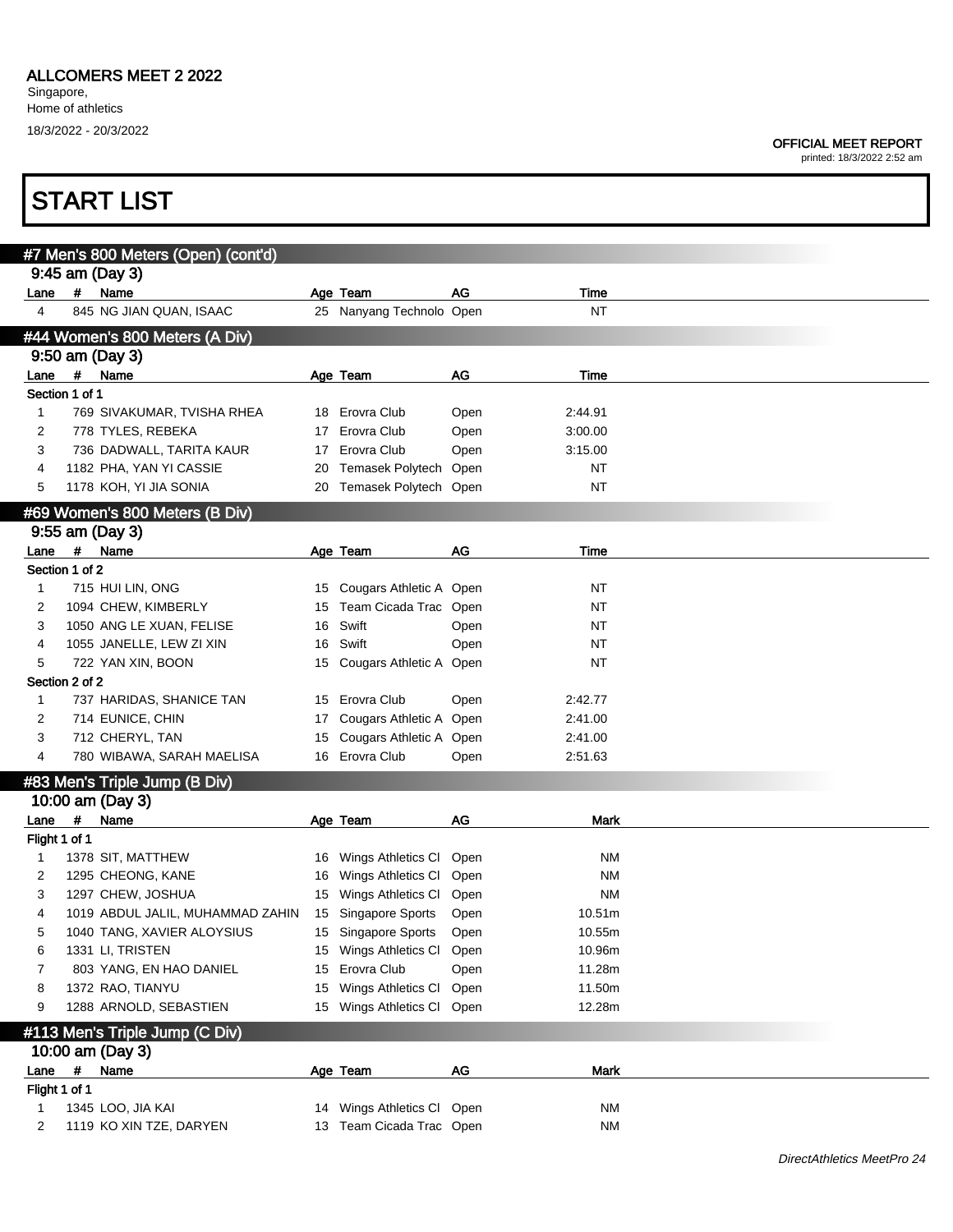ALLCOMERS MEET 2 2022

Singapore,
Home of athletics
18/3/2022 - 20/3/2022

OFFICIAL MEET REPORT
printed: 18/3/2022 2:52 am

# START LIST

## #7 Men's 800 Meters (Open) (cont'd)

### 9:45 am (Day 3)

| Lane | # | Name | Age | Team | AG | Time |
|---|---|---|---|---|---|---|
| 4 | 845 | NG JIAN QUAN, ISAAC | 25 | Nanyang Technolo | Open | NT |

## #44 Women's 800 Meters (A Div)

### 9:50 am (Day 3)

| Lane | # | Name | Age | Team | AG | Time |
|---|---|---|---|---|---|---|
| Section 1 of 1 | | | | | | |
| 1 | 769 | SIVAKUMAR, TVISHA RHEA | 18 | Erovra Club | Open | 2:44.91 |
| 2 | 778 | TYLES, REBEKA | 17 | Erovra Club | Open | 3:00.00 |
| 3 | 736 | DADWALL, TARITA KAUR | 17 | Erovra Club | Open | 3:15.00 |
| 4 | 1182 | PHA, YAN YI CASSIE | 20 | Temasek Polytech | Open | NT |
| 5 | 1178 | KOH, YI JIA SONIA | 20 | Temasek Polytech | Open | NT |

## #69 Women's 800 Meters (B Div)

### 9:55 am (Day 3)

| Lane | # | Name | Age | Team | AG | Time |
|---|---|---|---|---|---|---|
| Section 1 of 2 | | | | | | |
| 1 | 715 | HUI LIN, ONG | 15 | Cougars Athletic A | Open | NT |
| 2 | 1094 | CHEW, KIMBERLY | 15 | Team Cicada Trac | Open | NT |
| 3 | 1050 | ANG LE XUAN, FELISE | 16 | Swift | Open | NT |
| 4 | 1055 | JANELLE, LEW ZI XIN | 16 | Swift | Open | NT |
| 5 | 722 | YAN XIN, BOON | 15 | Cougars Athletic A | Open | NT |
| Section 2 of 2 | | | | | | |
| 1 | 737 | HARIDAS, SHANICE TAN | 15 | Erovra Club | Open | 2:42.77 |
| 2 | 714 | EUNICE, CHIN | 17 | Cougars Athletic A | Open | 2:41.00 |
| 3 | 712 | CHERYL, TAN | 15 | Cougars Athletic A | Open | 2:41.00 |
| 4 | 780 | WIBAWA, SARAH MAELISA | 16 | Erovra Club | Open | 2:51.63 |

## #83 Men's Triple Jump (B Div)

### 10:00 am (Day 3)

| Lane | # | Name | Age | Team | AG | Mark |
|---|---|---|---|---|---|---|
| Flight 1 of 1 | | | | | | |
| 1 | 1378 | SIT, MATTHEW | 16 | Wings Athletics Cl | Open | NM |
| 2 | 1295 | CHEONG, KANE | 16 | Wings Athletics Cl | Open | NM |
| 3 | 1297 | CHEW, JOSHUA | 15 | Wings Athletics Cl | Open | NM |
| 4 | 1019 | ABDUL JALIL, MUHAMMAD ZAHIN | 15 | Singapore Sports | Open | 10.51m |
| 5 | 1040 | TANG, XAVIER ALOYSIUS | 15 | Singapore Sports | Open | 10.55m |
| 6 | 1331 | LI, TRISTEN | 15 | Wings Athletics Cl | Open | 10.96m |
| 7 | 803 | YANG, EN HAO DANIEL | 15 | Erovra Club | Open | 11.28m |
| 8 | 1372 | RAO, TIANYU | 15 | Wings Athletics Cl | Open | 11.50m |
| 9 | 1288 | ARNOLD, SEBASTIEN | 15 | Wings Athletics Cl | Open | 12.28m |

## #113 Men's Triple Jump (C Div)

### 10:00 am (Day 3)

| Lane | # | Name | Age | Team | AG | Mark |
|---|---|---|---|---|---|---|
| Flight 1 of 1 | | | | | | |
| 1 | 1345 | LOO, JIA KAI | 14 | Wings Athletics Cl | Open | NM |
| 2 | 1119 | KO XIN TZE, DARYEN | 13 | Team Cicada Trac | Open | NM |

*DirectAthletics MeetPro 24*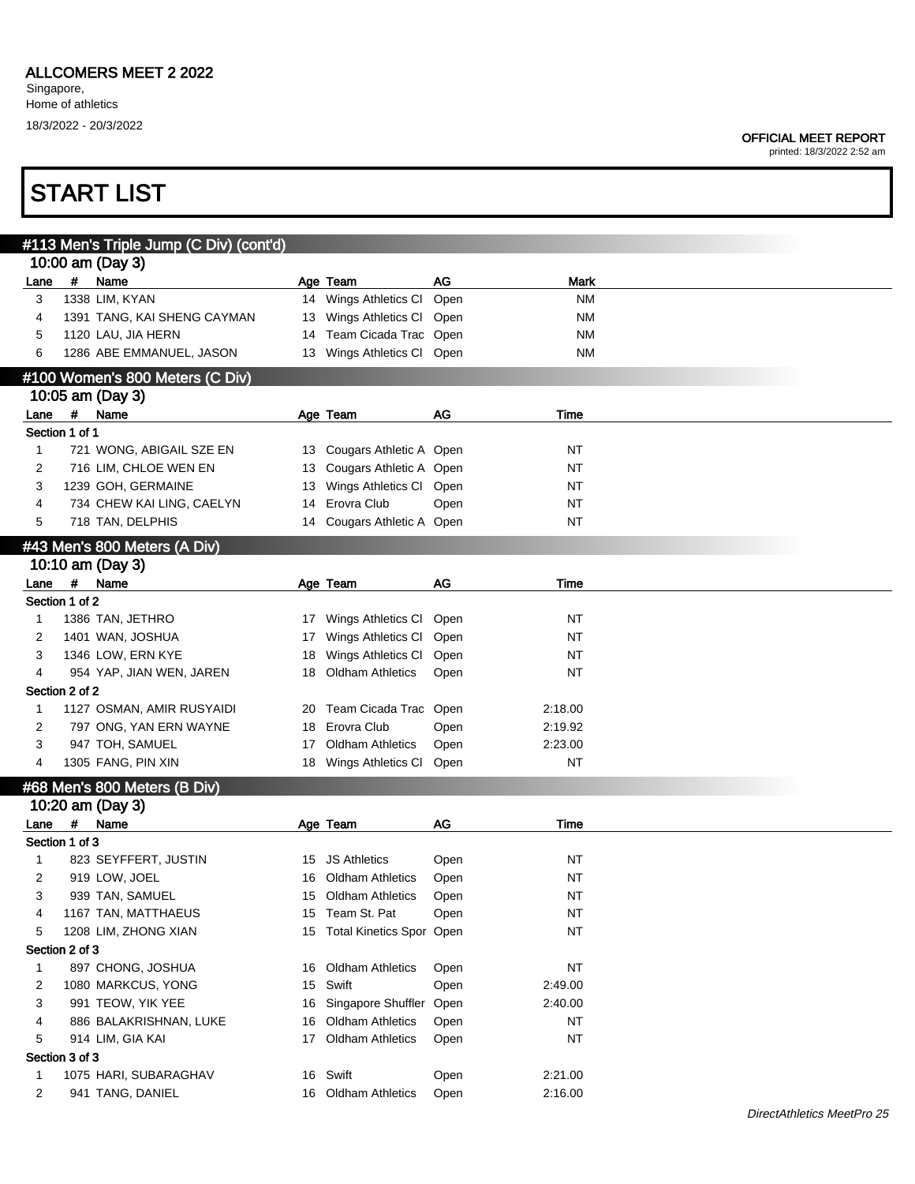ALLCOMERS MEET 2 2022

Singapore,
Home of athletics
18/3/2022 - 20/3/2022

OFFICIAL MEET REPORT
printed: 18/3/2022 2:52 am

# START LIST

## #113 Men's Triple Jump (C Div) (cont'd)

10:00 am (Day 3)

| Lane | # | Name | Age | Team | AG | Mark |
|---|---|---|---|---|---|---|
| 3 | 1338 | LIM, KYAN | 14 | Wings Athletics Cl | Open | NM |
| 4 | 1391 | TANG, KAI SHENG CAYMAN | 13 | Wings Athletics Cl | Open | NM |
| 5 | 1120 | LAU, JIA HERN | 14 | Team Cicada Trac | Open | NM |
| 6 | 1286 | ABE EMMANUEL, JASON | 13 | Wings Athletics Cl | Open | NM |

## #100 Women's 800 Meters (C Div)

10:05 am (Day 3)

| Lane | # | Name | Age | Team | AG | Time |
|---|---|---|---|---|---|---|
| Section 1 of 1 | | | | | | |
| 1 | 721 | WONG, ABIGAIL SZE EN | 13 | Cougars Athletic A | Open | NT |
| 2 | 716 | LIM, CHLOE WEN EN | 13 | Cougars Athletic A | Open | NT |
| 3 | 1239 | GOH, GERMAINE | 13 | Wings Athletics Cl | Open | NT |
| 4 | 734 | CHEW KAI LING, CAELYN | 14 | Erovra Club | Open | NT |
| 5 | 718 | TAN, DELPHIS | 14 | Cougars Athletic A | Open | NT |

## #43 Men's 800 Meters (A Div)

10:10 am (Day 3)

| Lane | # | Name | Age | Team | AG | Time |
|---|---|---|---|---|---|---|
| Section 1 of 2 | | | | | | |
| 1 | 1386 | TAN, JETHRO | 17 | Wings Athletics Cl | Open | NT |
| 2 | 1401 | WAN, JOSHUA | 17 | Wings Athletics Cl | Open | NT |
| 3 | 1346 | LOW, ERN KYE | 18 | Wings Athletics Cl | Open | NT |
| 4 | 954 | YAP, JIAN WEN, JAREN | 18 | Oldham Athletics | Open | NT |
| Section 2 of 2 | | | | | | |
| 1 | 1127 | OSMAN, AMIR RUSYAIDI | 20 | Team Cicada Trac | Open | 2:18.00 |
| 2 | 797 | ONG, YAN ERN WAYNE | 18 | Erovra Club | Open | 2:19.92 |
| 3 | 947 | TOH, SAMUEL | 17 | Oldham Athletics | Open | 2:23.00 |
| 4 | 1305 | FANG, PIN XIN | 18 | Wings Athletics Cl | Open | NT |

## #68 Men's 800 Meters (B Div)

10:20 am (Day 3)

| Lane | # | Name | Age | Team | AG | Time |
|---|---|---|---|---|---|---|
| Section 1 of 3 | | | | | | |
| 1 | 823 | SEYFFERT, JUSTIN | 15 | JS Athletics | Open | NT |
| 2 | 919 | LOW, JOEL | 16 | Oldham Athletics | Open | NT |
| 3 | 939 | TAN, SAMUEL | 15 | Oldham Athletics | Open | NT |
| 4 | 1167 | TAN, MATTHAEUS | 15 | Team St. Pat | Open | NT |
| 5 | 1208 | LIM, ZHONG XIAN | 15 | Total Kinetics Spor | Open | NT |
| Section 2 of 3 | | | | | | |
| 1 | 897 | CHONG, JOSHUA | 16 | Oldham Athletics | Open | NT |
| 2 | 1080 | MARKCUS, YONG | 15 | Swift | Open | 2:49.00 |
| 3 | 991 | TEOW, YIK YEE | 16 | Singapore Shuffler | Open | 2:40.00 |
| 4 | 886 | BALAKRISHNAN, LUKE | 16 | Oldham Athletics | Open | NT |
| 5 | 914 | LIM, GIA KAI | 17 | Oldham Athletics | Open | NT |
| Section 3 of 3 | | | | | | |
| 1 | 1075 | HARI, SUBARAGHAV | 16 | Swift | Open | 2:21.00 |
| 2 | 941 | TANG, DANIEL | 16 | Oldham Athletics | Open | 2:16.00 |

DirectAthletics MeetPro 25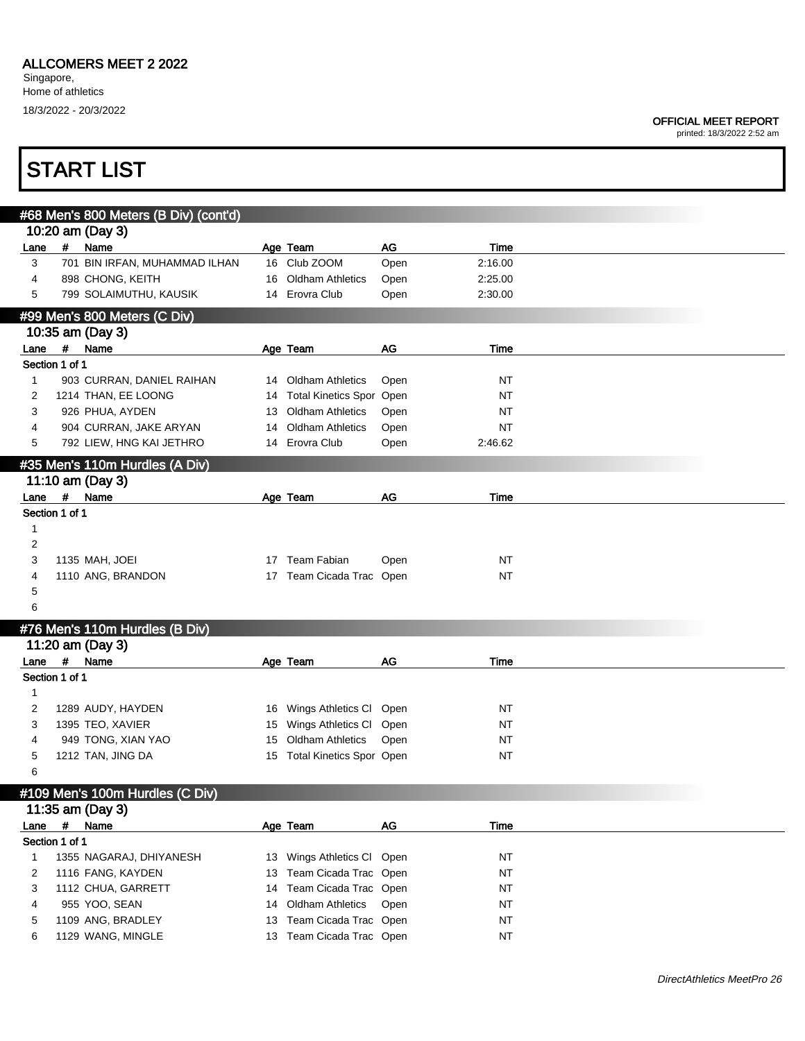ALLCOMERS MEET 2 2022

Singapore,
Home of athletics
18/3/2022 - 20/3/2022

OFFICIAL MEET REPORT
printed: 18/3/2022 2:52 am

# START LIST

## #68 Men's 800 Meters (B Div) (cont'd)

10:20 am (Day 3)

| Lane | # | Name | Age | Team | AG | Time |
|---|---|---|---|---|---|---|
| 3 | 701 | BIN IRFAN, MUHAMMAD ILHAN | 16 | Club ZOOM | Open | 2:16.00 |
| 4 | 898 | CHONG, KEITH | 16 | Oldham Athletics | Open | 2:25.00 |
| 5 | 799 | SOLAIMUTHU, KAUSIK | 14 | Erovra Club | Open | 2:30.00 |

## #99 Men's 800 Meters (C Div)

10:35 am (Day 3)

| Lane | # | Name | Age | Team | AG | Time |
|---|---|---|---|---|---|---|
| Section 1 of 1 | | | | | | |
| 1 | 903 | CURRAN, DANIEL RAIHAN | 14 | Oldham Athletics | Open | NT |
| 2 | 1214 | THAN, EE LOONG | 14 | Total Kinetics Spor | Open | NT |
| 3 | 926 | PHUA, AYDEN | 13 | Oldham Athletics | Open | NT |
| 4 | 904 | CURRAN, JAKE ARYAN | 14 | Oldham Athletics | Open | NT |
| 5 | 792 | LIEW, HNG KAI JETHRO | 14 | Erovra Club | Open | 2:46.62 |

## #35 Men's 110m Hurdles (A Div)

11:10 am (Day 3)

| Lane | # | Name | Age | Team | AG | Time |
|---|---|---|---|---|---|---|
| Section 1 of 1 | | | | | | |
| 1 | | | | | | |
| 2 | | | | | | |
| 3 | 1135 | MAH, JOEI | 17 | Team Fabian | Open | NT |
| 4 | 1110 | ANG, BRANDON | 17 | Team Cicada Trac | Open | NT |
| 5 | | | | | | |
| 6 | | | | | | |

## #76 Men's 110m Hurdles (B Div)

11:20 am (Day 3)

| Lane | # | Name | Age | Team | AG | Time |
|---|---|---|---|---|---|---|
| Section 1 of 1 | | | | | | |
| 1 | | | | | | |
| 2 | 1289 | AUDY, HAYDEN | 16 | Wings Athletics Cl | Open | NT |
| 3 | 1395 | TEO, XAVIER | 15 | Wings Athletics Cl | Open | NT |
| 4 | 949 | TONG, XIAN YAO | 15 | Oldham Athletics | Open | NT |
| 5 | 1212 | TAN, JING DA | 15 | Total Kinetics Spor | Open | NT |
| 6 | | | | | | |

## #109 Men's 100m Hurdles (C Div)

11:35 am (Day 3)

| Lane | # | Name | Age | Team | AG | Time |
|---|---|---|---|---|---|---|
| Section 1 of 1 | | | | | | |
| 1 | 1355 | NAGARAJ, DHIYANESH | 13 | Wings Athletics Cl | Open | NT |
| 2 | 1116 | FANG, KAYDEN | 13 | Team Cicada Trac | Open | NT |
| 3 | 1112 | CHUA, GARRETT | 14 | Team Cicada Trac | Open | NT |
| 4 | 955 | YOO, SEAN | 14 | Oldham Athletics | Open | NT |
| 5 | 1109 | ANG, BRADLEY | 13 | Team Cicada Trac | Open | NT |
| 6 | 1129 | WANG, MINGLE | 13 | Team Cicada Trac | Open | NT |

*DirectAthletics MeetPro 26*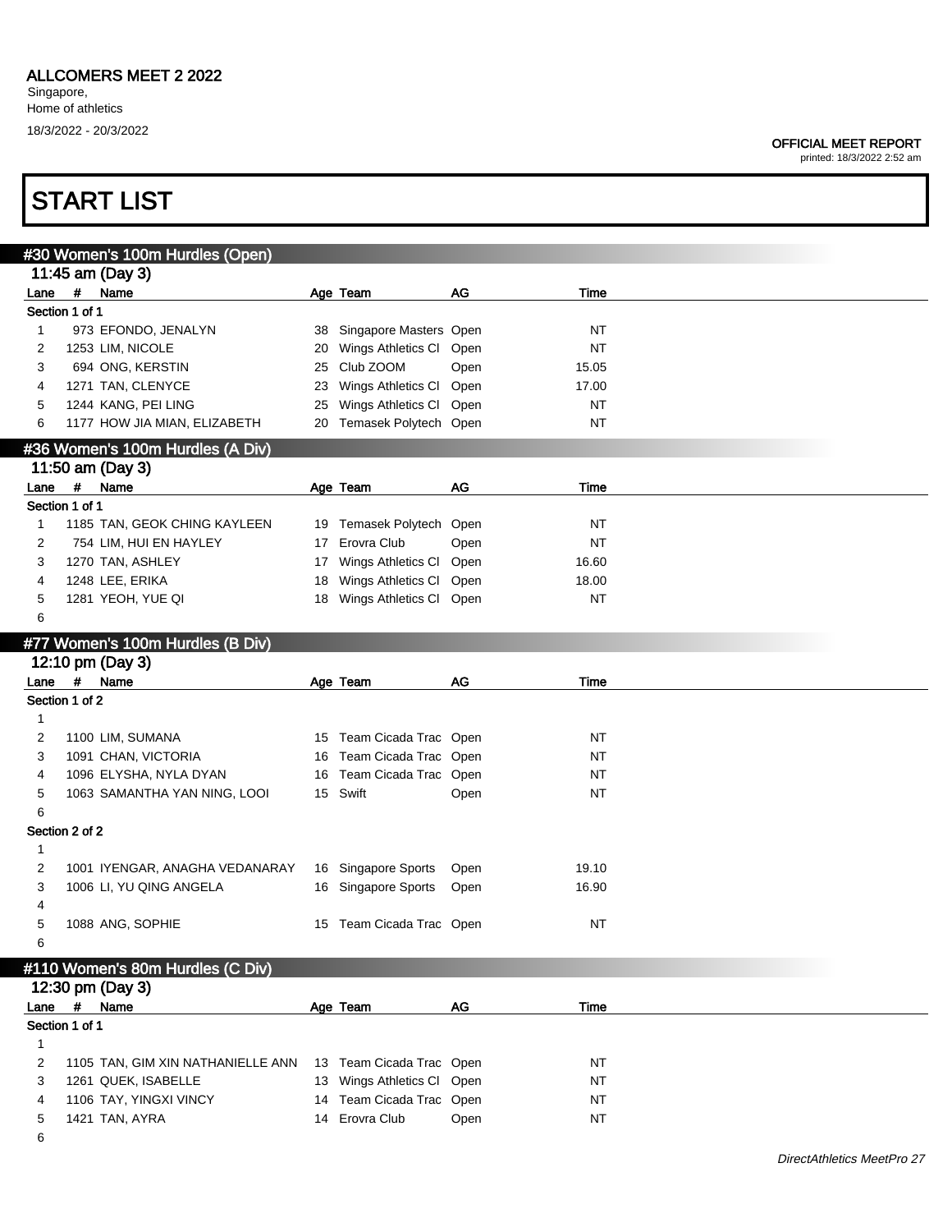**ALLCOMERS MEET 2 2022**
Singapore,
Home of athletics
18/3/2022 - 20/3/2022

**OFFICIAL MEET REPORT**
printed: 18/3/2022 2:52 am

# START LIST

## #30 Women's 100m Hurdles (Open)

11:45 am (Day 3)

| Lane | # | Name | Age | Team | AG | Time |
|---|---|---|---|---|---|---|
| **Section 1 of 1** | | | | | | |
| 1 | 973 | EFONDO, JENALYN | 38 | Singapore Masters | Open | NT |
| 2 | 1253 | LIM, NICOLE | 20 | Wings Athletics Cl | Open | NT |
| 3 | 694 | ONG, KERSTIN | 25 | Club ZOOM | Open | 15.05 |
| 4 | 1271 | TAN, CLENYCE | 23 | Wings Athletics Cl | Open | 17.00 |
| 5 | 1244 | KANG, PEI LING | 25 | Wings Athletics Cl | Open | NT |
| 6 | 1177 | HOW JIA MIAN, ELIZABETH | 20 | Temasek Polytech | Open | NT |

## #36 Women's 100m Hurdles (A Div)

11:50 am (Day 3)

| Lane | # | Name | Age | Team | AG | Time |
|---|---|---|---|---|---|---|
| **Section 1 of 1** | | | | | | |
| 1 | 1185 | TAN, GEOK CHING KAYLEEN | 19 | Temasek Polytech | Open | NT |
| 2 | 754 | LIM, HUI EN HAYLEY | 17 | Erovra Club | Open | NT |
| 3 | 1270 | TAN, ASHLEY | 17 | Wings Athletics Cl | Open | 16.60 |
| 4 | 1248 | LEE, ERIKA | 18 | Wings Athletics Cl | Open | 18.00 |
| 5 | 1281 | YEOH, YUE QI | 18 | Wings Athletics Cl | Open | NT |
| 6 | | | | | | |

## #77 Women's 100m Hurdles (B Div)

12:10 pm (Day 3)

| Lane | # | Name | Age | Team | AG | Time |
|---|---|---|---|---|---|---|
| **Section 1 of 2** | | | | | | |
| 1 | | | | | | |
| 2 | 1100 | LIM, SUMANA | 15 | Team Cicada Trac | Open | NT |
| 3 | 1091 | CHAN, VICTORIA | 16 | Team Cicada Trac | Open | NT |
| 4 | 1096 | ELYSHA, NYLA DYAN | 16 | Team Cicada Trac | Open | NT |
| 5 | 1063 | SAMANTHA YAN NING, LOOI | 15 | Swift | Open | NT |
| 6 | | | | | | |
| **Section 2 of 2** | | | | | | |
| 1 | | | | | | |
| 2 | 1001 | IYENGAR, ANAGHA VEDANARAY | 16 | Singapore Sports | Open | 19.10 |
| 3 | 1006 | LI, YU QING ANGELA | 16 | Singapore Sports | Open | 16.90 |
| 4 | | | | | | |
| 5 | 1088 | ANG, SOPHIE | 15 | Team Cicada Trac | Open | NT |
| 6 | | | | | | |

## #110 Women's 80m Hurdles (C Div)

12:30 pm (Day 3)

| Lane | # | Name | Age | Team | AG | Time |
|---|---|---|---|---|---|---|
| **Section 1 of 1** | | | | | | |
| 1 | | | | | | |
| 2 | 1105 | TAN, GIM XIN NATHANIELLE ANN | 13 | Team Cicada Trac | Open | NT |
| 3 | 1261 | QUEK, ISABELLE | 13 | Wings Athletics Cl | Open | NT |
| 4 | 1106 | TAY, YINGXI VINCY | 14 | Team Cicada Trac | Open | NT |
| 5 | 1421 | TAN, AYRA | 14 | Erovra Club | Open | NT |
| 6 | | | | | | |

*DirectAthletics MeetPro 27*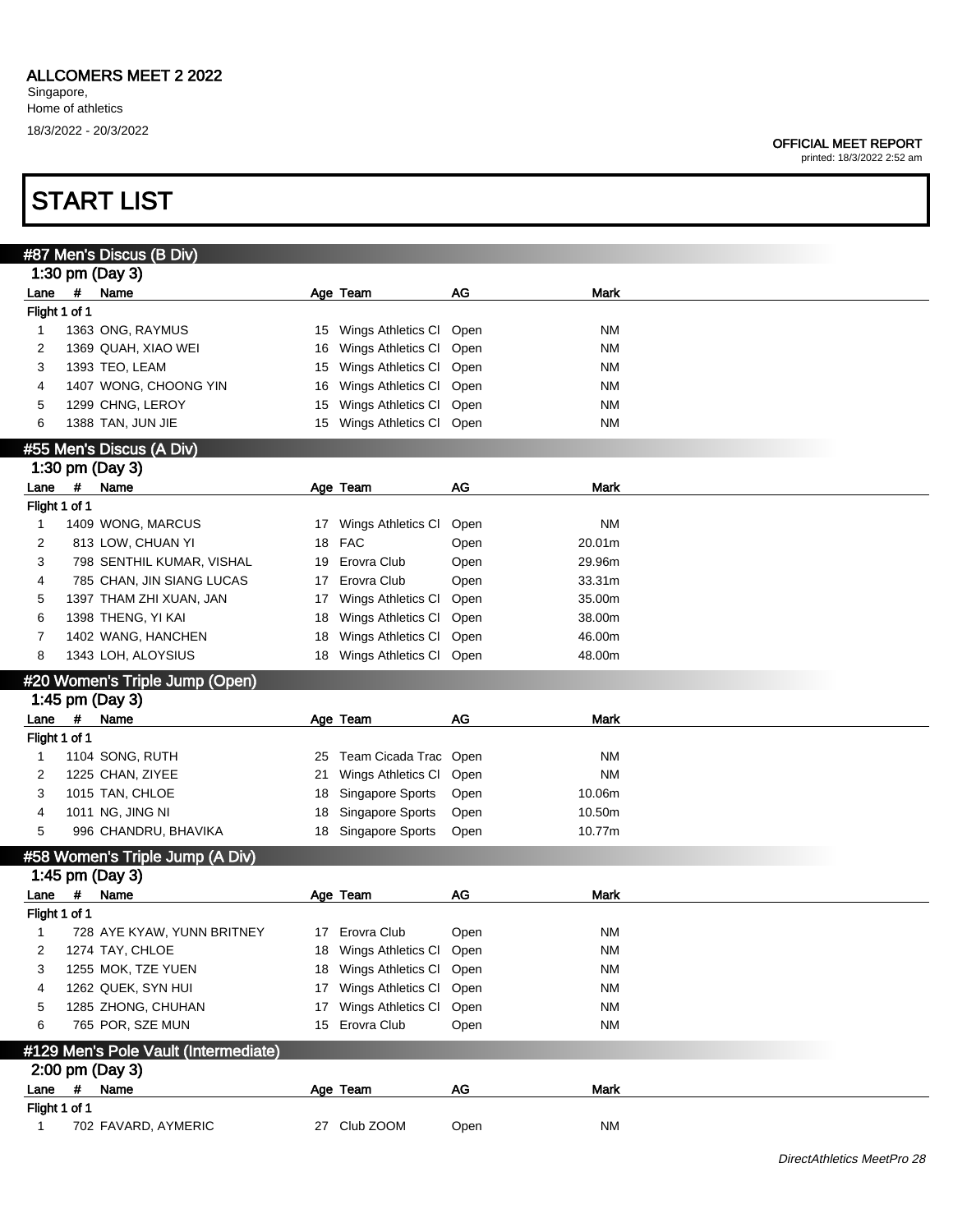ALLCOMERS MEET 2 2022

Singapore,
Home of athletics

18/3/2022 - 20/3/2022

OFFICIAL MEET REPORT
printed: 18/3/2022 2:52 am

# START LIST

## #87 Men's Discus (B Div)

### 1:30 pm (Day 3)

| Lane | # | Name | Age | Team | AG | Mark |
|---|---|---|---|---|---|---|
| Flight 1 of 1 | | | | | | |
| 1 | 1363 | ONG, RAYMUS | 15 | Wings Athletics Cl | Open | NM |
| 2 | 1369 | QUAH, XIAO WEI | 16 | Wings Athletics Cl | Open | NM |
| 3 | 1393 | TEO, LEAM | 15 | Wings Athletics Cl | Open | NM |
| 4 | 1407 | WONG, CHOONG YIN | 16 | Wings Athletics Cl | Open | NM |
| 5 | 1299 | CHNG, LEROY | 15 | Wings Athletics Cl | Open | NM |
| 6 | 1388 | TAN, JUN JIE | 15 | Wings Athletics Cl | Open | NM |

## #55 Men's Discus (A Div)

### 1:30 pm (Day 3)

| Lane | # | Name | Age | Team | AG | Mark |
|---|---|---|---|---|---|---|
| Flight 1 of 1 | | | | | | |
| 1 | 1409 | WONG, MARCUS | 17 | Wings Athletics Cl | Open | NM |
| 2 | 813 | LOW, CHUAN YI | 18 | FAC | Open | 20.01m |
| 3 | 798 | SENTHIL KUMAR, VISHAL | 19 | Erovra Club | Open | 29.96m |
| 4 | 785 | CHAN, JIN SIANG LUCAS | 17 | Erovra Club | Open | 33.31m |
| 5 | 1397 | THAM ZHI XUAN, JAN | 17 | Wings Athletics Cl | Open | 35.00m |
| 6 | 1398 | THENG, YI KAI | 18 | Wings Athletics Cl | Open | 38.00m |
| 7 | 1402 | WANG, HANCHEN | 18 | Wings Athletics Cl | Open | 46.00m |
| 8 | 1343 | LOH, ALOYSIUS | 18 | Wings Athletics Cl | Open | 48.00m |

## #20 Women's Triple Jump (Open)

### 1:45 pm (Day 3)

| Lane | # | Name | Age | Team | AG | Mark |
|---|---|---|---|---|---|---|
| Flight 1 of 1 | | | | | | |
| 1 | 1104 | SONG, RUTH | 25 | Team Cicada Trac | Open | NM |
| 2 | 1225 | CHAN, ZIYEE | 21 | Wings Athletics Cl | Open | NM |
| 3 | 1015 | TAN, CHLOE | 18 | Singapore Sports | Open | 10.06m |
| 4 | 1011 | NG, JING NI | 18 | Singapore Sports | Open | 10.50m |
| 5 | 996 | CHANDRU, BHAVIKA | 18 | Singapore Sports | Open | 10.77m |

## #58 Women's Triple Jump (A Div)

### 1:45 pm (Day 3)

| Lane | # | Name | Age | Team | AG | Mark |
|---|---|---|---|---|---|---|
| Flight 1 of 1 | | | | | | |
| 1 | 728 | AYE KYAW, YUNN BRITNEY | 17 | Erovra Club | Open | NM |
| 2 | 1274 | TAY, CHLOE | 18 | Wings Athletics Cl | Open | NM |
| 3 | 1255 | MOK, TZE YUEN | 18 | Wings Athletics Cl | Open | NM |
| 4 | 1262 | QUEK, SYN HUI | 17 | Wings Athletics Cl | Open | NM |
| 5 | 1285 | ZHONG, CHUHAN | 17 | Wings Athletics Cl | Open | NM |
| 6 | 765 | POR, SZE MUN | 15 | Erovra Club | Open | NM |

## #129 Men's Pole Vault (Intermediate)

### 2:00 pm (Day 3)

| Lane | # | Name | Age | Team | AG | Mark |
|---|---|---|---|---|---|---|
| Flight 1 of 1 | | | | | | |
| 1 | 702 | FAVARD, AYMERIC | 27 | Club ZOOM | Open | NM |

*DirectAthletics MeetPro 28*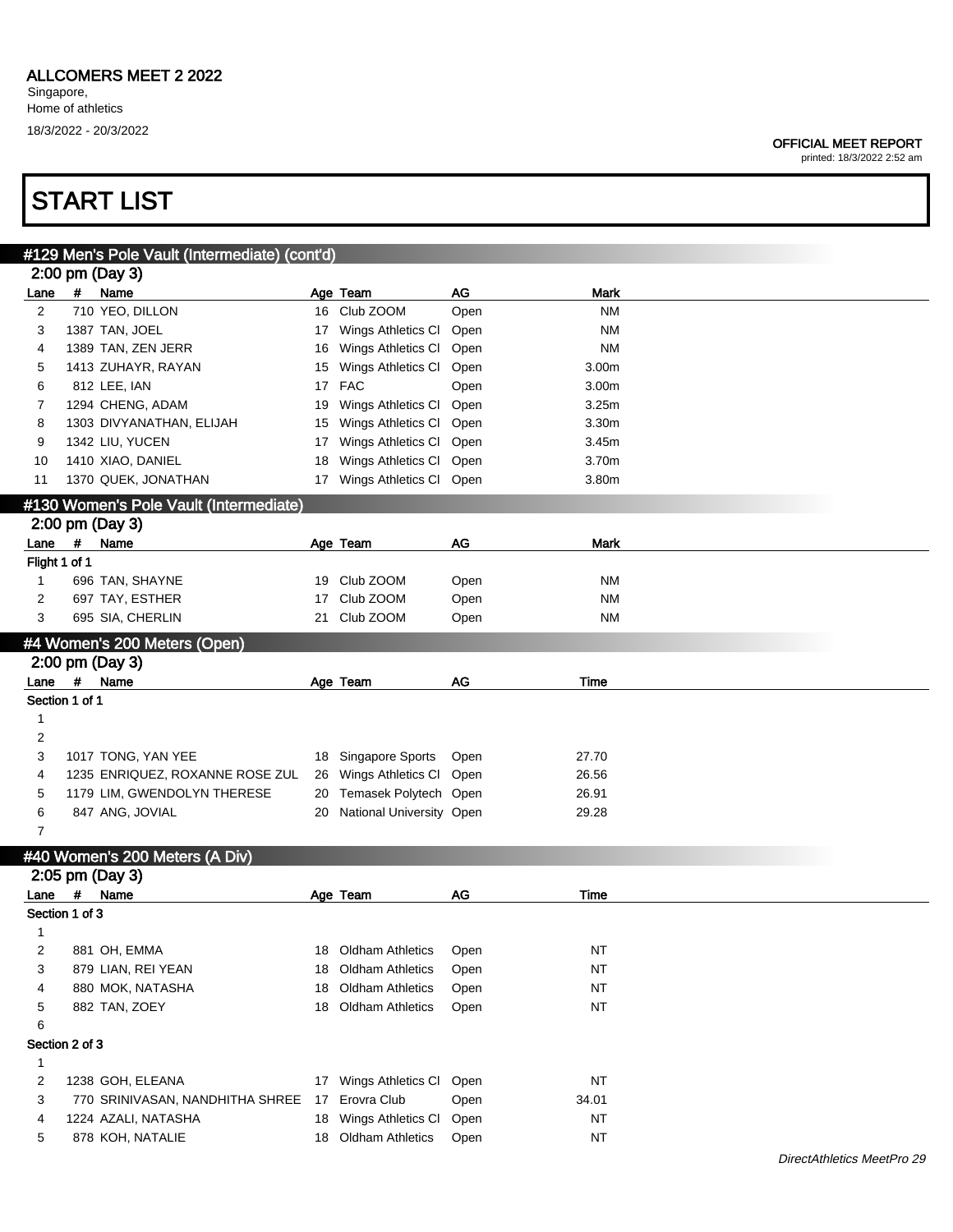# ALLCOMERS MEET 2 2022

Singapore,
Home of athletics
18/3/2022 - 20/3/2022

**OFFICIAL MEET REPORT**
printed: 18/3/2022 2:52 am

# START LIST

## #129 Men's Pole Vault (Intermediate) (cont'd)

### 2:00 pm (Day 3)

| Lane | # | Name | Age | Team | AG | Mark |
|---|---|---|---|---|---|---|
| 2 | 710 | YEO, DILLON | 16 | Club ZOOM | Open | NM |
| 3 | 1387 | TAN, JOEL | 17 | Wings Athletics Cl | Open | NM |
| 4 | 1389 | TAN, ZEN JERR | 16 | Wings Athletics Cl | Open | NM |
| 5 | 1413 | ZUHAYR, RAYAN | 15 | Wings Athletics Cl | Open | 3.00m |
| 6 | 812 | LEE, IAN | 17 | FAC | Open | 3.00m |
| 7 | 1294 | CHENG, ADAM | 19 | Wings Athletics Cl | Open | 3.25m |
| 8 | 1303 | DIVYANATHAN, ELIJAH | 15 | Wings Athletics Cl | Open | 3.30m |
| 9 | 1342 | LIU, YUCEN | 17 | Wings Athletics Cl | Open | 3.45m |
| 10 | 1410 | XIAO, DANIEL | 18 | Wings Athletics Cl | Open | 3.70m |
| 11 | 1370 | QUEK, JONATHAN | 17 | Wings Athletics Cl | Open | 3.80m |

## #130 Women's Pole Vault (Intermediate)

### 2:00 pm (Day 3)

| Lane | # | Name | Age | Team | AG | Mark |
|---|---|---|---|---|---|---|
| **Flight 1 of 1** | | | | | | |
| 1 | 696 | TAN, SHAYNE | 19 | Club ZOOM | Open | NM |
| 2 | 697 | TAY, ESTHER | 17 | Club ZOOM | Open | NM |
| 3 | 695 | SIA, CHERLIN | 21 | Club ZOOM | Open | NM |

## #4 Women's 200 Meters (Open)

### 2:00 pm (Day 3)

| Lane | # | Name | Age | Team | AG | Time |
|---|---|---|---|---|---|---|
| **Section 1 of 1** | | | | | | |
| 1 | | | | | | |
| 2 | | | | | | |
| 3 | 1017 | TONG, YAN YEE | 18 | Singapore Sports | Open | 27.70 |
| 4 | 1235 | ENRIQUEZ, ROXANNE ROSE ZUL | 26 | Wings Athletics Cl | Open | 26.56 |
| 5 | 1179 | LIM, GWENDOLYN THERESE | 20 | Temasek Polytech | Open | 26.91 |
| 6 | 847 | ANG, JOVIAL | 20 | National University | Open | 29.28 |
| 7 | | | | | | |

## #40 Women's 200 Meters (A Div)

### 2:05 pm (Day 3)

| Lane | # | Name | Age | Team | AG | Time |
|---|---|---|---|---|---|---|
| **Section 1 of 3** | | | | | | |
| 1 | | | | | | |
| 2 | 881 | OH, EMMA | 18 | Oldham Athletics | Open | NT |
| 3 | 879 | LIAN, REI YEAN | 18 | Oldham Athletics | Open | NT |
| 4 | 880 | MOK, NATASHA | 18 | Oldham Athletics | Open | NT |
| 5 | 882 | TAN, ZOEY | 18 | Oldham Athletics | Open | NT |
| 6 | | | | | | |
| **Section 2 of 3** | | | | | | |
| 1 | | | | | | |
| 2 | 1238 | GOH, ELEANA | 17 | Wings Athletics Cl | Open | NT |
| 3 | 770 | SRINIVASAN, NANDHITHA SHREE | 17 | Erovra Club | Open | 34.01 |
| 4 | 1224 | AZALI, NATASHA | 18 | Wings Athletics Cl | Open | NT |
| 5 | 878 | KOH, NATALIE | 18 | Oldham Athletics | Open | NT |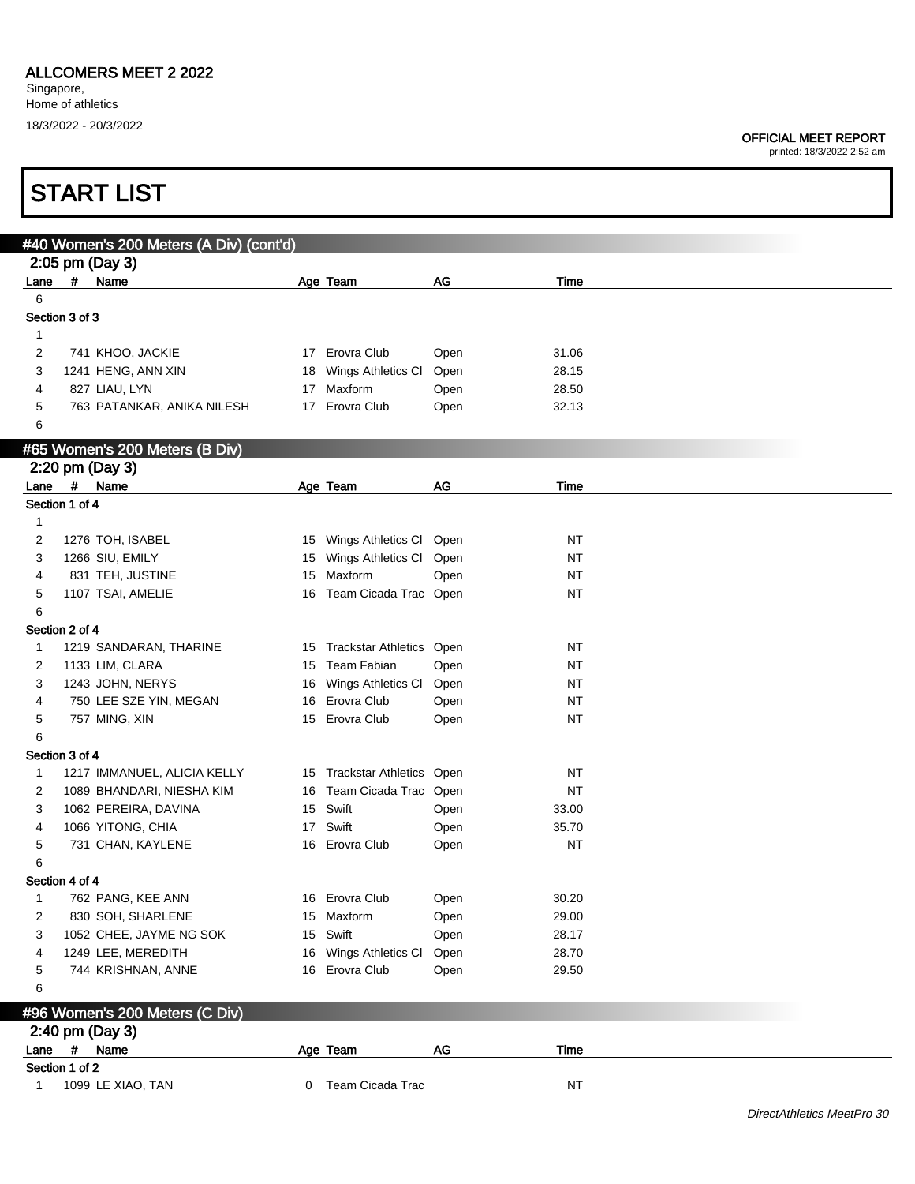## ALLCOMERS MEET 2 2022

Singapore,
Home of athletics
18/3/2022 - 20/3/2022

**OFFICIAL MEET REPORT**
printed: 18/3/2022 2:52 am

# START LIST

### #40 Women's 200 Meters (A Div) (cont'd)

2:05 pm (Day 3)

| Lane | # | Name | Age | Team | AG | Time |
|---|---|---|---|---|---|---|
| 6 | | | | | | |
| **Section 3 of 3** | | | | | | |
| 1 | | | | | | |
| 2 | 741 | KHOO, JACKIE | 17 | Erovra Club | Open | 31.06 |
| 3 | 1241 | HENG, ANN XIN | 18 | Wings Athletics Cl | Open | 28.15 |
| 4 | 827 | LIAU, LYN | 17 | Maxform | Open | 28.50 |
| 5 | 763 | PATANKAR, ANIKA NILESH | 17 | Erovra Club | Open | 32.13 |
| 6 | | | | | | |

### #65 Women's 200 Meters (B Div)

2:20 pm (Day 3)

| Lane | # | Name | Age | Team | AG | Time |
|---|---|---|---|---|---|---|
| **Section 1 of 4** | | | | | | |
| 1 | | | | | | |
| 2 | 1276 | TOH, ISABEL | 15 | Wings Athletics Cl | Open | NT |
| 3 | 1266 | SIU, EMILY | 15 | Wings Athletics Cl | Open | NT |
| 4 | 831 | TEH, JUSTINE | 15 | Maxform | Open | NT |
| 5 | 1107 | TSAI, AMELIE | 16 | Team Cicada Trac | Open | NT |
| 6 | | | | | | |
| **Section 2 of 4** | | | | | | |
| 1 | 1219 | SANDARAN, THARINE | 15 | Trackstar Athletics | Open | NT |
| 2 | 1133 | LIM, CLARA | 15 | Team Fabian | Open | NT |
| 3 | 1243 | JOHN, NERYS | 16 | Wings Athletics Cl | Open | NT |
| 4 | 750 | LEE SZE YIN, MEGAN | 16 | Erovra Club | Open | NT |
| 5 | 757 | MING, XIN | 15 | Erovra Club | Open | NT |
| 6 | | | | | | |
| **Section 3 of 4** | | | | | | |
| 1 | 1217 | IMMANUEL, ALICIA KELLY | 15 | Trackstar Athletics | Open | NT |
| 2 | 1089 | BHANDARI, NIESHA KIM | 16 | Team Cicada Trac | Open | NT |
| 3 | 1062 | PEREIRA, DAVINA | 15 | Swift | Open | 33.00 |
| 4 | 1066 | YITONG, CHIA | 17 | Swift | Open | 35.70 |
| 5 | 731 | CHAN, KAYLENE | 16 | Erovra Club | Open | NT |
| 6 | | | | | | |
| **Section 4 of 4** | | | | | | |
| 1 | 762 | PANG, KEE ANN | 16 | Erovra Club | Open | 30.20 |
| 2 | 830 | SOH, SHARLENE | 15 | Maxform | Open | 29.00 |
| 3 | 1052 | CHEE, JAYME NG SOK | 15 | Swift | Open | 28.17 |
| 4 | 1249 | LEE, MEREDITH | 16 | Wings Athletics Cl | Open | 28.70 |
| 5 | 744 | KRISHNAN, ANNE | 16 | Erovra Club | Open | 29.50 |
| 6 | | | | | | |

### #96 Women's 200 Meters (C Div)

2:40 pm (Day 3)

| Lane | # | Name | Age | Team | AG | Time |
|---|---|---|---|---|---|---|
| **Section 1 of 2** | | | | | | |
| 1 | 1099 | LE XIAO, TAN | 0 | Team Cicada Trac | | NT |

*DirectAthletics MeetPro 30*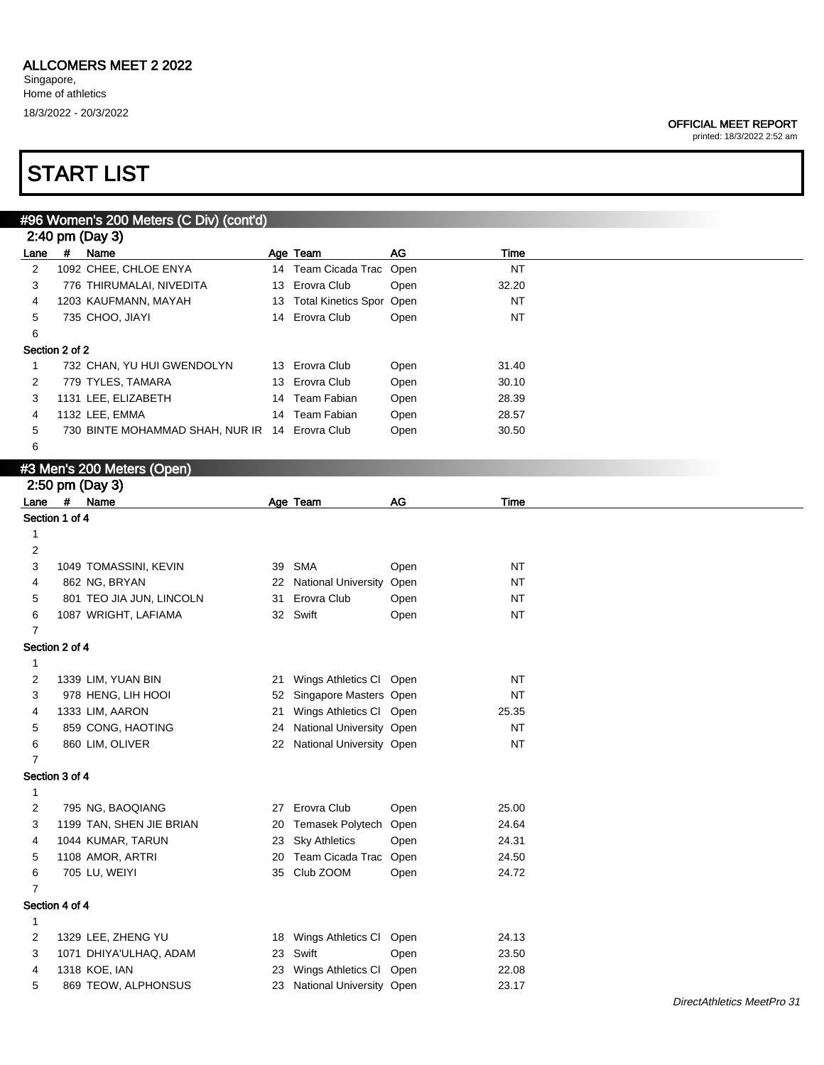# ALLCOMERS MEET 2 2022

Singapore,
Home of athletics
18/3/2022 - 20/3/2022

**OFFICIAL MEET REPORT**
printed: 18/3/2022 2:52 am

# START LIST

## #96 Women's 200 Meters (C Div) (cont'd)

2:40 pm (Day 3)

| Lane | # | Name | Age | Team | AG | Time |
|---|---|---|---|---|---|---|
| 2 | 1092 | CHEE, CHLOE ENYA | 14 | Team Cicada Trac | Open | NT |
| 3 | 776 | THIRUMALAI, NIVEDITA | 13 | Erovra Club | Open | 32.20 |
| 4 | 1203 | KAUFMANN, MAYAH | 13 | Total Kinetics Spor | Open | NT |
| 5 | 735 | CHOO, JIAYI | 14 | Erovra Club | Open | NT |
| 6 | | | | | | |
| **Section 2 of 2** | | | | | | |
| 1 | 732 | CHAN, YU HUI GWENDOLYN | 13 | Erovra Club | Open | 31.40 |
| 2 | 779 | TYLES, TAMARA | 13 | Erovra Club | Open | 30.10 |
| 3 | 1131 | LEE, ELIZABETH | 14 | Team Fabian | Open | 28.39 |
| 4 | 1132 | LEE, EMMA | 14 | Team Fabian | Open | 28.57 |
| 5 | 730 | BINTE MOHAMMAD SHAH, NUR IR | 14 | Erovra Club | Open | 30.50 |
| 6 | | | | | | |

## #3 Men's 200 Meters (Open)

2:50 pm (Day 3)

| Lane | # | Name | Age | Team | AG | Time |
|---|---|---|---|---|---|---|
| **Section 1 of 4** | | | | | | |
| 1 | | | | | | |
| 2 | | | | | | |
| 3 | 1049 | TOMASSINI, KEVIN | 39 | SMA | Open | NT |
| 4 | 862 | NG, BRYAN | 22 | National University | Open | NT |
| 5 | 801 | TEO JIA JUN, LINCOLN | 31 | Erovra Club | Open | NT |
| 6 | 1087 | WRIGHT, LAFIAMA | 32 | Swift | Open | NT |
| 7 | | | | | | |
| **Section 2 of 4** | | | | | | |
| 1 | | | | | | |
| 2 | 1339 | LIM, YUAN BIN | 21 | Wings Athletics Cl | Open | NT |
| 3 | 978 | HENG, LIH HOOI | 52 | Singapore Masters | Open | NT |
| 4 | 1333 | LIM, AARON | 21 | Wings Athletics Cl | Open | 25.35 |
| 5 | 859 | CONG, HAOTING | 24 | National University | Open | NT |
| 6 | 860 | LIM, OLIVER | 22 | National University | Open | NT |
| 7 | | | | | | |
| **Section 3 of 4** | | | | | | |
| 1 | | | | | | |
| 2 | 795 | NG, BAOQIANG | 27 | Erovra Club | Open | 25.00 |
| 3 | 1199 | TAN, SHEN JIE BRIAN | 20 | Temasek Polytech | Open | 24.64 |
| 4 | 1044 | KUMAR, TARUN | 23 | Sky Athletics | Open | 24.31 |
| 5 | 1108 | AMOR, ARTRI | 20 | Team Cicada Trac | Open | 24.50 |
| 6 | 705 | LU, WEIYI | 35 | Club ZOOM | Open | 24.72 |
| 7 | | | | | | |
| **Section 4 of 4** | | | | | | |
| 1 | | | | | | |
| 2 | 1329 | LEE, ZHENG YU | 18 | Wings Athletics Cl | Open | 24.13 |
| 3 | 1071 | DHIYA'ULHAQ, ADAM | 23 | Swift | Open | 23.50 |
| 4 | 1318 | KOE, IAN | 23 | Wings Athletics Cl | Open | 22.08 |
| 5 | 869 | TEOW, ALPHONSUS | 23 | National University | Open | 23.17 |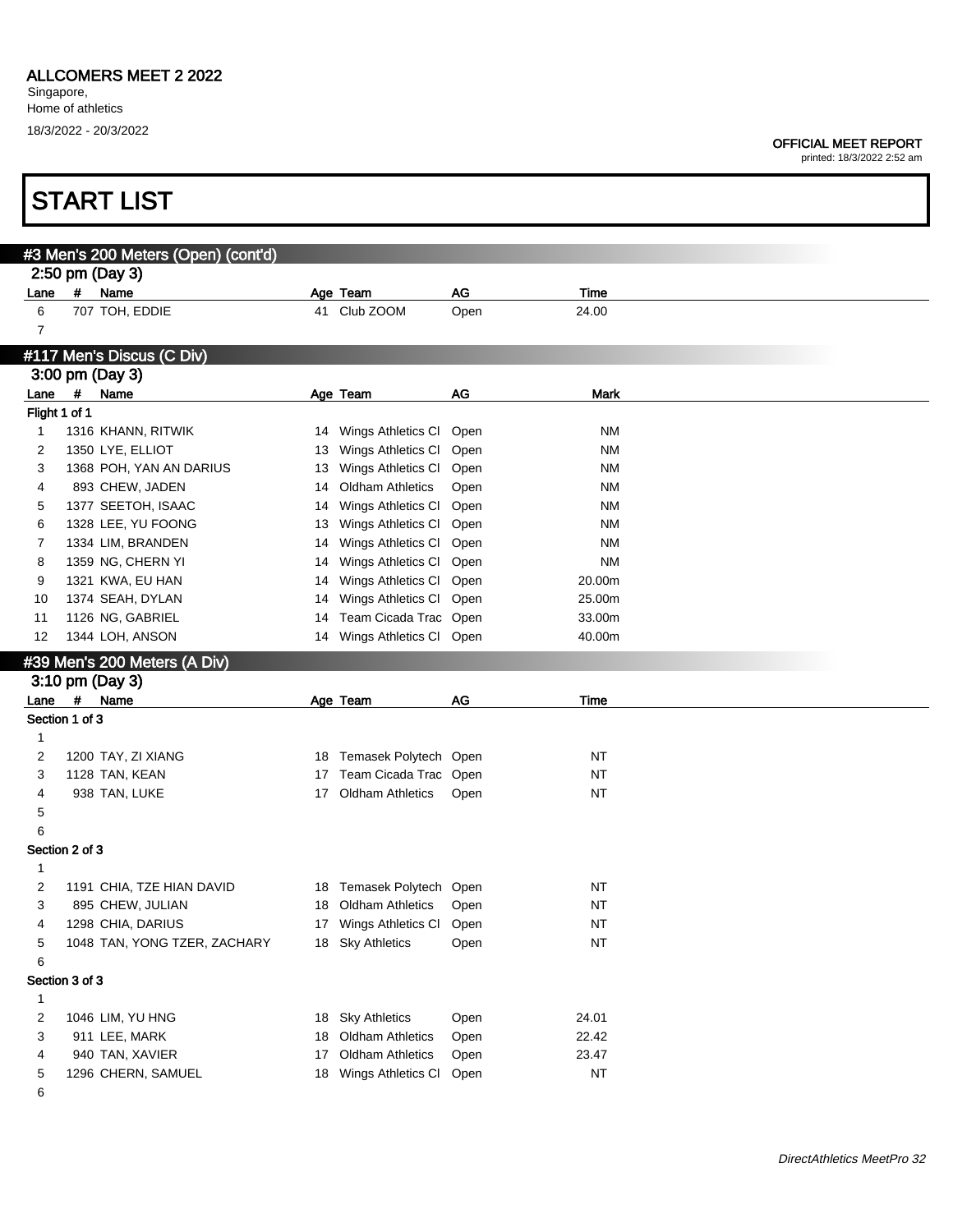## ALLCOMERS MEET 2 2022

Singapore,
Home of athletics
18/3/2022 - 20/3/2022

**OFFICIAL MEET REPORT**
printed: 18/3/2022 2:52 am

# START LIST

### #3 Men's 200 Meters (Open) (cont'd)

2:50 pm (Day 3)

| Lane | # | Name | Age | Team | AG | Time |
|---|---|---|---|---|---|---|
| 6 | 707 | TOH, EDDIE | 41 | Club ZOOM | Open | 24.00 |
| 7 | | | | | | |

### #117 Men's Discus (C Div)

3:00 pm (Day 3)

| Lane | # | Name | Age | Team | AG | Mark |
|---|---|---|---|---|---|---|
| Flight 1 of 1 | | | | | | |
| 1 | 1316 | KHANN, RITWIK | 14 | Wings Athletics Cl | Open | NM |
| 2 | 1350 | LYE, ELLIOT | 13 | Wings Athletics Cl | Open | NM |
| 3 | 1368 | POH, YAN AN DARIUS | 13 | Wings Athletics Cl | Open | NM |
| 4 | 893 | CHEW, JADEN | 14 | Oldham Athletics | Open | NM |
| 5 | 1377 | SEETOH, ISAAC | 14 | Wings Athletics Cl | Open | NM |
| 6 | 1328 | LEE, YU FOONG | 13 | Wings Athletics Cl | Open | NM |
| 7 | 1334 | LIM, BRANDEN | 14 | Wings Athletics Cl | Open | NM |
| 8 | 1359 | NG, CHERN YI | 14 | Wings Athletics Cl | Open | NM |
| 9 | 1321 | KWA, EU HAN | 14 | Wings Athletics Cl | Open | 20.00m |
| 10 | 1374 | SEAH, DYLAN | 14 | Wings Athletics Cl | Open | 25.00m |
| 11 | 1126 | NG, GABRIEL | 14 | Team Cicada Trac | Open | 33.00m |
| 12 | 1344 | LOH, ANSON | 14 | Wings Athletics Cl | Open | 40.00m |

### #39 Men's 200 Meters (A Div)

3:10 pm (Day 3)

| Lane | # | Name | Age | Team | AG | Time |
|---|---|---|---|---|---|---|
| Section 1 of 3 | | | | | | |
| 1 | | | | | | |
| 2 | 1200 | TAY, ZI XIANG | 18 | Temasek Polytech | Open | NT |
| 3 | 1128 | TAN, KEAN | 17 | Team Cicada Trac | Open | NT |
| 4 | 938 | TAN, LUKE | 17 | Oldham Athletics | Open | NT |
| 5 | | | | | | |
| 6 | | | | | | |
| Section 2 of 3 | | | | | | |
| 1 | | | | | | |
| 2 | 1191 | CHIA, TZE HIAN DAVID | 18 | Temasek Polytech | Open | NT |
| 3 | 895 | CHEW, JULIAN | 18 | Oldham Athletics | Open | NT |
| 4 | 1298 | CHIA, DARIUS | 17 | Wings Athletics Cl | Open | NT |
| 5 | 1048 | TAN, YONG TZER, ZACHARY | 18 | Sky Athletics | Open | NT |
| 6 | | | | | | |
| Section 3 of 3 | | | | | | |
| 1 | | | | | | |
| 2 | 1046 | LIM, YU HNG | 18 | Sky Athletics | Open | 24.01 |
| 3 | 911 | LEE, MARK | 18 | Oldham Athletics | Open | 22.42 |
| 4 | 940 | TAN, XAVIER | 17 | Oldham Athletics | Open | 23.47 |
| 5 | 1296 | CHERN, SAMUEL | 18 | Wings Athletics Cl | Open | NT |
| 6 | | | | | | |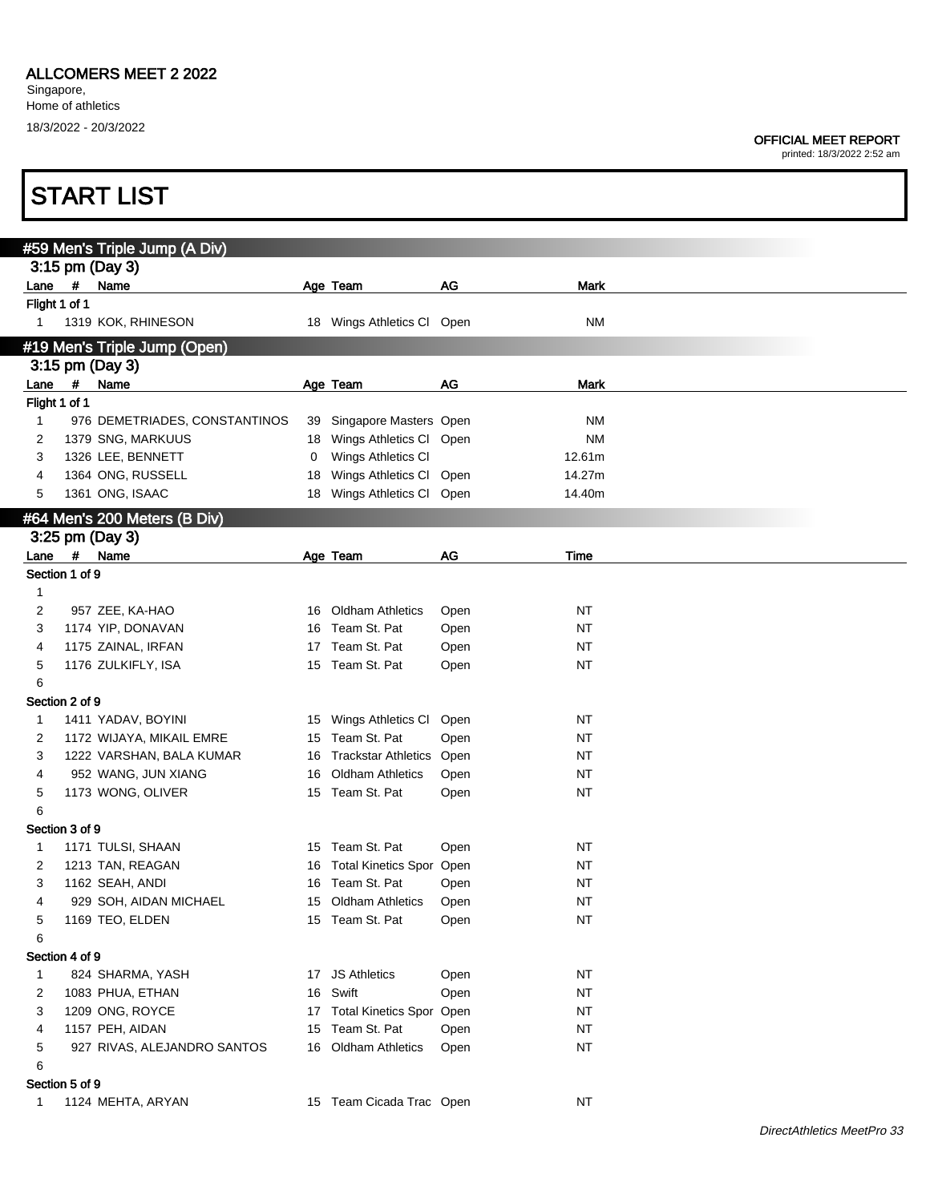ALLCOMERS MEET 2 2022
Singapore,
Home of athletics
18/3/2022 - 20/3/2022

OFFICIAL MEET REPORT
printed: 18/3/2022 2:52 am

# START LIST

## #59 Men's Triple Jump (A Div)

3:15 pm (Day 3)

| Lane | # | Name | Age | Team | AG | Mark |
|---|---|---|---|---|---|---|
| Flight 1 of 1 | | | | | | |
| 1 | 1319 | KOK, RHINESON | 18 | Wings Athletics Cl | Open | NM |

## #19 Men's Triple Jump (Open)

3:15 pm (Day 3)

| Lane | # | Name | Age | Team | AG | Mark |
|---|---|---|---|---|---|---|
| Flight 1 of 1 | | | | | | |
| 1 | 976 | DEMETRIADES, CONSTANTINOS | 39 | Singapore Masters | Open | NM |
| 2 | 1379 | SNG, MARKUUS | 18 | Wings Athletics Cl | Open | NM |
| 3 | 1326 | LEE, BENNETT | 0 | Wings Athletics Cl | | 12.61m |
| 4 | 1364 | ONG, RUSSELL | 18 | Wings Athletics Cl | Open | 14.27m |
| 5 | 1361 | ONG, ISAAC | 18 | Wings Athletics Cl | Open | 14.40m |

## #64 Men's 200 Meters (B Div)

3:25 pm (Day 3)

| Lane | # | Name | Age | Team | AG | Time |
|---|---|---|---|---|---|---|
| Section 1 of 9 | | | | | | |
| 1 | | | | | | |
| 2 | 957 | ZEE, KA-HAO | 16 | Oldham Athletics | Open | NT |
| 3 | 1174 | YIP, DONAVAN | 16 | Team St. Pat | Open | NT |
| 4 | 1175 | ZAINAL, IRFAN | 17 | Team St. Pat | Open | NT |
| 5 | 1176 | ZULKIFLY, ISA | 15 | Team St. Pat | Open | NT |
| 6 | | | | | | |
| Section 2 of 9 | | | | | | |
| 1 | 1411 | YADAV, BOYINI | 15 | Wings Athletics Cl | Open | NT |
| 2 | 1172 | WIJAYA, MIKAIL EMRE | 15 | Team St. Pat | Open | NT |
| 3 | 1222 | VARSHAN, BALA KUMAR | 16 | Trackstar Athletics | Open | NT |
| 4 | 952 | WANG, JUN XIANG | 16 | Oldham Athletics | Open | NT |
| 5 | 1173 | WONG, OLIVER | 15 | Team St. Pat | Open | NT |
| 6 | | | | | | |
| Section 3 of 9 | | | | | | |
| 1 | 1171 | TULSI, SHAAN | 15 | Team St. Pat | Open | NT |
| 2 | 1213 | TAN, REAGAN | 16 | Total Kinetics Spor | Open | NT |
| 3 | 1162 | SEAH, ANDI | 16 | Team St. Pat | Open | NT |
| 4 | 929 | SOH, AIDAN MICHAEL | 15 | Oldham Athletics | Open | NT |
| 5 | 1169 | TEO, ELDEN | 15 | Team St. Pat | Open | NT |
| 6 | | | | | | |
| Section 4 of 9 | | | | | | |
| 1 | 824 | SHARMA, YASH | 17 | JS Athletics | Open | NT |
| 2 | 1083 | PHUA, ETHAN | 16 | Swift | Open | NT |
| 3 | 1209 | ONG, ROYCE | 17 | Total Kinetics Spor | Open | NT |
| 4 | 1157 | PEH, AIDAN | 15 | Team St. Pat | Open | NT |
| 5 | 927 | RIVAS, ALEJANDRO SANTOS | 16 | Oldham Athletics | Open | NT |
| 6 | | | | | | |
| Section 5 of 9 | | | | | | |
| 1 | 1124 | MEHTA, ARYAN | 15 | Team Cicada Trac | Open | NT |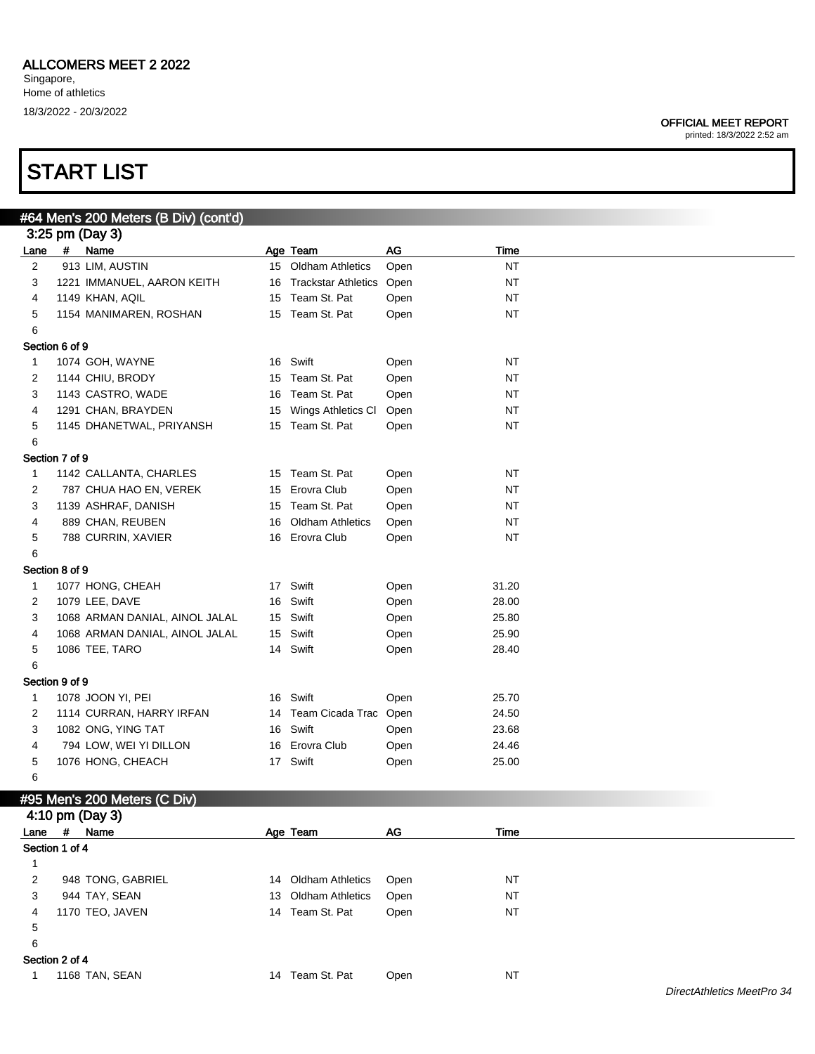# ALLCOMERS MEET 2 2022

Singapore,
Home of athletics
18/3/2022 - 20/3/2022

**OFFICIAL MEET REPORT**
printed: 18/3/2022 2:52 am

# START LIST

## #64 Men's 200 Meters (B Div) (cont'd)

### 3:25 pm (Day 3)

| Lane | # | Name | Age | Team | AG | Time |
|---|---|---|---|---|---|---|
| 2 | 913 | LIM, AUSTIN | 15 | Oldham Athletics | Open | NT |
| 3 | 1221 | IMMANUEL, AARON KEITH | 16 | Trackstar Athletics | Open | NT |
| 4 | 1149 | KHAN, AQIL | 15 | Team St. Pat | Open | NT |
| 5 | 1154 | MANIMAREN, ROSHAN | 15 | Team St. Pat | Open | NT |
| 6 | | | | | | |
| **Section 6 of 9** | | | | | | |
| 1 | 1074 | GOH, WAYNE | 16 | Swift | Open | NT |
| 2 | 1144 | CHIU, BRODY | 15 | Team St. Pat | Open | NT |
| 3 | 1143 | CASTRO, WADE | 16 | Team St. Pat | Open | NT |
| 4 | 1291 | CHAN, BRAYDEN | 15 | Wings Athletics Cl | Open | NT |
| 5 | 1145 | DHANETWAL, PRIYANSH | 15 | Team St. Pat | Open | NT |
| 6 | | | | | | |
| **Section 7 of 9** | | | | | | |
| 1 | 1142 | CALLANTA, CHARLES | 15 | Team St. Pat | Open | NT |
| 2 | 787 | CHUA HAO EN, VEREK | 15 | Erovra Club | Open | NT |
| 3 | 1139 | ASHRAF, DANISH | 15 | Team St. Pat | Open | NT |
| 4 | 889 | CHAN, REUBEN | 16 | Oldham Athletics | Open | NT |
| 5 | 788 | CURRIN, XAVIER | 16 | Erovra Club | Open | NT |
| 6 | | | | | | |
| **Section 8 of 9** | | | | | | |
| 1 | 1077 | HONG, CHEAH | 17 | Swift | Open | 31.20 |
| 2 | 1079 | LEE, DAVE | 16 | Swift | Open | 28.00 |
| 3 | 1068 | ARMAN DANIAL, AINOL JALAL | 15 | Swift | Open | 25.80 |
| 4 | 1068 | ARMAN DANIAL, AINOL JALAL | 15 | Swift | Open | 25.90 |
| 5 | 1086 | TEE, TARO | 14 | Swift | Open | 28.40 |
| 6 | | | | | | |
| **Section 9 of 9** | | | | | | |
| 1 | 1078 | JOON YI, PEI | 16 | Swift | Open | 25.70 |
| 2 | 1114 | CURRAN, HARRY IRFAN | 14 | Team Cicada Trac | Open | 24.50 |
| 3 | 1082 | ONG, YING TAT | 16 | Swift | Open | 23.68 |
| 4 | 794 | LOW, WEI YI DILLON | 16 | Erovra Club | Open | 24.46 |
| 5 | 1076 | HONG, CHEACH | 17 | Swift | Open | 25.00 |
| 6 | | | | | | |

## #95 Men's 200 Meters (C Div)

### 4:10 pm (Day 3)

| Lane | # | Name | Age | Team | AG | Time |
|---|---|---|---|---|---|---|
| **Section 1 of 4** | | | | | | |
| 1 | | | | | | |
| 2 | 948 | TONG, GABRIEL | 14 | Oldham Athletics | Open | NT |
| 3 | 944 | TAY, SEAN | 13 | Oldham Athletics | Open | NT |
| 4 | 1170 | TEO, JAVEN | 14 | Team St. Pat | Open | NT |
| 5 | | | | | | |
| 6 | | | | | | |
| **Section 2 of 4** | | | | | | |
| 1 | 1168 | TAN, SEAN | 14 | Team St. Pat | Open | NT |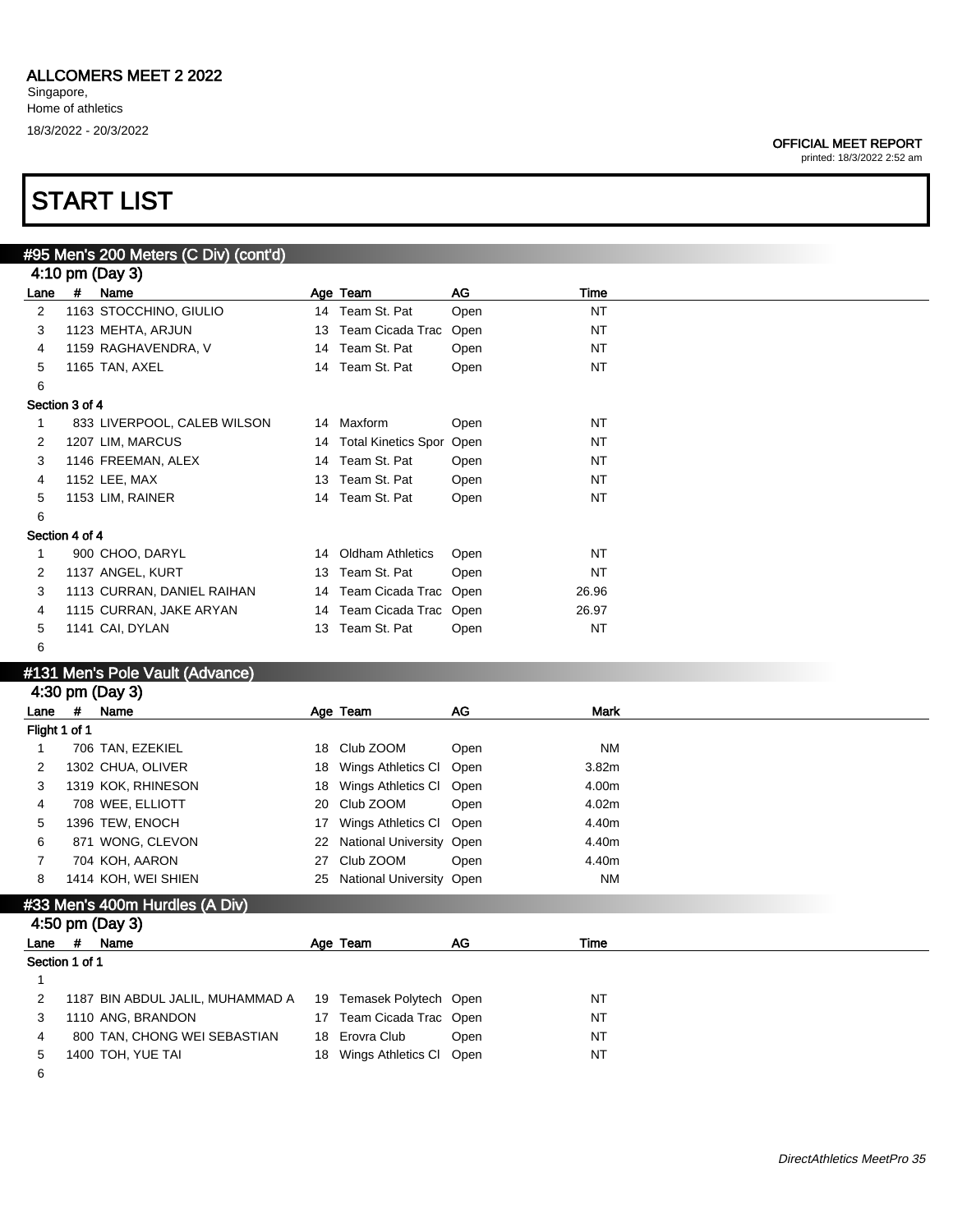# ALLCOMERS MEET 2 2022

Singapore,
Home of athletics
18/3/2022 - 20/3/2022

**OFFICIAL MEET REPORT**
printed: 18/3/2022 2:52 am

# START LIST

## #95 Men's 200 Meters (C Div) (cont'd)

### 4:10 pm (Day 3)

| Lane | # | Name | Age | Team | AG | Time |
|---|---|---|---|---|---|---|
| 2 | 1163 | STOCCHINO, GIULIO | 14 | Team St. Pat | Open | NT |
| 3 | 1123 | MEHTA, ARJUN | 13 | Team Cicada Trac | Open | NT |
| 4 | 1159 | RAGHAVENDRA, V | 14 | Team St. Pat | Open | NT |
| 5 | 1165 | TAN, AXEL | 14 | Team St. Pat | Open | NT |
| 6 | | | | | | |
| **Section 3 of 4** | | | | | | |
| 1 | 833 | LIVERPOOL, CALEB WILSON | 14 | Maxform | Open | NT |
| 2 | 1207 | LIM, MARCUS | 14 | Total Kinetics Spor | Open | NT |
| 3 | 1146 | FREEMAN, ALEX | 14 | Team St. Pat | Open | NT |
| 4 | 1152 | LEE, MAX | 13 | Team St. Pat | Open | NT |
| 5 | 1153 | LIM, RAINER | 14 | Team St. Pat | Open | NT |
| 6 | | | | | | |
| **Section 4 of 4** | | | | | | |
| 1 | 900 | CHOO, DARYL | 14 | Oldham Athletics | Open | NT |
| 2 | 1137 | ANGEL, KURT | 13 | Team St. Pat | Open | NT |
| 3 | 1113 | CURRAN, DANIEL RAIHAN | 14 | Team Cicada Trac | Open | 26.96 |
| 4 | 1115 | CURRAN, JAKE ARYAN | 14 | Team Cicada Trac | Open | 26.97 |
| 5 | 1141 | CAI, DYLAN | 13 | Team St. Pat | Open | NT |
| 6 | | | | | | |

## #131 Men's Pole Vault (Advance)

### 4:30 pm (Day 3)

| Lane | # | Name | Age | Team | AG | Mark |
|---|---|---|---|---|---|---|
| **Flight 1 of 1** | | | | | | |
| 1 | 706 | TAN, EZEKIEL | 18 | Club ZOOM | Open | NM |
| 2 | 1302 | CHUA, OLIVER | 18 | Wings Athletics Cl | Open | 3.82m |
| 3 | 1319 | KOK, RHINESON | 18 | Wings Athletics Cl | Open | 4.00m |
| 4 | 708 | WEE, ELLIOTT | 20 | Club ZOOM | Open | 4.02m |
| 5 | 1396 | TEW, ENOCH | 17 | Wings Athletics Cl | Open | 4.40m |
| 6 | 871 | WONG, CLEVON | 22 | National University | Open | 4.40m |
| 7 | 704 | KOH, AARON | 27 | Club ZOOM | Open | 4.40m |
| 8 | 1414 | KOH, WEI SHIEN | 25 | National University | Open | NM |

## #33 Men's 400m Hurdles (A Div)

### 4:50 pm (Day 3)

| Lane | # | Name | Age | Team | AG | Time |
|---|---|---|---|---|---|---|
| **Section 1 of 1** | | | | | | |
| 1 | | | | | | |
| 2 | 1187 | BIN ABDUL JALIL, MUHAMMAD A | 19 | Temasek Polytech | Open | NT |
| 3 | 1110 | ANG, BRANDON | 17 | Team Cicada Trac | Open | NT |
| 4 | 800 | TAN, CHONG WEI SEBASTIAN | 18 | Erovra Club | Open | NT |
| 5 | 1400 | TOH, YUE TAI | 18 | Wings Athletics Cl | Open | NT |
| 6 | | | | | | |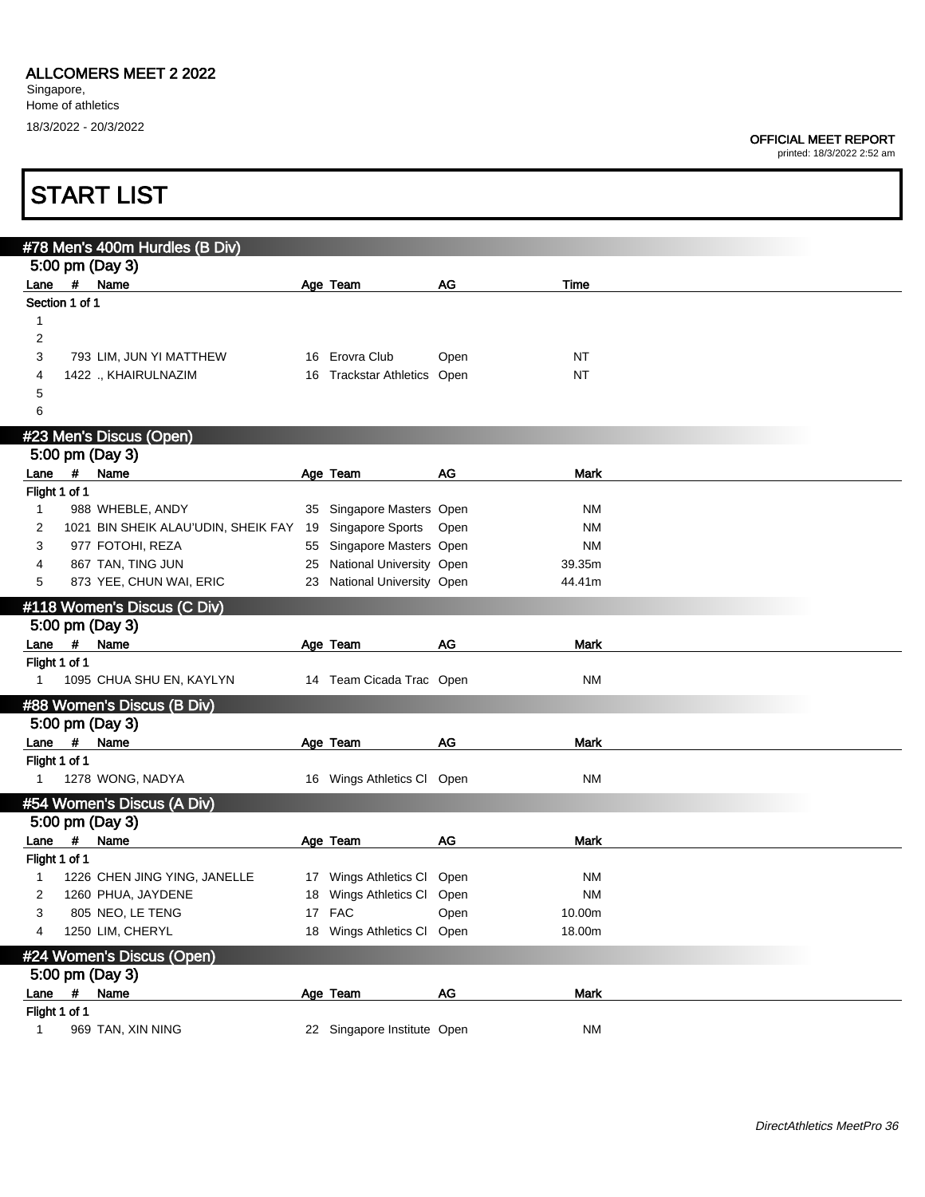# ALLCOMERS MEET 2 2022

Singapore,
Home of athletics
18/3/2022 - 20/3/2022

**OFFICIAL MEET REPORT**
printed: 18/3/2022 2:52 am

# START LIST

## #78 Men's 400m Hurdles (B Div)

5:00 pm (Day 3)

| Lane | # | Name | Age | Team | AG | Time |
|---|---|---|---|---|---|---|
| Section 1 of 1 | | | | | | |
| 1 | | | | | | |
| 2 | | | | | | |
| 3 | 793 | LIM, JUN YI MATTHEW | 16 | Erovra Club | Open | NT |
| 4 | 1422 | ., KHAIRULNAZIM | 16 | Trackstar Athletics | Open | NT |
| 5 | | | | | | |
| 6 | | | | | | |

## #23 Men's Discus (Open)

5:00 pm (Day 3)

| Lane | # | Name | Age | Team | AG | Mark |
|---|---|---|---|---|---|---|
| Flight 1 of 1 | | | | | | |
| 1 | 988 | WHEBLE, ANDY | 35 | Singapore Masters | Open | NM |
| 2 | 1021 | BIN SHEIK ALAU'UDIN, SHEIK FAY | 19 | Singapore Sports | Open | NM |
| 3 | 977 | FOTOHI, REZA | 55 | Singapore Masters | Open | NM |
| 4 | 867 | TAN, TING JUN | 25 | National University | Open | 39.35m |
| 5 | 873 | YEE, CHUN WAI, ERIC | 23 | National University | Open | 44.41m |

## #118 Women's Discus (C Div)

5:00 pm (Day 3)

| Lane | # | Name | Age | Team | AG | Mark |
|---|---|---|---|---|---|---|
| Flight 1 of 1 | | | | | | |
| 1 | 1095 | CHUA SHU EN, KAYLYN | 14 | Team Cicada Trac | Open | NM |

## #88 Women's Discus (B Div)

5:00 pm (Day 3)

| Lane | # | Name | Age | Team | AG | Mark |
|---|---|---|---|---|---|---|
| Flight 1 of 1 | | | | | | |
| 1 | 1278 | WONG, NADYA | 16 | Wings Athletics Cl | Open | NM |

## #54 Women's Discus (A Div)

5:00 pm (Day 3)

| Lane | # | Name | Age | Team | AG | Mark |
|---|---|---|---|---|---|---|
| Flight 1 of 1 | | | | | | |
| 1 | 1226 | CHEN JING YING, JANELLE | 17 | Wings Athletics Cl | Open | NM |
| 2 | 1260 | PHUA, JAYDENE | 18 | Wings Athletics Cl | Open | NM |
| 3 | 805 | NEO, LE TENG | 17 | FAC | Open | 10.00m |
| 4 | 1250 | LIM, CHERYL | 18 | Wings Athletics Cl | Open | 18.00m |

## #24 Women's Discus (Open)

5:00 pm (Day 3)

| Lane | # | Name | Age | Team | AG | Mark |
|---|---|---|---|---|---|---|
| Flight 1 of 1 | | | | | | |
| 1 | 969 | TAN, XIN NING | 22 | Singapore Institute | Open | NM |

*DirectAthletics MeetPro 36*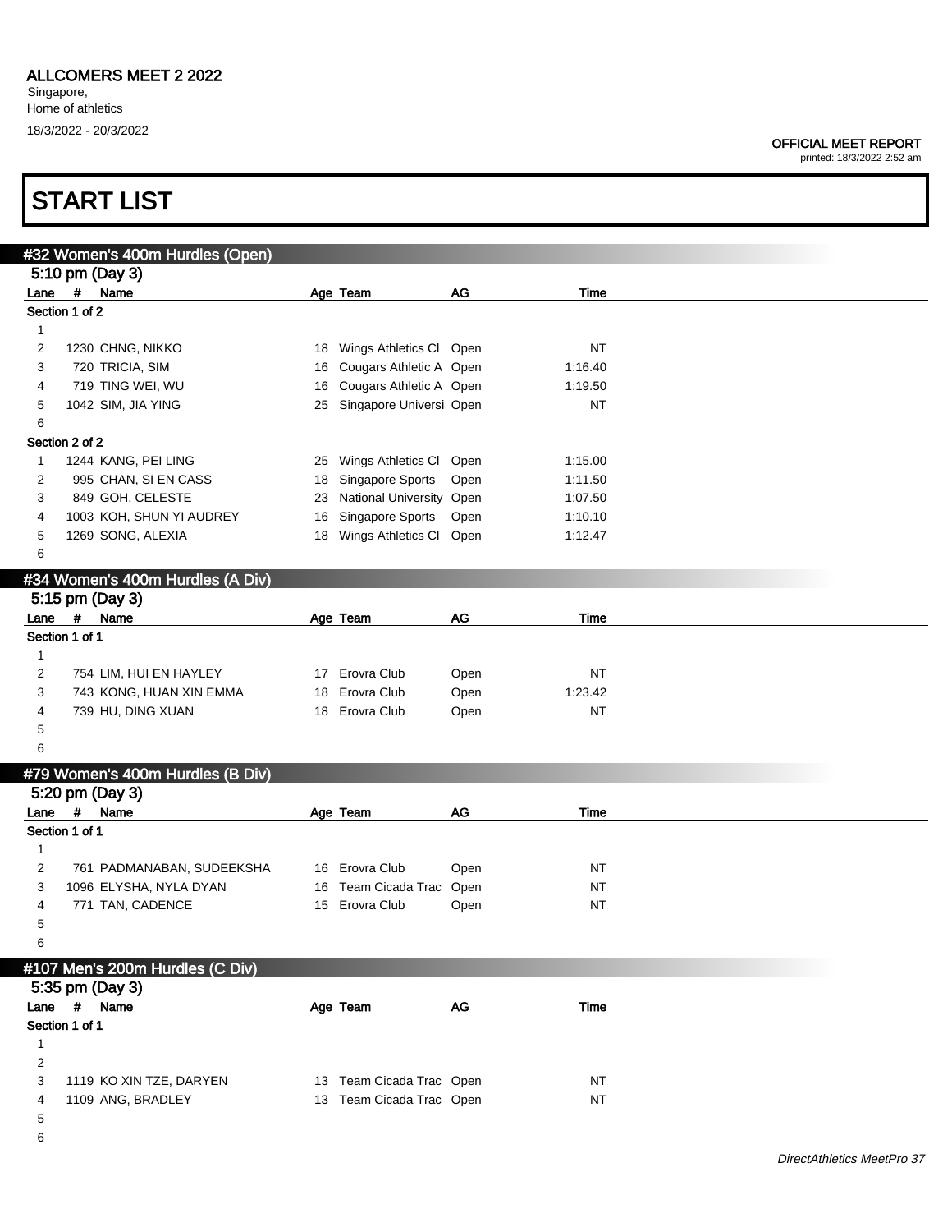ALLCOMERS MEET 2 2022

Singapore,
Home of athletics
18/3/2022 - 20/3/2022

OFFICIAL MEET REPORT
printed: 18/3/2022 2:52 am

# START LIST

## #32 Women's 400m Hurdles (Open)

5:10 pm (Day 3)

| Lane | # | Name | Age | Team | AG | Time |
|---|---|---|---|---|---|---|
| **Section 1 of 2** | | | | | | |
| 1 | | | | | | |
| 2 | 1230 | CHNG, NIKKO | 18 | Wings Athletics Cl | Open | NT |
| 3 | 720 | TRICIA, SIM | 16 | Cougars Athletic A | Open | 1:16.40 |
| 4 | 719 | TING WEI, WU | 16 | Cougars Athletic A | Open | 1:19.50 |
| 5 | 1042 | SIM, JIA YING | 25 | Singapore Universi | Open | NT |
| 6 | | | | | | |
| **Section 2 of 2** | | | | | | |
| 1 | 1244 | KANG, PEI LING | 25 | Wings Athletics Cl | Open | 1:15.00 |
| 2 | 995 | CHAN, SI EN CASS | 18 | Singapore Sports | Open | 1:11.50 |
| 3 | 849 | GOH, CELESTE | 23 | National University | Open | 1:07.50 |
| 4 | 1003 | KOH, SHUN YI AUDREY | 16 | Singapore Sports | Open | 1:10.10 |
| 5 | 1269 | SONG, ALEXIA | 18 | Wings Athletics Cl | Open | 1:12.47 |
| 6 | | | | | | |

## #34 Women's 400m Hurdles (A Div)

5:15 pm (Day 3)

| Lane | # | Name | Age | Team | AG | Time |
|---|---|---|---|---|---|---|
| **Section 1 of 1** | | | | | | |
| 1 | | | | | | |
| 2 | 754 | LIM, HUI EN HAYLEY | 17 | Erovra Club | Open | NT |
| 3 | 743 | KONG, HUAN XIN EMMA | 18 | Erovra Club | Open | 1:23.42 |
| 4 | 739 | HU, DING XUAN | 18 | Erovra Club | Open | NT |
| 5 | | | | | | |
| 6 | | | | | | |

## #79 Women's 400m Hurdles (B Div)

5:20 pm (Day 3)

| Lane | # | Name | Age | Team | AG | Time |
|---|---|---|---|---|---|---|
| **Section 1 of 1** | | | | | | |
| 1 | | | | | | |
| 2 | 761 | PADMANABAN, SUDEEKSHA | 16 | Erovra Club | Open | NT |
| 3 | 1096 | ELYSHA, NYLA DYAN | 16 | Team Cicada Trac | Open | NT |
| 4 | 771 | TAN, CADENCE | 15 | Erovra Club | Open | NT |
| 5 | | | | | | |
| 6 | | | | | | |

## #107 Men's 200m Hurdles (C Div)

5:35 pm (Day 3)

| Lane | # | Name | Age | Team | AG | Time |
|---|---|---|---|---|---|---|
| **Section 1 of 1** | | | | | | |
| 1 | | | | | | |
| 2 | | | | | | |
| 3 | 1119 | KO XIN TZE, DARYEN | 13 | Team Cicada Trac | Open | NT |
| 4 | 1109 | ANG, BRADLEY | 13 | Team Cicada Trac | Open | NT |
| 5 | | | | | | |
| 6 | | | | | | |

*DirectAthletics MeetPro 37*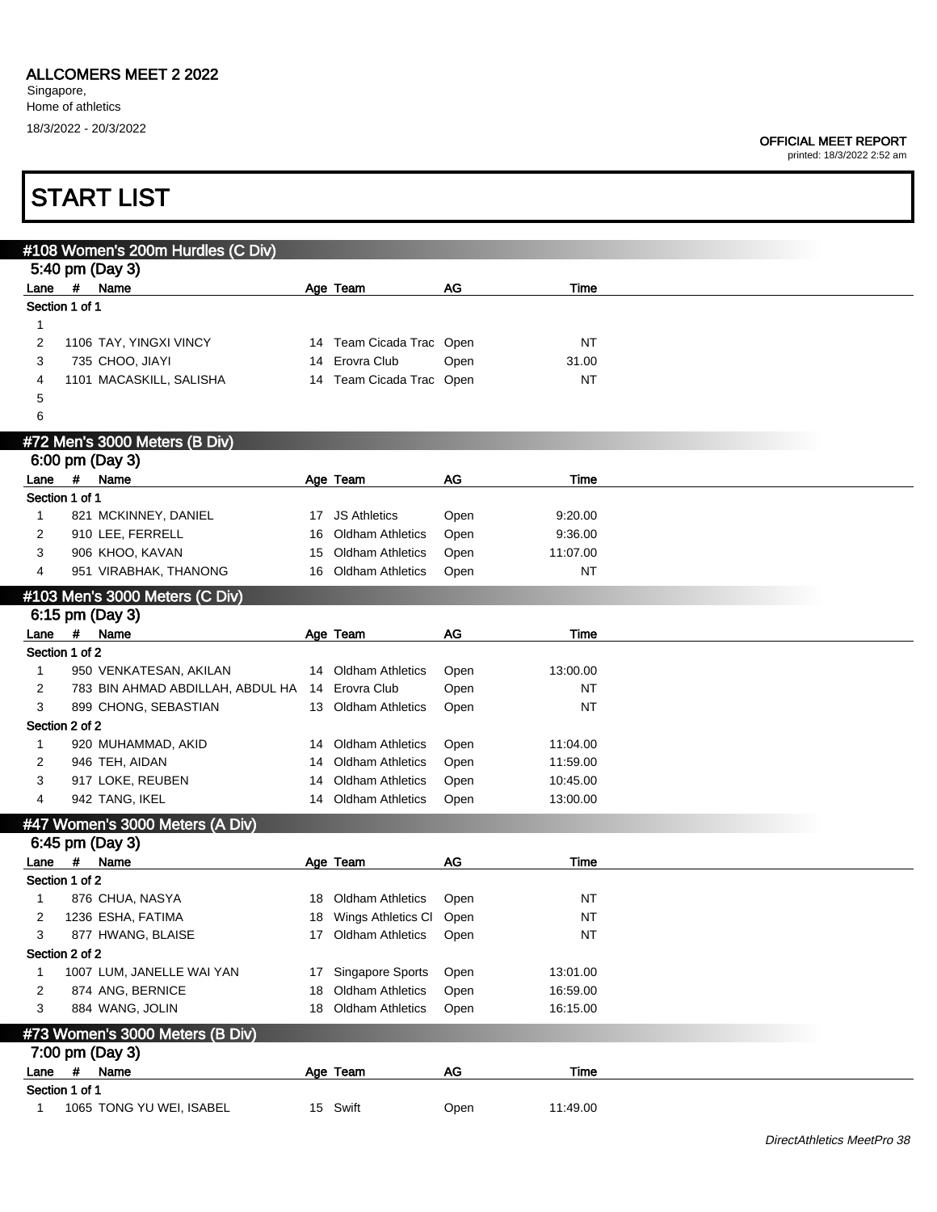ALLCOMERS MEET 2 2022

Singapore,
Home of athletics
18/3/2022 - 20/3/2022

OFFICIAL MEET REPORT
printed: 18/3/2022 2:52 am

# START LIST

## #108 Women's 200m Hurdles (C Div)

5:40 pm (Day 3)

| Lane | # | Name | Age | Team | AG | Time |
|---|---|---|---|---|---|---|
| Section 1 of 1 | | | | | | |
| 1 | | | | | | |
| 2 | 1106 | TAY, YINGXI VINCY | 14 | Team Cicada Trac | Open | NT |
| 3 | 735 | CHOO, JIAYI | 14 | Erovra Club | Open | 31.00 |
| 4 | 1101 | MACASKILL, SALISHA | 14 | Team Cicada Trac | Open | NT |
| 5 | | | | | | |
| 6 | | | | | | |

## #72 Men's 3000 Meters (B Div)

6:00 pm (Day 3)

| Lane | # | Name | Age | Team | AG | Time |
|---|---|---|---|---|---|---|
| Section 1 of 1 | | | | | | |
| 1 | 821 | MCKINNEY, DANIEL | 17 | JS Athletics | Open | 9:20.00 |
| 2 | 910 | LEE, FERRELL | 16 | Oldham Athletics | Open | 9:36.00 |
| 3 | 906 | KHOO, KAVAN | 15 | Oldham Athletics | Open | 11:07.00 |
| 4 | 951 | VIRABHAK, THANONG | 16 | Oldham Athletics | Open | NT |

## #103 Men's 3000 Meters (C Div)

6:15 pm (Day 3)

| Lane | # | Name | Age | Team | AG | Time |
|---|---|---|---|---|---|---|
| Section 1 of 2 | | | | | | |
| 1 | 950 | VENKATESAN, AKILAN | 14 | Oldham Athletics | Open | 13:00.00 |
| 2 | 783 | BIN AHMAD ABDILLAH, ABDUL HA | 14 | Erovra Club | Open | NT |
| 3 | 899 | CHONG, SEBASTIAN | 13 | Oldham Athletics | Open | NT |
| Section 2 of 2 | | | | | | |
| 1 | 920 | MUHAMMAD, AKID | 14 | Oldham Athletics | Open | 11:04.00 |
| 2 | 946 | TEH, AIDAN | 14 | Oldham Athletics | Open | 11:59.00 |
| 3 | 917 | LOKE, REUBEN | 14 | Oldham Athletics | Open | 10:45.00 |
| 4 | 942 | TANG, IKEL | 14 | Oldham Athletics | Open | 13:00.00 |

## #47 Women's 3000 Meters (A Div)

6:45 pm (Day 3)

| Lane | # | Name | Age | Team | AG | Time |
|---|---|---|---|---|---|---|
| Section 1 of 2 | | | | | | |
| 1 | 876 | CHUA, NASYA | 18 | Oldham Athletics | Open | NT |
| 2 | 1236 | ESHA, FATIMA | 18 | Wings Athletics Cl | Open | NT |
| 3 | 877 | HWANG, BLAISE | 17 | Oldham Athletics | Open | NT |
| Section 2 of 2 | | | | | | |
| 1 | 1007 | LUM, JANELLE WAI YAN | 17 | Singapore Sports | Open | 13:01.00 |
| 2 | 874 | ANG, BERNICE | 18 | Oldham Athletics | Open | 16:59.00 |
| 3 | 884 | WANG, JOLIN | 18 | Oldham Athletics | Open | 16:15.00 |

## #73 Women's 3000 Meters (B Div)

7:00 pm (Day 3)

| Lane | # | Name | Age | Team | AG | Time |
|---|---|---|---|---|---|---|
| Section 1 of 1 | | | | | | |
| 1 | 1065 | TONG YU WEI, ISABEL | 15 | Swift | Open | 11:49.00 |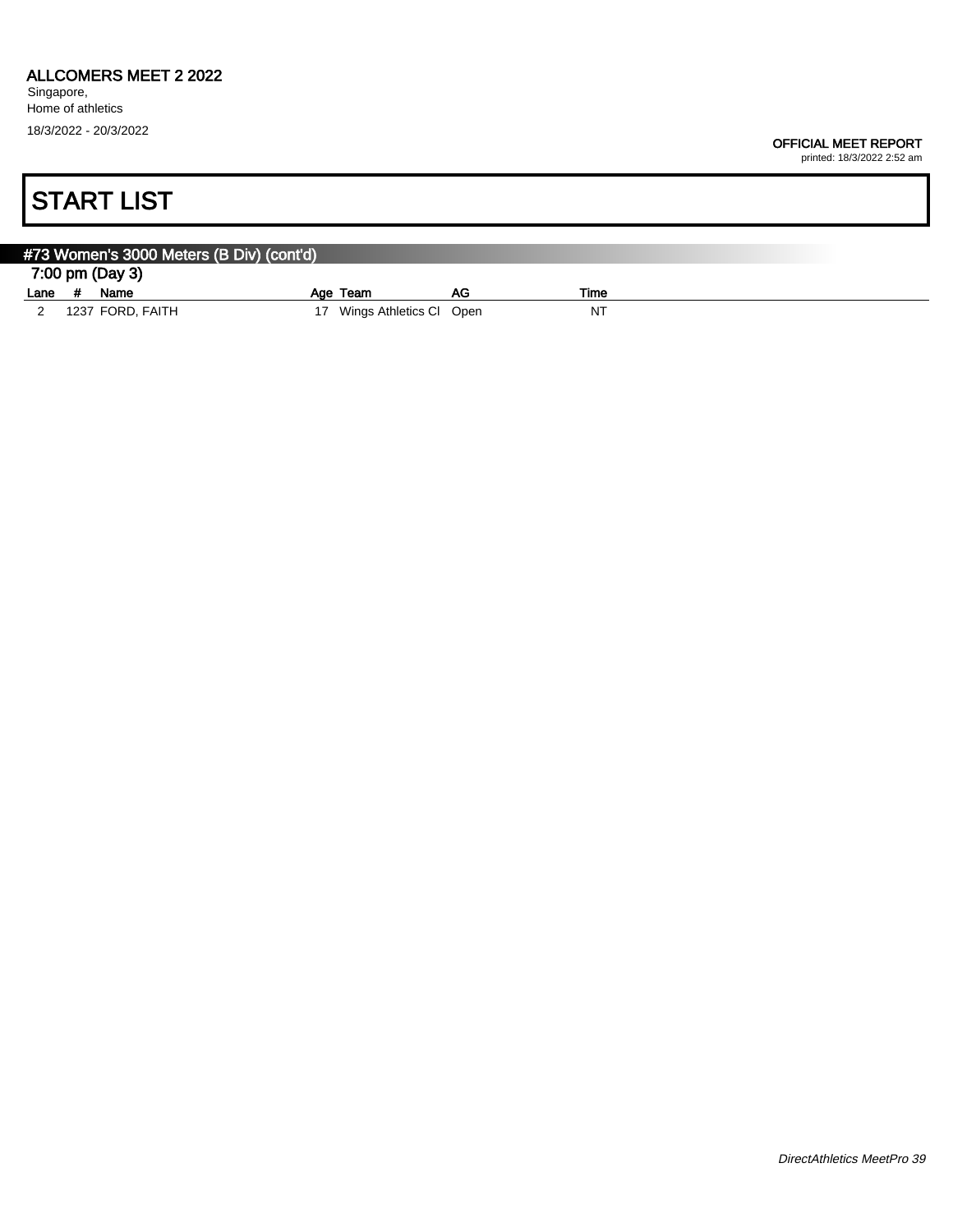ALLCOMERS MEET 2 2022
Singapore,
Home of athletics
18/3/2022 - 20/3/2022

OFFICIAL MEET REPORT
printed: 18/3/2022 2:52 am

# START LIST

## #73 Women's 3000 Meters (B Div) (cont'd)

### 7:00 pm (Day 3)

| Lane | # | Name | Age | Team | AG | Time |
|---|---|---|---|---|---|---|
| 2 | 1237 | FORD, FAITH | 17 | Wings Athletics Cl | Open | NT |

*DirectAthletics MeetPro 39*